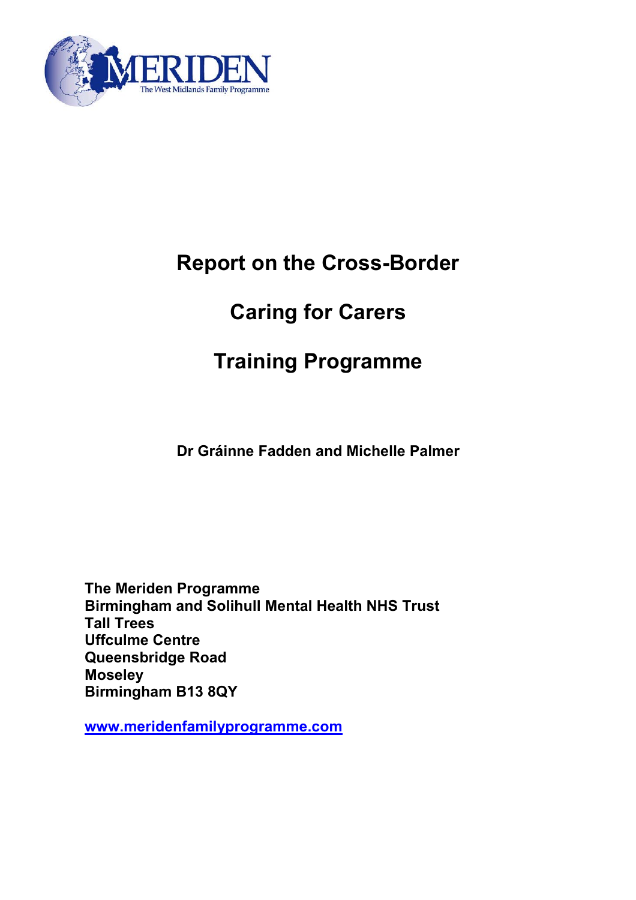MERIDEN

The West Midlands Family Programme

# Report on the Cross-Border

# Caring for Carers

# Training Programme

**Dr Gráinne Fadden and Michelle Palmer**

**The Meriden Programme**
**Birmingham and Solihull Mental Health NHS Trust**
**Tall Trees**
**Uffculme Centre**
**Queensbridge Road**
**Moseley**
**Birmingham B13 8QY**

www.meridenfamilyprogramme.com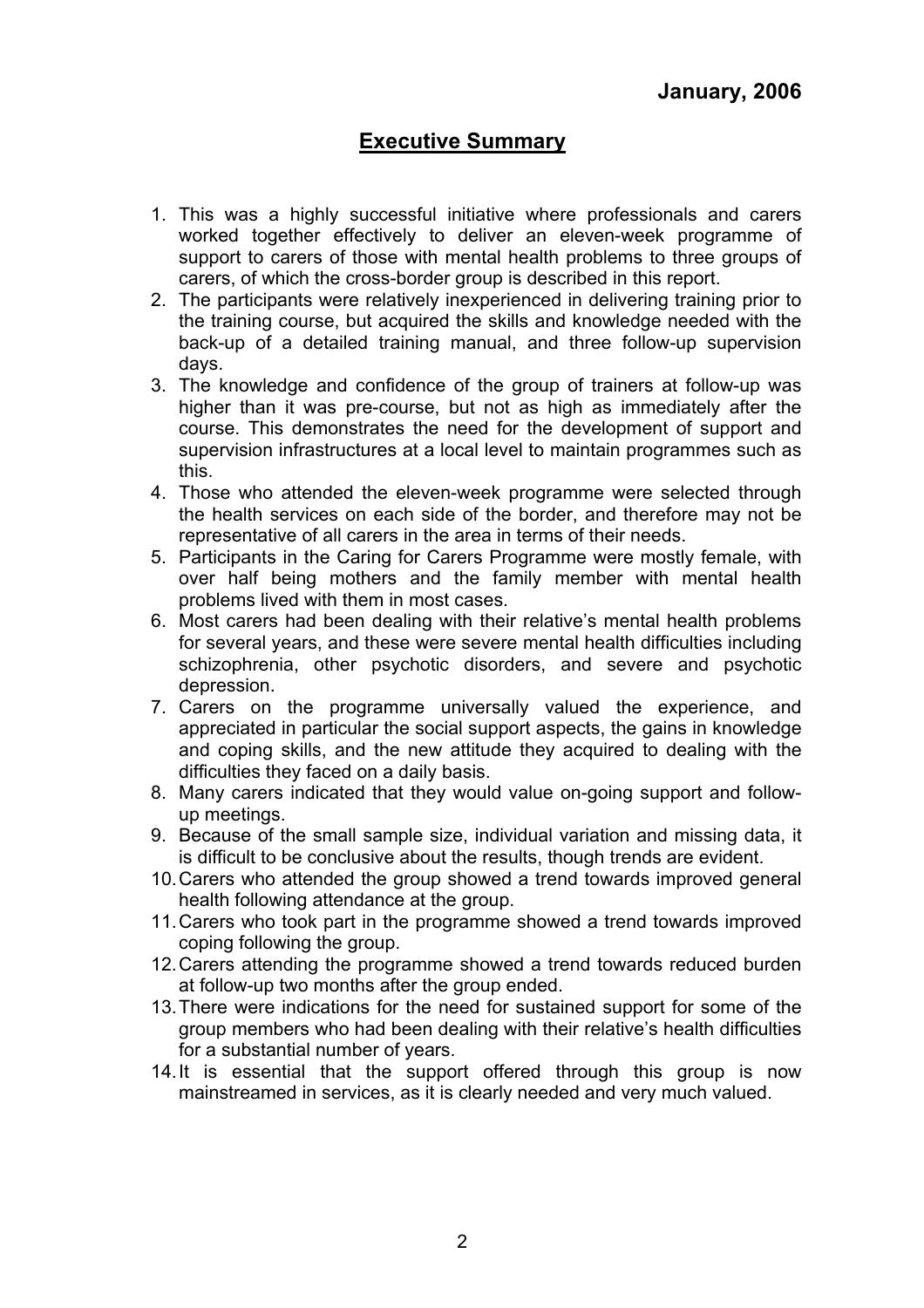**January, 2006**

## Executive Summary

1. This was a highly successful initiative where professionals and carers worked together effectively to deliver an eleven-week programme of support to carers of those with mental health problems to three groups of carers, of which the cross-border group is described in this report.
2. The participants were relatively inexperienced in delivering training prior to the training course, but acquired the skills and knowledge needed with the back-up of a detailed training manual, and three follow-up supervision days.
3. The knowledge and confidence of the group of trainers at follow-up was higher than it was pre-course, but not as high as immediately after the course. This demonstrates the need for the development of support and supervision infrastructures at a local level to maintain programmes such as this.
4. Those who attended the eleven-week programme were selected through the health services on each side of the border, and therefore may not be representative of all carers in the area in terms of their needs.
5. Participants in the Caring for Carers Programme were mostly female, with over half being mothers and the family member with mental health problems lived with them in most cases.
6. Most carers had been dealing with their relative's mental health problems for several years, and these were severe mental health difficulties including schizophrenia, other psychotic disorders, and severe and psychotic depression.
7. Carers on the programme universally valued the experience, and appreciated in particular the social support aspects, the gains in knowledge and coping skills, and the new attitude they acquired to dealing with the difficulties they faced on a daily basis.
8. Many carers indicated that they would value on-going support and follow-up meetings.
9. Because of the small sample size, individual variation and missing data, it is difficult to be conclusive about the results, though trends are evident.
10. Carers who attended the group showed a trend towards improved general health following attendance at the group.
11. Carers who took part in the programme showed a trend towards improved coping following the group.
12. Carers attending the programme showed a trend towards reduced burden at follow-up two months after the group ended.
13. There were indications for the need for sustained support for some of the group members who had been dealing with their relative's health difficulties for a substantial number of years.
14. It is essential that the support offered through this group is now mainstreamed in services, as it is clearly needed and very much valued.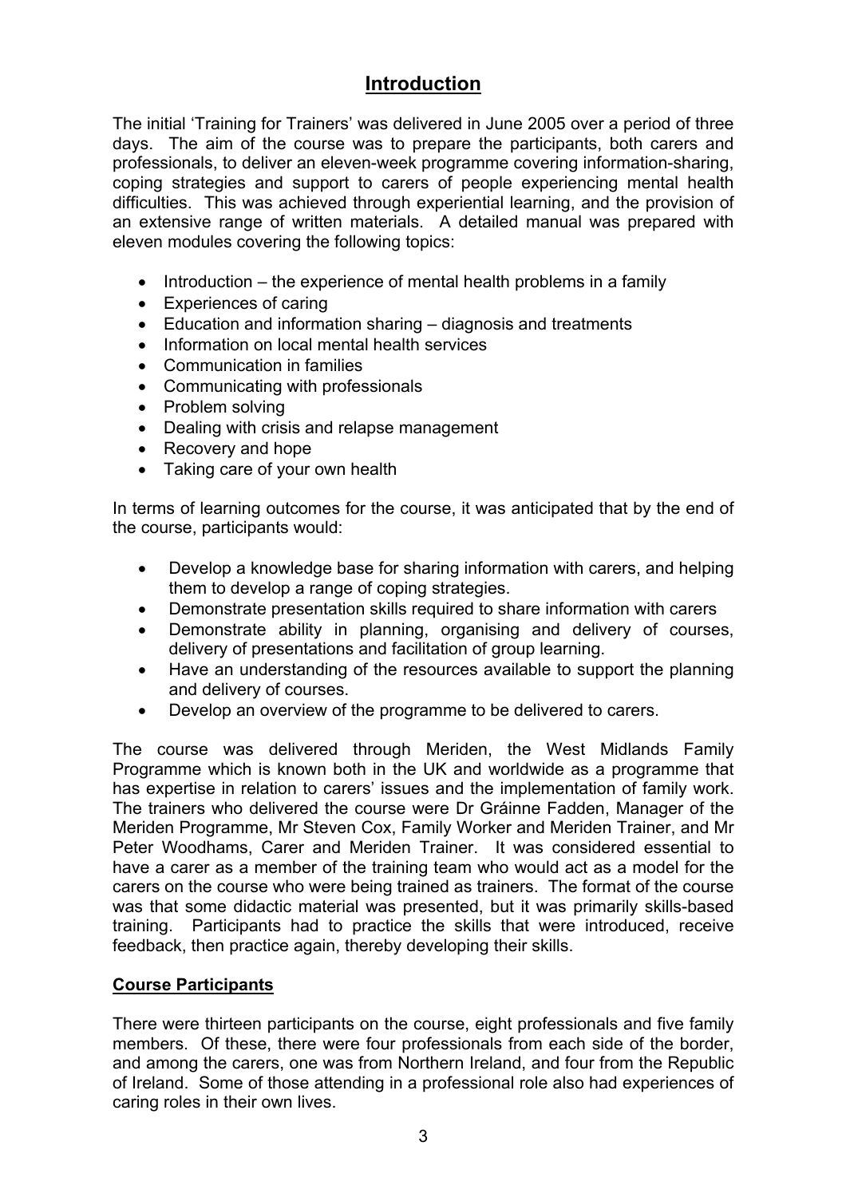# Introduction

The initial 'Training for Trainers' was delivered in June 2005 over a period of three days. The aim of the course was to prepare the participants, both carers and professionals, to deliver an eleven-week programme covering information-sharing, coping strategies and support to carers of people experiencing mental health difficulties. This was achieved through experiential learning, and the provision of an extensive range of written materials. A detailed manual was prepared with eleven modules covering the following topics:

- Introduction – the experience of mental health problems in a family
- Experiences of caring
- Education and information sharing – diagnosis and treatments
- Information on local mental health services
- Communication in families
- Communicating with professionals
- Problem solving
- Dealing with crisis and relapse management
- Recovery and hope
- Taking care of your own health

In terms of learning outcomes for the course, it was anticipated that by the end of the course, participants would:

- Develop a knowledge base for sharing information with carers, and helping them to develop a range of coping strategies.
- Demonstrate presentation skills required to share information with carers
- Demonstrate ability in planning, organising and delivery of courses, delivery of presentations and facilitation of group learning.
- Have an understanding of the resources available to support the planning and delivery of courses.
- Develop an overview of the programme to be delivered to carers.

The course was delivered through Meriden, the West Midlands Family Programme which is known both in the UK and worldwide as a programme that has expertise in relation to carers' issues and the implementation of family work. The trainers who delivered the course were Dr Gráinne Fadden, Manager of the Meriden Programme, Mr Steven Cox, Family Worker and Meriden Trainer, and Mr Peter Woodhams, Carer and Meriden Trainer. It was considered essential to have a carer as a member of the training team who would act as a model for the carers on the course who were being trained as trainers. The format of the course was that some didactic material was presented, but it was primarily skills-based training. Participants had to practice the skills that were introduced, receive feedback, then practice again, thereby developing their skills.

## Course Participants

There were thirteen participants on the course, eight professionals and five family members. Of these, there were four professionals from each side of the border, and among the carers, one was from Northern Ireland, and four from the Republic of Ireland. Some of those attending in a professional role also had experiences of caring roles in their own lives.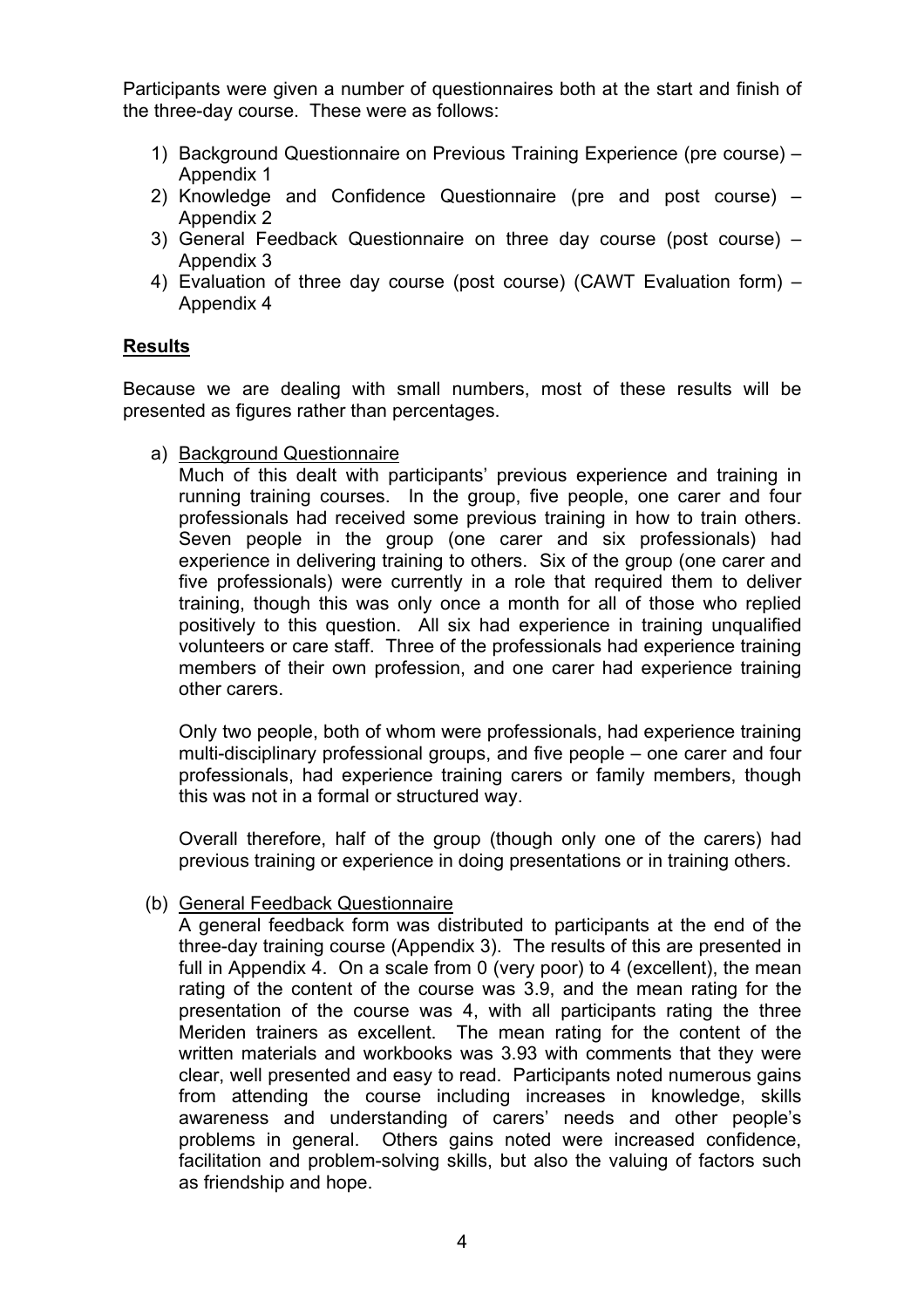Participants were given a number of questionnaires both at the start and finish of the three-day course. These were as follows:

1) Background Questionnaire on Previous Training Experience (pre course) – Appendix 1
2) Knowledge and Confidence Questionnaire (pre and post course) – Appendix 2
3) General Feedback Questionnaire on three day course (post course) – Appendix 3
4) Evaluation of three day course (post course) (CAWT Evaluation form) – Appendix 4

**<u>Results</u>**

Because we are dealing with small numbers, most of these results will be presented as figures rather than percentages.

a) <u>Background Questionnaire</u>

Much of this dealt with participants' previous experience and training in running training courses. In the group, five people, one carer and four professionals had received some previous training in how to train others. Seven people in the group (one carer and six professionals) had experience in delivering training to others. Six of the group (one carer and five professionals) were currently in a role that required them to deliver training, though this was only once a month for all of those who replied positively to this question. All six had experience in training unqualified volunteers or care staff. Three of the professionals had experience training members of their own profession, and one carer had experience training other carers.

Only two people, both of whom were professionals, had experience training multi-disciplinary professional groups, and five people – one carer and four professionals, had experience training carers or family members, though this was not in a formal or structured way.

Overall therefore, half of the group (though only one of the carers) had previous training or experience in doing presentations or in training others.

(b) <u>General Feedback Questionnaire</u>

A general feedback form was distributed to participants at the end of the three-day training course (Appendix 3). The results of this are presented in full in Appendix 4. On a scale from 0 (very poor) to 4 (excellent), the mean rating of the content of the course was 3.9, and the mean rating for the presentation of the course was 4, with all participants rating the three Meriden trainers as excellent. The mean rating for the content of the written materials and workbooks was 3.93 with comments that they were clear, well presented and easy to read. Participants noted numerous gains from attending the course including increases in knowledge, skills awareness and understanding of carers' needs and other people's problems in general. Others gains noted were increased confidence, facilitation and problem-solving skills, but also the valuing of factors such as friendship and hope.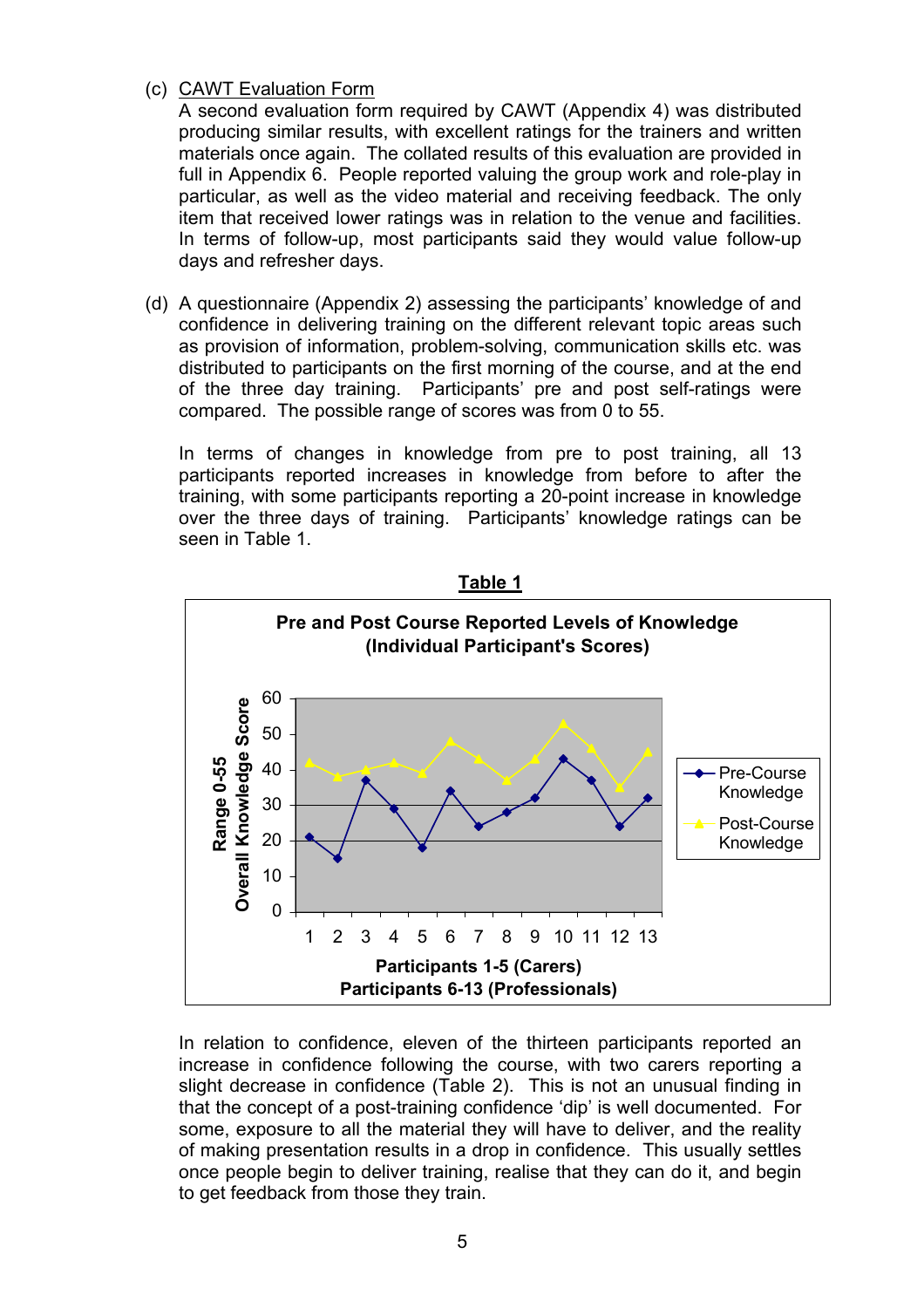(c) CAWT Evaluation Form

A second evaluation form required by CAWT (Appendix 4) was distributed producing similar results, with excellent ratings for the trainers and written materials once again. The collated results of this evaluation are provided in full in Appendix 6. People reported valuing the group work and role-play in particular, as well as the video material and receiving feedback. The only item that received lower ratings was in relation to the venue and facilities. In terms of follow-up, most participants said they would value follow-up days and refresher days.

(d) A questionnaire (Appendix 2) assessing the participants' knowledge of and confidence in delivering training on the different relevant topic areas such as provision of information, problem-solving, communication skills etc. was distributed to participants on the first morning of the course, and at the end of the three day training. Participants' pre and post self-ratings were compared. The possible range of scores was from 0 to 55.

In terms of changes in knowledge from pre to post training, all 13 participants reported increases in knowledge from before to after the training, with some participants reporting a 20-point increase in knowledge over the three days of training. Participants' knowledge ratings can be seen in Table 1.

**Table 1**

**Pre and Post Course Reported Levels of Knowledge (Individual Participant's Scores)**

Overall Knowledge Score Range 0-55

Participants 1-5 (Carers)
Participants 6-13 (Professionals)

Pre-Course Knowledge / Post-Course Knowledge

In relation to confidence, eleven of the thirteen participants reported an increase in confidence following the course, with two carers reporting a slight decrease in confidence (Table 2). This is not an unusual finding in that the concept of a post-training confidence 'dip' is well documented. For some, exposure to all the material they will have to deliver, and the reality of making presentation results in a drop in confidence. This usually settles once people begin to deliver training, realise that they can do it, and begin to get feedback from those they train.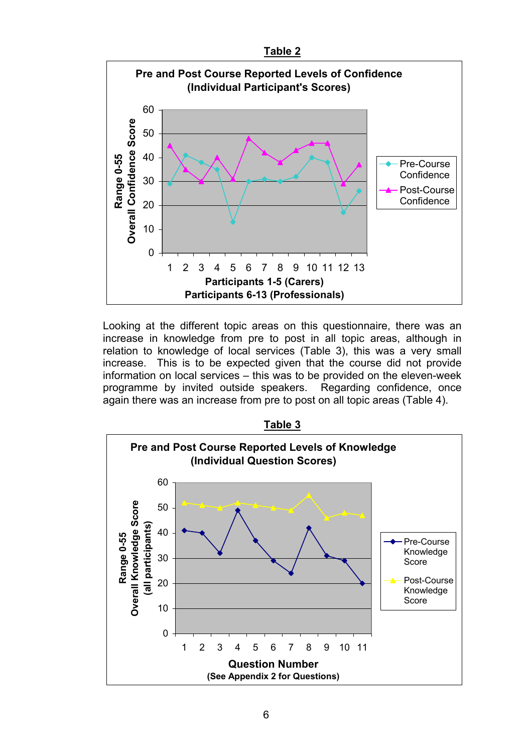**Table 2**

**Pre and Post Course Reported Levels of Confidence (Individual Participant's Scores)**

Y-axis: Range 0-55 Overall Confidence Score

X-axis: Participants 1-5 (Carers), Participants 6-13 (Professionals)

Legend: Pre-Course Confidence; Post-Course Confidence

Looking at the different topic areas on this questionnaire, there was an increase in knowledge from pre to post in all topic areas, although in relation to knowledge of local services (Table 3), this was a very small increase. This is to be expected given that the course did not provide information on local services – this was to be provided on the eleven-week programme by invited outside speakers. Regarding confidence, once again there was an increase from pre to post on all topic areas (Table 4).

**Table 3**

**Pre and Post Course Reported Levels of Knowledge (Individual Question Scores)**

Y-axis: Range 0-55 Overall Knowledge Score (all participants)

X-axis: Question Number (See Appendix 2 for Questions)

Legend: Pre-Course Knowledge Score; Post-Course Knowledge Score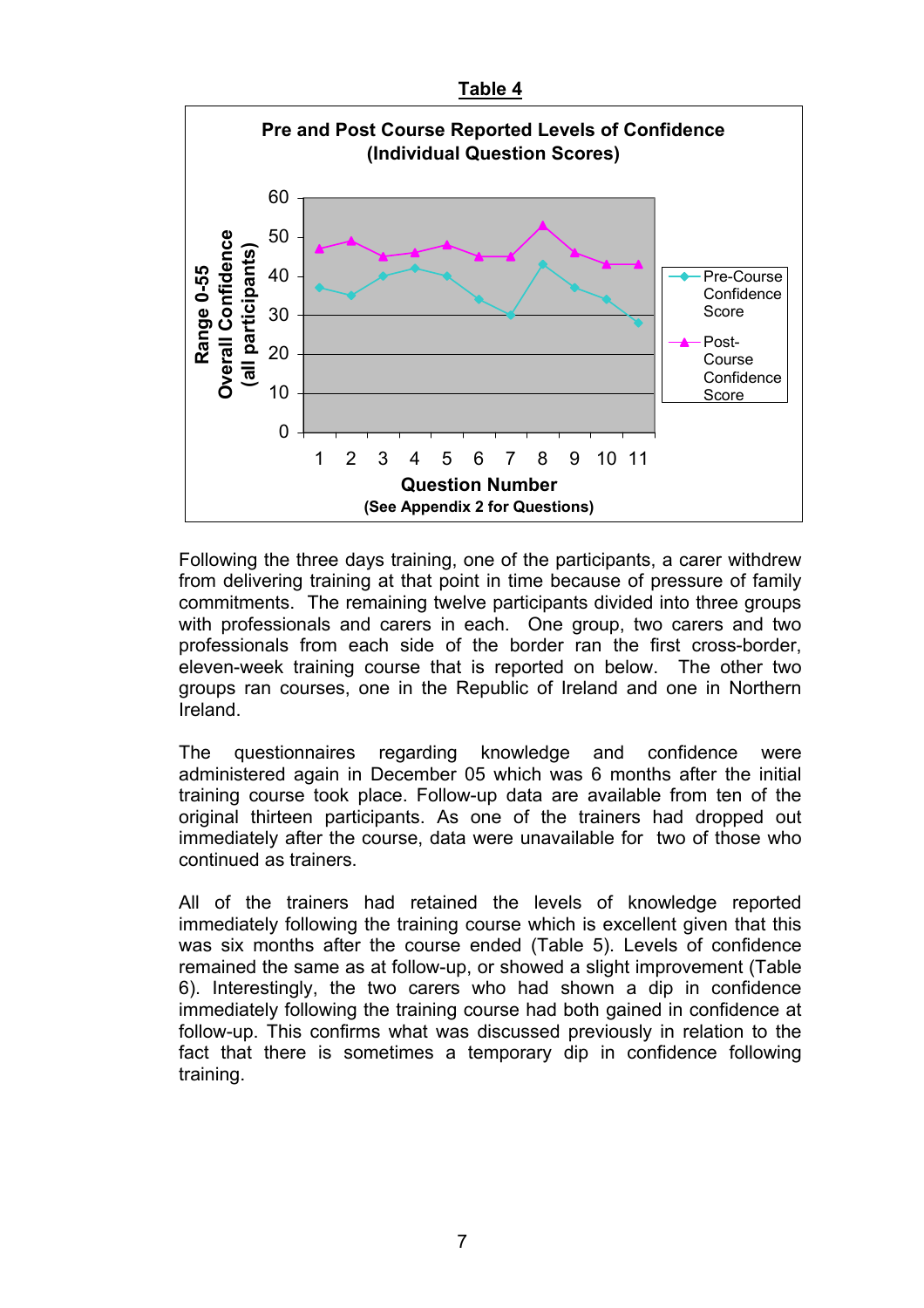**Table 4**

**Pre and Post Course Reported Levels of Confidence (Individual Question Scores)**

Range 0-55 Overall Confidence (all participants)

Question Number
(See Appendix 2 for Questions)

Legend: Pre-Course Confidence Score; Post-Course Confidence Score

Following the three days training, one of the participants, a carer withdrew from delivering training at that point in time because of pressure of family commitments. The remaining twelve participants divided into three groups with professionals and carers in each. One group, two carers and two professionals from each side of the border ran the first cross-border, eleven-week training course that is reported on below. The other two groups ran courses, one in the Republic of Ireland and one in Northern Ireland.

The questionnaires regarding knowledge and confidence were administered again in December 05 which was 6 months after the initial training course took place. Follow-up data are available from ten of the original thirteen participants. As one of the trainers had dropped out immediately after the course, data were unavailable for two of those who continued as trainers.

All of the trainers had retained the levels of knowledge reported immediately following the training course which is excellent given that this was six months after the course ended (Table 5). Levels of confidence remained the same as at follow-up, or showed a slight improvement (Table 6). Interestingly, the two carers who had shown a dip in confidence immediately following the training course had both gained in confidence at follow-up. This confirms what was discussed previously in relation to the fact that there is sometimes a temporary dip in confidence following training.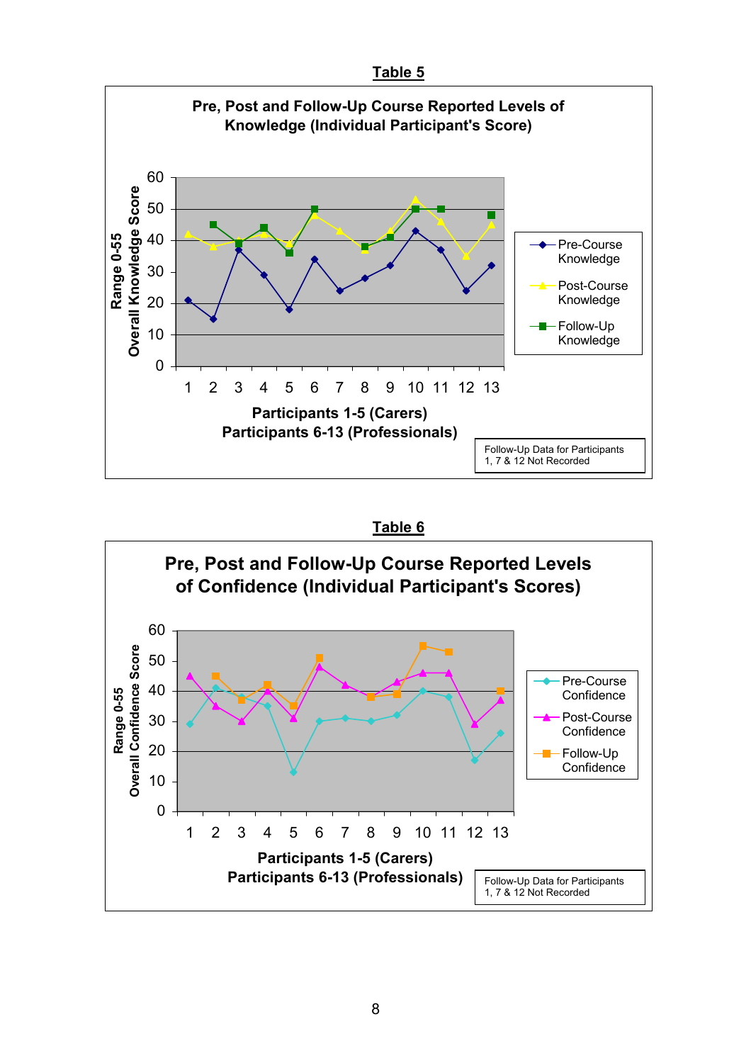**Table 5**

**Pre, Post and Follow-Up Course Reported Levels of Knowledge (Individual Participant's Score)**

Range 0-55 Overall Knowledge Score

Participants 1-5 (Carers)
Participants 6-13 (Professionals)

- Pre-Course Knowledge
- Post-Course Knowledge
- Follow-Up Knowledge

Follow-Up Data for Participants 1, 7 & 12 Not Recorded

**Table 6**

**Pre, Post and Follow-Up Course Reported Levels of Confidence (Individual Participant's Scores)**

Range 0-55 Overall Confidence Score

Participants 1-5 (Carers)
Participants 6-13 (Professionals)

- Pre-Course Confidence
- Post-Course Confidence
- Follow-Up Confidence

Follow-Up Data for Participants 1, 7 & 12 Not Recorded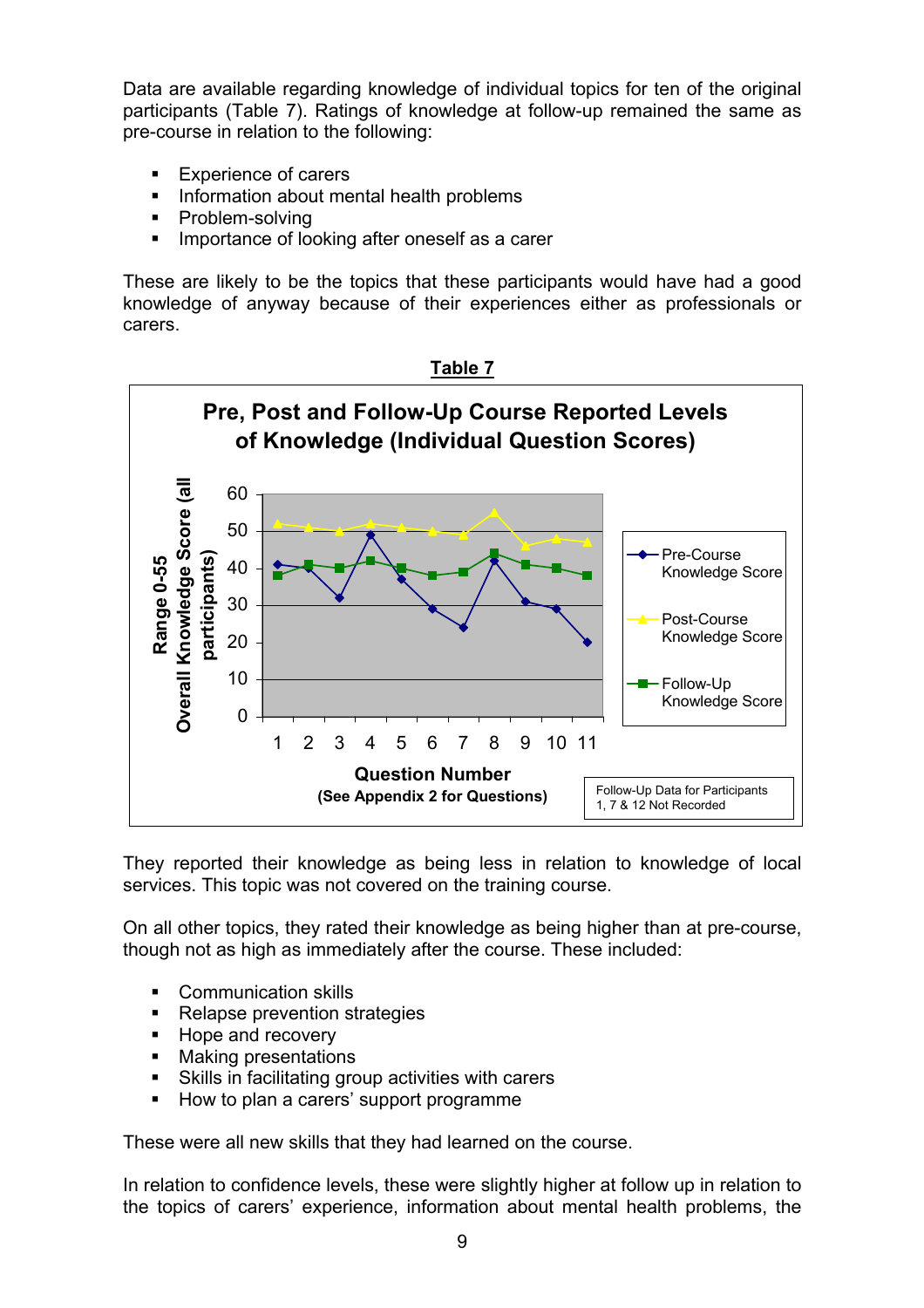Data are available regarding knowledge of individual topics for ten of the original participants (Table 7). Ratings of knowledge at follow-up remained the same as pre-course in relation to the following:

- Experience of carers
- Information about mental health problems
- Problem-solving
- Importance of looking after oneself as a carer

These are likely to be the topics that these participants would have had a good knowledge of anyway because of their experiences either as professionals or carers.

**Table 7**

They reported their knowledge as being less in relation to knowledge of local services. This topic was not covered on the training course.

On all other topics, they rated their knowledge as being higher than at pre-course, though not as high as immediately after the course. These included:

- Communication skills
- Relapse prevention strategies
- Hope and recovery
- Making presentations
- Skills in facilitating group activities with carers
- How to plan a carers' support programme

These were all new skills that they had learned on the course.

In relation to confidence levels, these were slightly higher at follow up in relation to the topics of carers' experience, information about mental health problems, the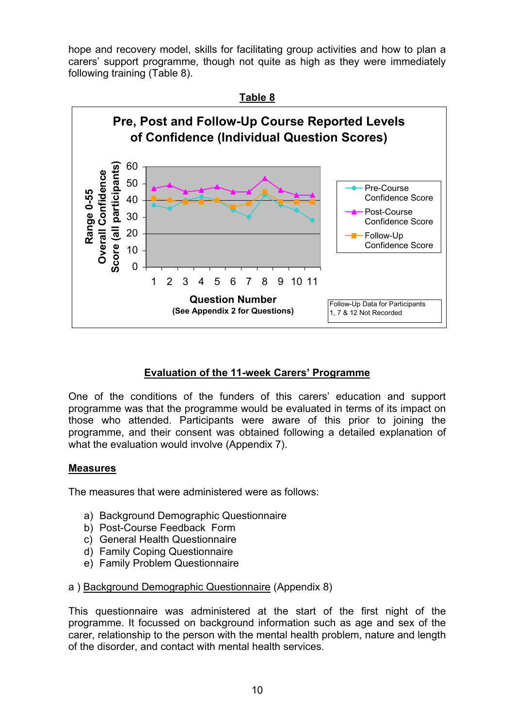hope and recovery model, skills for facilitating group activities and how to plan a carers' support programme, though not quite as high as they were immediately following training (Table 8).

**Table 8**

**Pre, Post and Follow-Up Course Reported Levels of Confidence (Individual Question Scores)**

Range 0-55 Overall Confidence Score (all participants)

Question Number (See Appendix 2 for Questions)

Legend: Pre-Course Confidence Score; Post-Course Confidence Score; Follow-Up Confidence Score

Follow-Up Data for Participants 1, 7 & 12 Not Recorded

## Evaluation of the 11-week Carers' Programme

One of the conditions of the funders of this carers' education and support programme was that the programme would be evaluated in terms of its impact on those who attended. Participants were aware of this prior to joining the programme, and their consent was obtained following a detailed explanation of what the evaluation would involve (Appendix 7).

### Measures

The measures that were administered were as follows:

a) Background Demographic Questionnaire
b) Post-Course Feedback Form
c) General Health Questionnaire
d) Family Coping Questionnaire
e) Family Problem Questionnaire

a ) Background Demographic Questionnaire (Appendix 8)

This questionnaire was administered at the start of the first night of the programme. It focussed on background information such as age and sex of the carer, relationship to the person with the mental health problem, nature and length of the disorder, and contact with mental health services.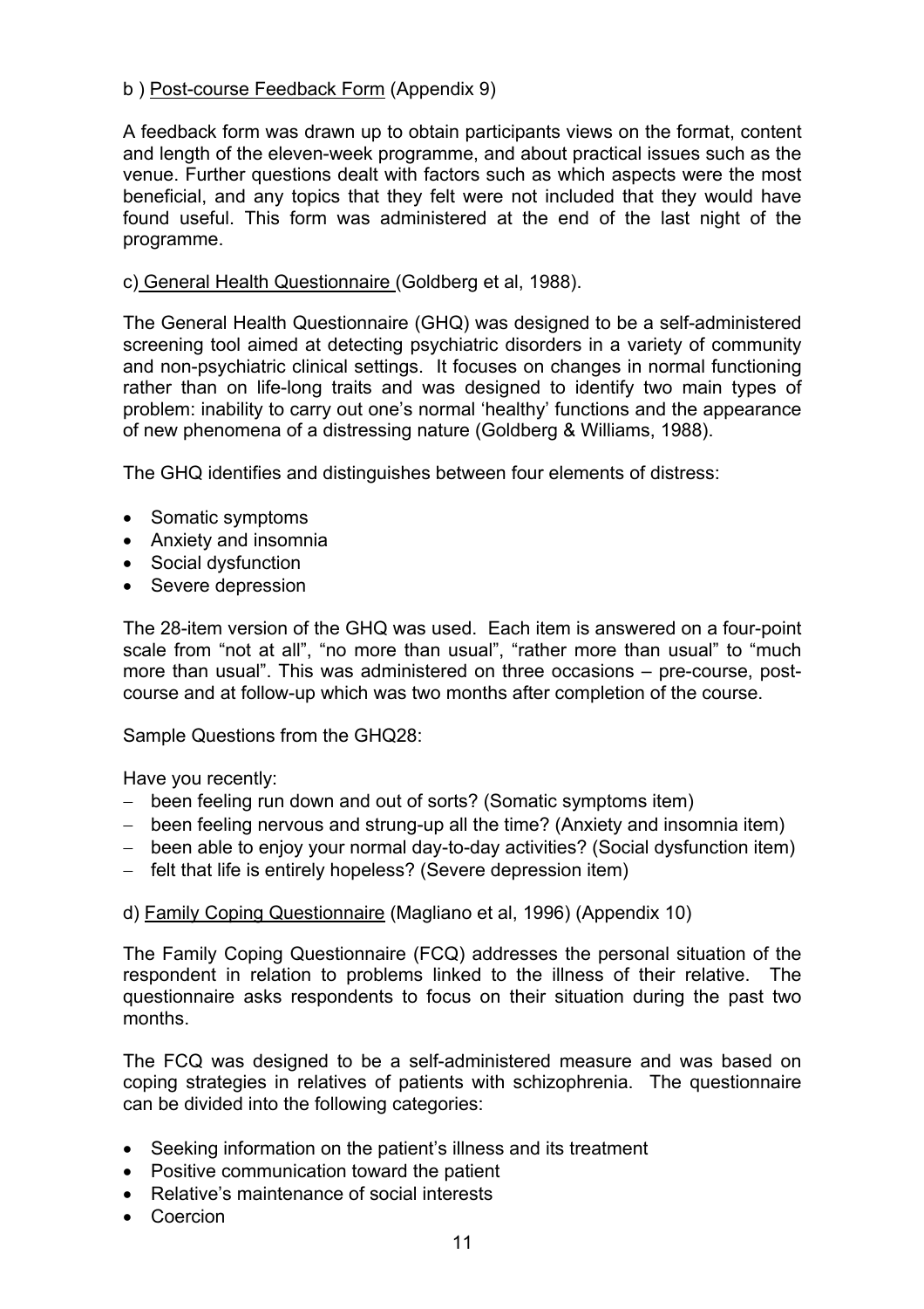b ) Post-course Feedback Form (Appendix 9)

A feedback form was drawn up to obtain participants views on the format, content and length of the eleven-week programme, and about practical issues such as the venue. Further questions dealt with factors such as which aspects were the most beneficial, and any topics that they felt were not included that they would have found useful. This form was administered at the end of the last night of the programme.

c) General Health Questionnaire (Goldberg et al, 1988).

The General Health Questionnaire (GHQ) was designed to be a self-administered screening tool aimed at detecting psychiatric disorders in a variety of community and non-psychiatric clinical settings. It focuses on changes in normal functioning rather than on life-long traits and was designed to identify two main types of problem: inability to carry out one's normal 'healthy' functions and the appearance of new phenomena of a distressing nature (Goldberg & Williams, 1988).

The GHQ identifies and distinguishes between four elements of distress:

- Somatic symptoms
- Anxiety and insomnia
- Social dysfunction
- Severe depression

The 28-item version of the GHQ was used. Each item is answered on a four-point scale from "not at all", "no more than usual", "rather more than usual" to "much more than usual". This was administered on three occasions – pre-course, post-course and at follow-up which was two months after completion of the course.

Sample Questions from the GHQ28:

Have you recently:

- been feeling run down and out of sorts? (Somatic symptoms item)
- been feeling nervous and strung-up all the time? (Anxiety and insomnia item)
- been able to enjoy your normal day-to-day activities? (Social dysfunction item)
- felt that life is entirely hopeless? (Severe depression item)

d) Family Coping Questionnaire (Magliano et al, 1996) (Appendix 10)

The Family Coping Questionnaire (FCQ) addresses the personal situation of the respondent in relation to problems linked to the illness of their relative. The questionnaire asks respondents to focus on their situation during the past two months.

The FCQ was designed to be a self-administered measure and was based on coping strategies in relatives of patients with schizophrenia. The questionnaire can be divided into the following categories:

- Seeking information on the patient's illness and its treatment
- Positive communication toward the patient
- Relative's maintenance of social interests
- Coercion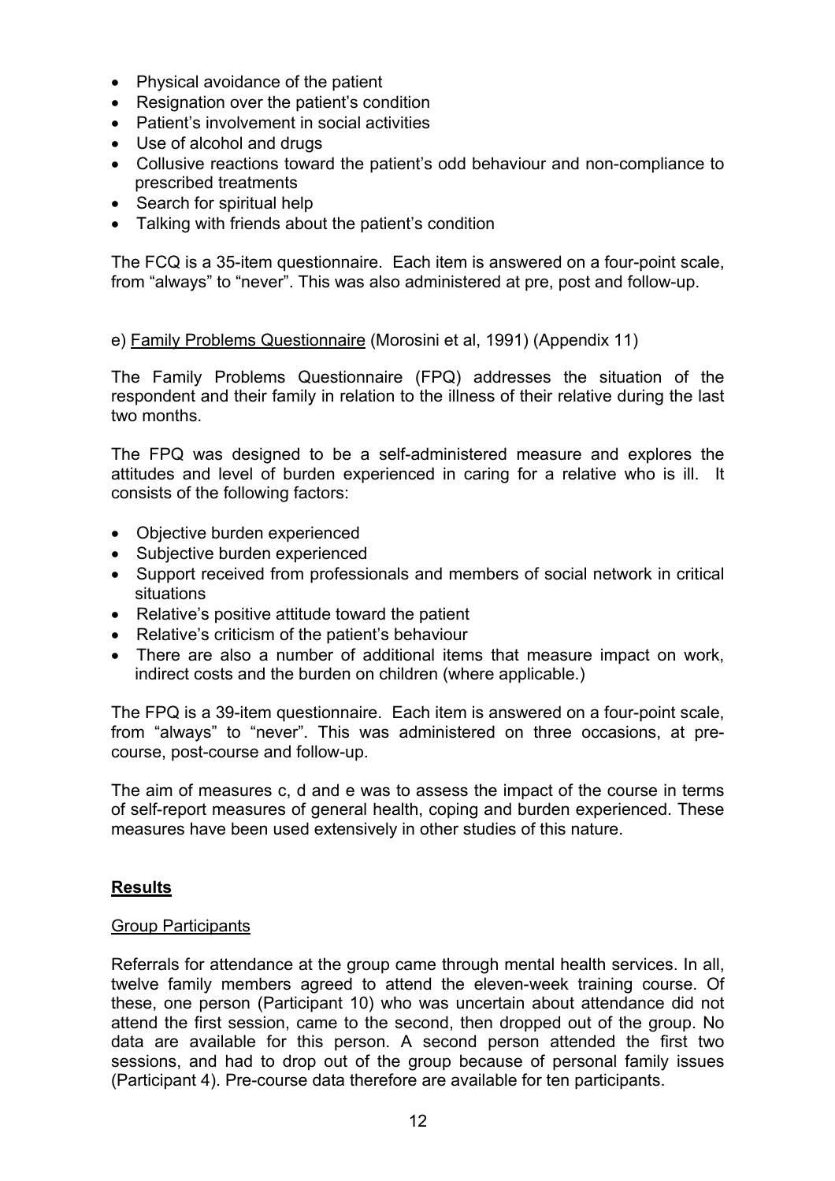- Physical avoidance of the patient
- Resignation over the patient's condition
- Patient's involvement in social activities
- Use of alcohol and drugs
- Collusive reactions toward the patient's odd behaviour and non-compliance to prescribed treatments
- Search for spiritual help
- Talking with friends about the patient's condition

The FCQ is a 35-item questionnaire. Each item is answered on a four-point scale, from "always" to "never". This was also administered at pre, post and follow-up.

e) <u>Family Problems Questionnaire</u> (Morosini et al, 1991) (Appendix 11)

The Family Problems Questionnaire (FPQ) addresses the situation of the respondent and their family in relation to the illness of their relative during the last two months.

The FPQ was designed to be a self-administered measure and explores the attitudes and level of burden experienced in caring for a relative who is ill. It consists of the following factors:

- Objective burden experienced
- Subjective burden experienced
- Support received from professionals and members of social network in critical situations
- Relative's positive attitude toward the patient
- Relative's criticism of the patient's behaviour
- There are also a number of additional items that measure impact on work, indirect costs and the burden on children (where applicable.)

The FPQ is a 39-item questionnaire. Each item is answered on a four-point scale, from "always" to "never". This was administered on three occasions, at pre-course, post-course and follow-up.

The aim of measures c, d and e was to assess the impact of the course in terms of self-report measures of general health, coping and burden experienced. These measures have been used extensively in other studies of this nature.

## **<u>Results</u>**

### <u>Group Participants</u>

Referrals for attendance at the group came through mental health services. In all, twelve family members agreed to attend the eleven-week training course. Of these, one person (Participant 10) who was uncertain about attendance did not attend the first session, came to the second, then dropped out of the group. No data are available for this person. A second person attended the first two sessions, and had to drop out of the group because of personal family issues (Participant 4). Pre-course data therefore are available for ten participants.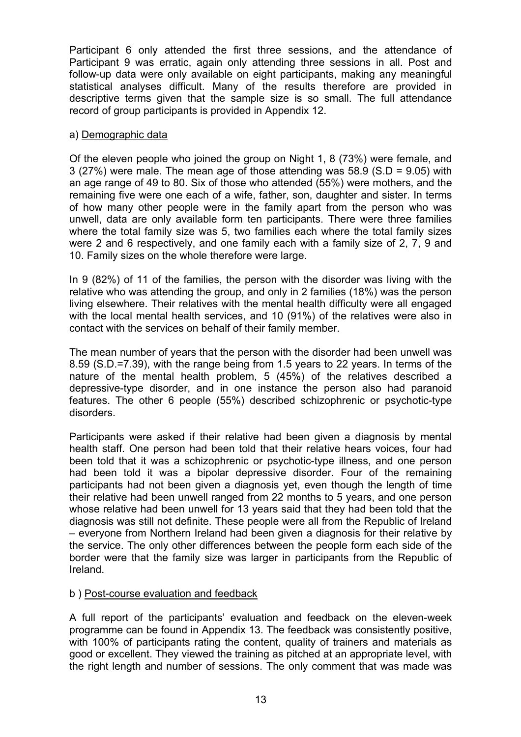Participant 6 only attended the first three sessions, and the attendance of Participant 9 was erratic, again only attending three sessions in all. Post and follow-up data were only available on eight participants, making any meaningful statistical analyses difficult. Many of the results therefore are provided in descriptive terms given that the sample size is so small. The full attendance record of group participants is provided in Appendix 12.

a) <u>Demographic data</u>

Of the eleven people who joined the group on Night 1, 8 (73%) were female, and 3 (27%) were male. The mean age of those attending was 58.9 (S.D = 9.05) with an age range of 49 to 80. Six of those who attended (55%) were mothers, and the remaining five were one each of a wife, father, son, daughter and sister. In terms of how many other people were in the family apart from the person who was unwell, data are only available form ten participants. There were three families where the total family size was 5, two families each where the total family sizes were 2 and 6 respectively, and one family each with a family size of 2, 7, 9 and 10. Family sizes on the whole therefore were large.

In 9 (82%) of 11 of the families, the person with the disorder was living with the relative who was attending the group, and only in 2 families (18%) was the person living elsewhere. Their relatives with the mental health difficulty were all engaged with the local mental health services, and 10 (91%) of the relatives were also in contact with the services on behalf of their family member.

The mean number of years that the person with the disorder had been unwell was 8.59 (S.D.=7.39), with the range being from 1.5 years to 22 years. In terms of the nature of the mental health problem, 5 (45%) of the relatives described a depressive-type disorder, and in one instance the person also had paranoid features. The other 6 people (55%) described schizophrenic or psychotic-type disorders.

Participants were asked if their relative had been given a diagnosis by mental health staff. One person had been told that their relative hears voices, four had been told that it was a schizophrenic or psychotic-type illness, and one person had been told it was a bipolar depressive disorder. Four of the remaining participants had not been given a diagnosis yet, even though the length of time their relative had been unwell ranged from 22 months to 5 years, and one person whose relative had been unwell for 13 years said that they had been told that the diagnosis was still not definite. These people were all from the Republic of Ireland – everyone from Northern Ireland had been given a diagnosis for their relative by the service. The only other differences between the people form each side of the border were that the family size was larger in participants from the Republic of Ireland.

b ) <u>Post-course evaluation and feedback</u>

A full report of the participants' evaluation and feedback on the eleven-week programme can be found in Appendix 13. The feedback was consistently positive, with 100% of participants rating the content, quality of trainers and materials as good or excellent. They viewed the training as pitched at an appropriate level, with the right length and number of sessions. The only comment that was made was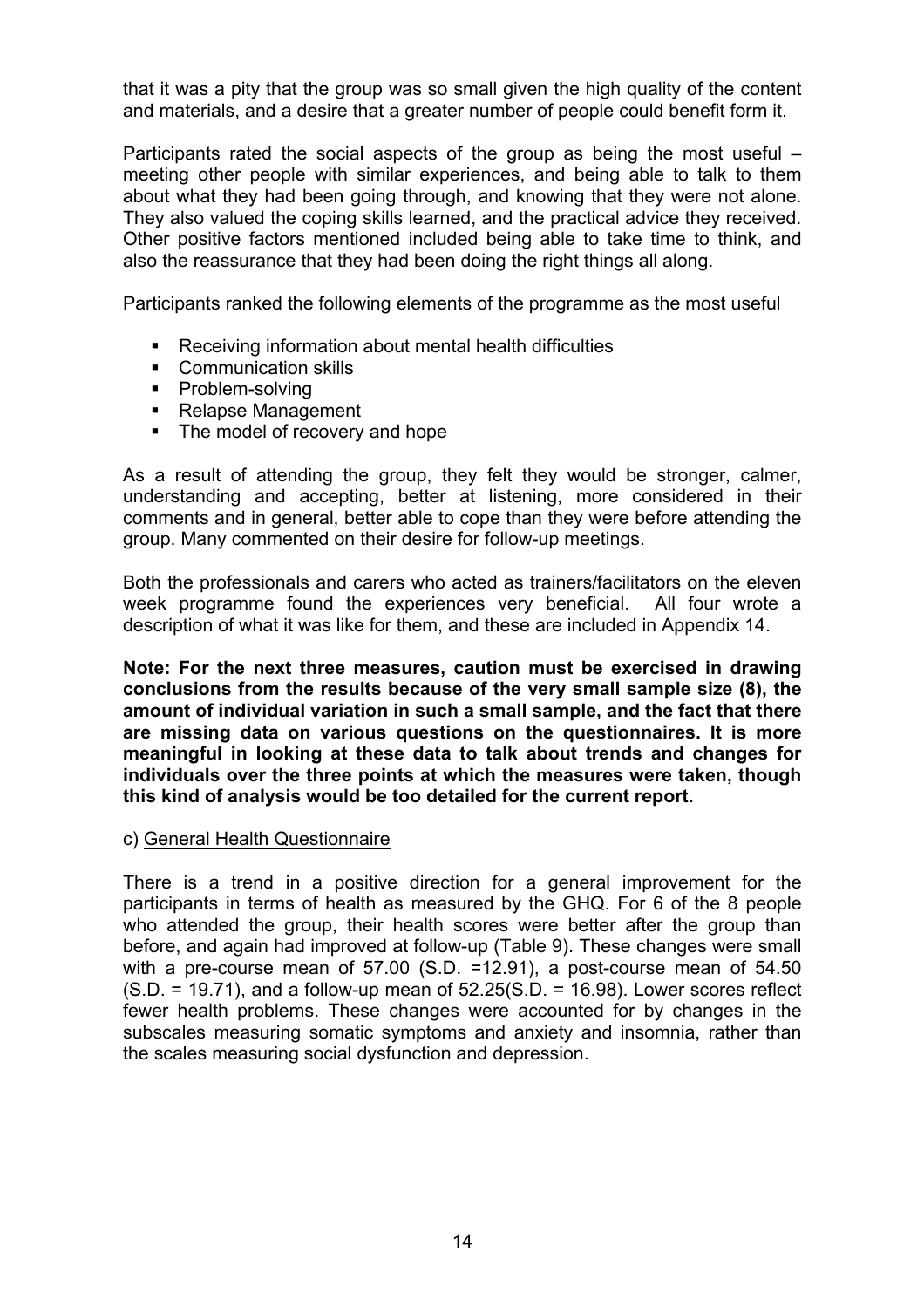that it was a pity that the group was so small given the high quality of the content and materials, and a desire that a greater number of people could benefit form it.

Participants rated the social aspects of the group as being the most useful – meeting other people with similar experiences, and being able to talk to them about what they had been going through, and knowing that they were not alone. They also valued the coping skills learned, and the practical advice they received. Other positive factors mentioned included being able to take time to think, and also the reassurance that they had been doing the right things all along.

Participants ranked the following elements of the programme as the most useful

- Receiving information about mental health difficulties
- Communication skills
- Problem-solving
- Relapse Management
- The model of recovery and hope

As a result of attending the group, they felt they would be stronger, calmer, understanding and accepting, better at listening, more considered in their comments and in general, better able to cope than they were before attending the group. Many commented on their desire for follow-up meetings.

Both the professionals and carers who acted as trainers/facilitators on the eleven week programme found the experiences very beneficial. All four wrote a description of what it was like for them, and these are included in Appendix 14.

**Note: For the next three measures, caution must be exercised in drawing conclusions from the results because of the very small sample size (8), the amount of individual variation in such a small sample, and the fact that there are missing data on various questions on the questionnaires. It is more meaningful in looking at these data to talk about trends and changes for individuals over the three points at which the measures were taken, though this kind of analysis would be too detailed for the current report.**

c) General Health Questionnaire

There is a trend in a positive direction for a general improvement for the participants in terms of health as measured by the GHQ. For 6 of the 8 people who attended the group, their health scores were better after the group than before, and again had improved at follow-up (Table 9). These changes were small with a pre-course mean of 57.00 (S.D. =12.91), a post-course mean of 54.50 (S.D. = 19.71), and a follow-up mean of 52.25(S.D. = 16.98). Lower scores reflect fewer health problems. These changes were accounted for by changes in the subscales measuring somatic symptoms and anxiety and insomnia, rather than the scales measuring social dysfunction and depression.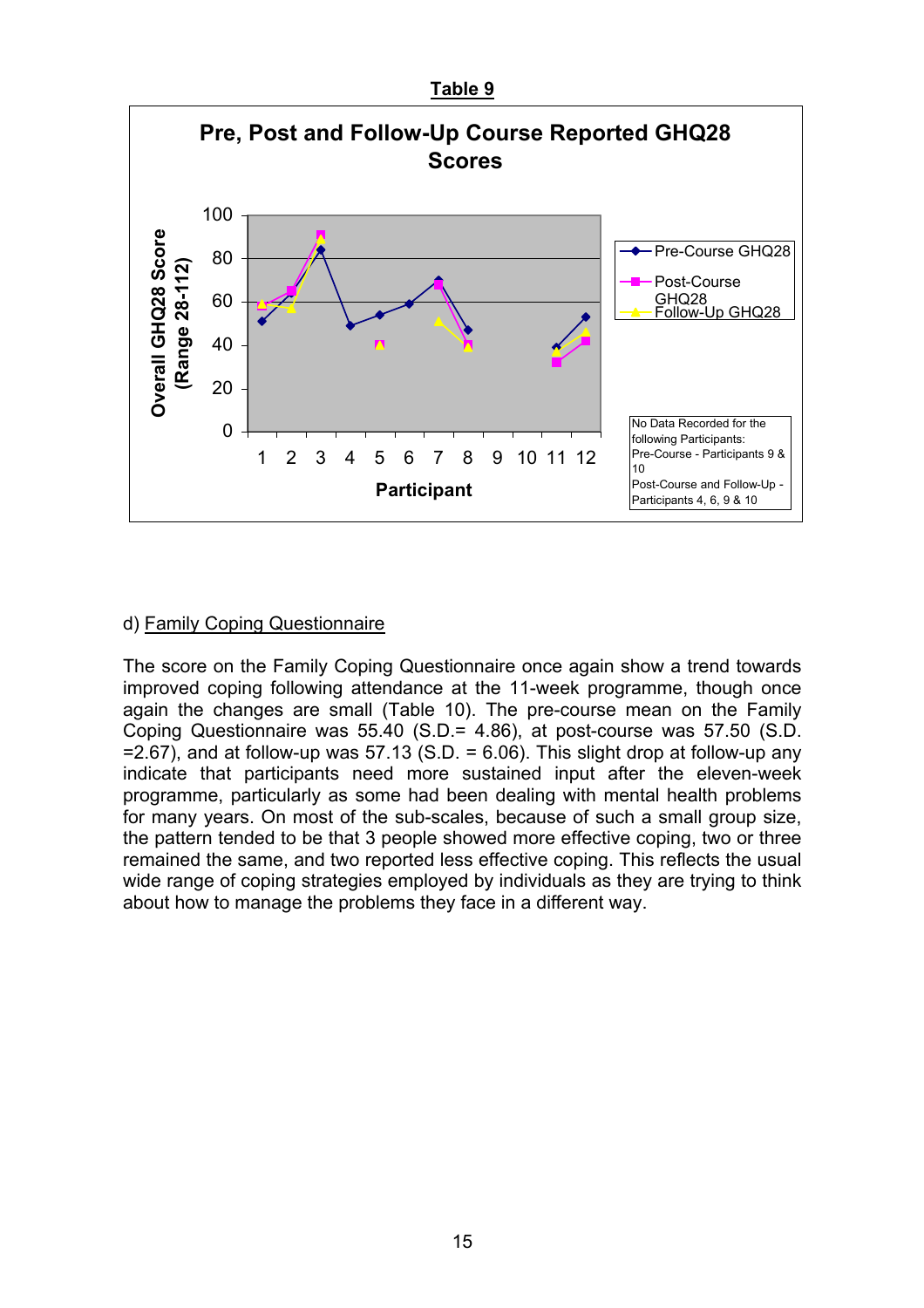**Table 9**

**Pre, Post and Follow-Up Course Reported GHQ28 Scores**

Overall GHQ28 Score (Range 28-112)

Participant

Pre-Course GHQ28
Post-Course GHQ28
Follow-Up GHQ28

No Data Recorded for the following Participants:
Pre-Course - Participants 9 & 10
Post-Course and Follow-Up - Participants 4, 6, 9 & 10

d) Family Coping Questionnaire

The score on the Family Coping Questionnaire once again show a trend towards improved coping following attendance at the 11-week programme, though once again the changes are small (Table 10). The pre-course mean on the Family Coping Questionnaire was 55.40 (S.D.= 4.86), at post-course was 57.50 (S.D. =2.67), and at follow-up was 57.13 (S.D. = 6.06). This slight drop at follow-up any indicate that participants need more sustained input after the eleven-week programme, particularly as some had been dealing with mental health problems for many years. On most of the sub-scales, because of such a small group size, the pattern tended to be that 3 people showed more effective coping, two or three remained the same, and two reported less effective coping. This reflects the usual wide range of coping strategies employed by individuals as they are trying to think about how to manage the problems they face in a different way.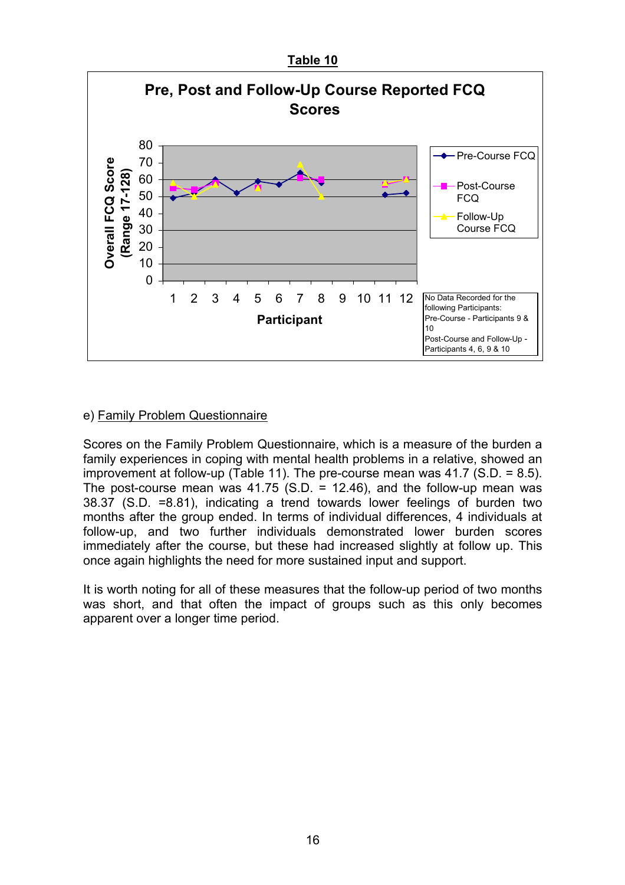**Table 10**

Pre, Post and Follow-Up Course Reported FCQ Scores

Overall FCQ Score (Range 17-128)

Participant

Pre-Course FCQ
Post-Course FCQ
Follow-Up Course FCQ

No Data Recorded for the following Participants:
Pre-Course - Participants 9 & 10
Post-Course and Follow-Up - Participants 4, 6, 9 & 10

e) Family Problem Questionnaire

Scores on the Family Problem Questionnaire, which is a measure of the burden a family experiences in coping with mental health problems in a relative, showed an improvement at follow-up (Table 11). The pre-course mean was 41.7 (S.D. = 8.5). The post-course mean was 41.75 (S.D. = 12.46), and the follow-up mean was 38.37 (S.D. =8.81), indicating a trend towards lower feelings of burden two months after the group ended. In terms of individual differences, 4 individuals at follow-up, and two further individuals demonstrated lower burden scores immediately after the course, but these had increased slightly at follow up. This once again highlights the need for more sustained input and support.

It is worth noting for all of these measures that the follow-up period of two months was short, and that often the impact of groups such as this only becomes apparent over a longer time period.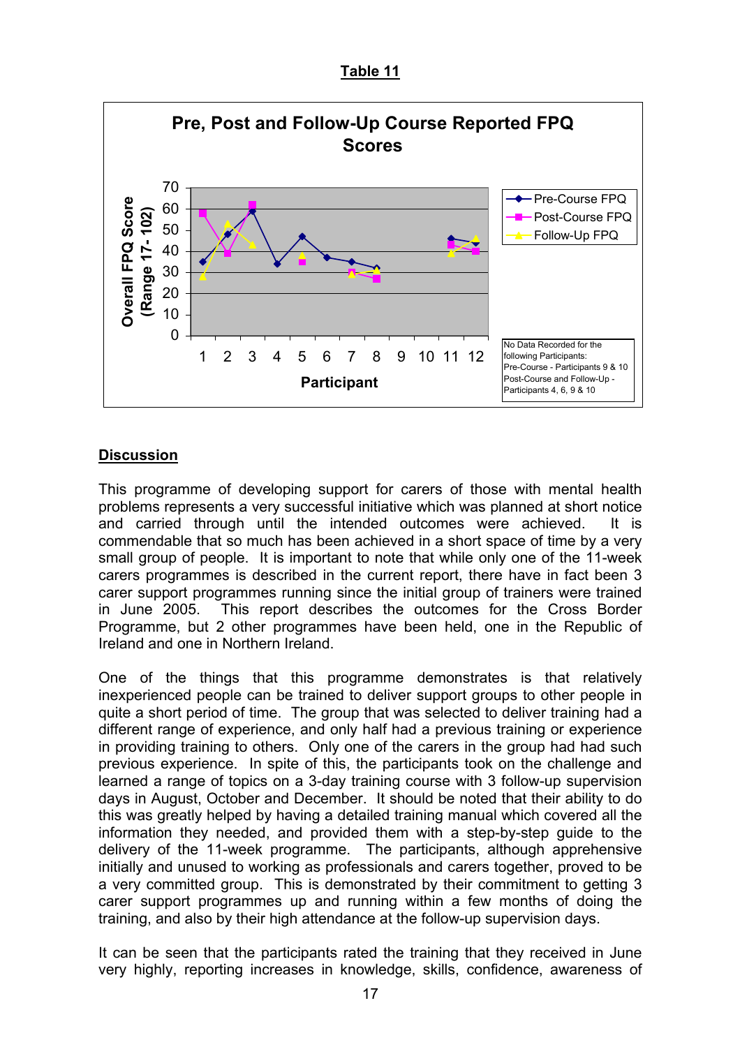**Table 11**

**Pre, Post and Follow-Up Course Reported FPQ Scores**

Overall FPQ Score (Range 17 - 102)

Participant

- Pre-Course FPQ
- Post-Course FPQ
- Follow-Up FPQ

No Data Recorded for the following Participants:
Pre-Course - Participants 9 & 10
Post-Course and Follow-Up - Participants 4, 6, 9 & 10

## Discussion

This programme of developing support for carers of those with mental health problems represents a very successful initiative which was planned at short notice and carried through until the intended outcomes were achieved. It is commendable that so much has been achieved in a short space of time by a very small group of people. It is important to note that while only one of the 11-week carers programmes is described in the current report, there have in fact been 3 carer support programmes running since the initial group of trainers were trained in June 2005. This report describes the outcomes for the Cross Border Programme, but 2 other programmes have been held, one in the Republic of Ireland and one in Northern Ireland.

One of the things that this programme demonstrates is that relatively inexperienced people can be trained to deliver support groups to other people in quite a short period of time. The group that was selected to deliver training had a different range of experience, and only half had a previous training or experience in providing training to others. Only one of the carers in the group had had such previous experience. In spite of this, the participants took on the challenge and learned a range of topics on a 3-day training course with 3 follow-up supervision days in August, October and December. It should be noted that their ability to do this was greatly helped by having a detailed training manual which covered all the information they needed, and provided them with a step-by-step guide to the delivery of the 11-week programme. The participants, although apprehensive initially and unused to working as professionals and carers together, proved to be a very committed group. This is demonstrated by their commitment to getting 3 carer support programmes up and running within a few months of doing the training, and also by their high attendance at the follow-up supervision days.

It can be seen that the participants rated the training that they received in June very highly, reporting increases in knowledge, skills, confidence, awareness of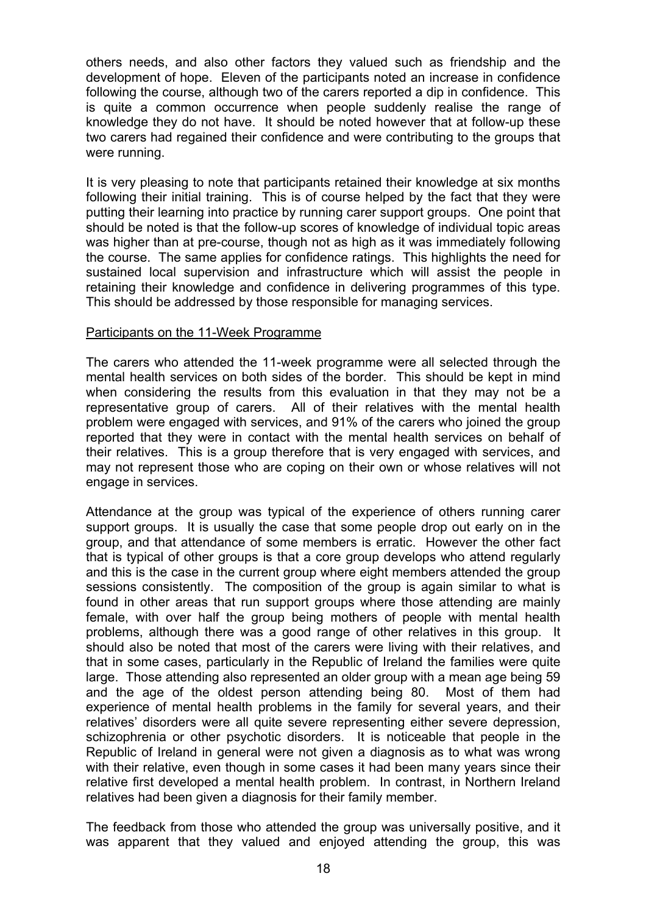others needs, and also other factors they valued such as friendship and the development of hope. Eleven of the participants noted an increase in confidence following the course, although two of the carers reported a dip in confidence. This is quite a common occurrence when people suddenly realise the range of knowledge they do not have. It should be noted however that at follow-up these two carers had regained their confidence and were contributing to the groups that were running.

It is very pleasing to note that participants retained their knowledge at six months following their initial training. This is of course helped by the fact that they were putting their learning into practice by running carer support groups. One point that should be noted is that the follow-up scores of knowledge of individual topic areas was higher than at pre-course, though not as high as it was immediately following the course. The same applies for confidence ratings. This highlights the need for sustained local supervision and infrastructure which will assist the people in retaining their knowledge and confidence in delivering programmes of this type. This should be addressed by those responsible for managing services.

<u>Participants on the 11-Week Programme</u>

The carers who attended the 11-week programme were all selected through the mental health services on both sides of the border. This should be kept in mind when considering the results from this evaluation in that they may not be a representative group of carers. All of their relatives with the mental health problem were engaged with services, and 91% of the carers who joined the group reported that they were in contact with the mental health services on behalf of their relatives. This is a group therefore that is very engaged with services, and may not represent those who are coping on their own or whose relatives will not engage in services.

Attendance at the group was typical of the experience of others running carer support groups. It is usually the case that some people drop out early on in the group, and that attendance of some members is erratic. However the other fact that is typical of other groups is that a core group develops who attend regularly and this is the case in the current group where eight members attended the group sessions consistently. The composition of the group is again similar to what is found in other areas that run support groups where those attending are mainly female, with over half the group being mothers of people with mental health problems, although there was a good range of other relatives in this group. It should also be noted that most of the carers were living with their relatives, and that in some cases, particularly in the Republic of Ireland the families were quite large. Those attending also represented an older group with a mean age being 59 and the age of the oldest person attending being 80. Most of them had experience of mental health problems in the family for several years, and their relatives' disorders were all quite severe representing either severe depression, schizophrenia or other psychotic disorders. It is noticeable that people in the Republic of Ireland in general were not given a diagnosis as to what was wrong with their relative, even though in some cases it had been many years since their relative first developed a mental health problem. In contrast, in Northern Ireland relatives had been given a diagnosis for their family member.

The feedback from those who attended the group was universally positive, and it was apparent that they valued and enjoyed attending the group, this was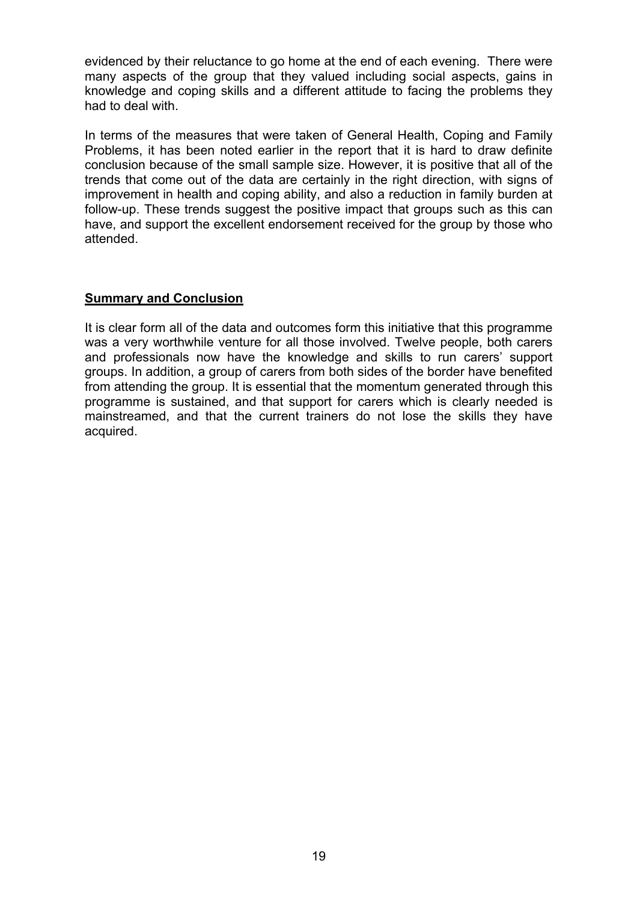evidenced by their reluctance to go home at the end of each evening. There were many aspects of the group that they valued including social aspects, gains in knowledge and coping skills and a different attitude to facing the problems they had to deal with.

In terms of the measures that were taken of General Health, Coping and Family Problems, it has been noted earlier in the report that it is hard to draw definite conclusion because of the small sample size. However, it is positive that all of the trends that come out of the data are certainly in the right direction, with signs of improvement in health and coping ability, and also a reduction in family burden at follow-up. These trends suggest the positive impact that groups such as this can have, and support the excellent endorsement received for the group by those who attended.

## Summary and Conclusion

It is clear form all of the data and outcomes form this initiative that this programme was a very worthwhile venture for all those involved. Twelve people, both carers and professionals now have the knowledge and skills to run carers' support groups. In addition, a group of carers from both sides of the border have benefited from attending the group. It is essential that the momentum generated through this programme is sustained, and that support for carers which is clearly needed is mainstreamed, and that the current trainers do not lose the skills they have acquired.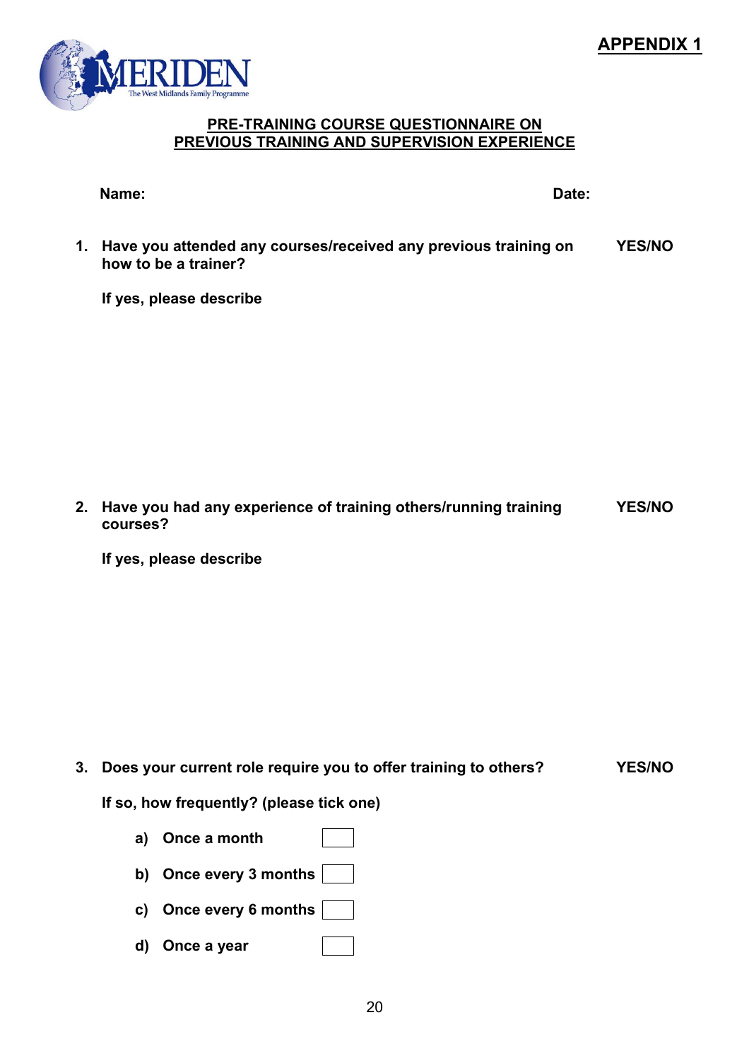**APPENDIX 1**

MERIDEN
The West Midlands Family Programme

## PRE-TRAINING COURSE QUESTIONNAIRE ON PREVIOUS TRAINING AND SUPERVISION EXPERIENCE

**Name:** **Date:**

1. **Have you attended any courses/received any previous training on how to be a trainer?** **YES/NO**

   **If yes, please describe**

2. **Have you had any experience of training others/running training courses?** **YES/NO**

   **If yes, please describe**

3. **Does your current role require you to offer training to others?** **YES/NO**

   **If so, how frequently? (please tick one)**

   - **a) Once a month** ☐
   - **b) Once every 3 months** ☐
   - **c) Once every 6 months** ☐
   - **d) Once a year** ☐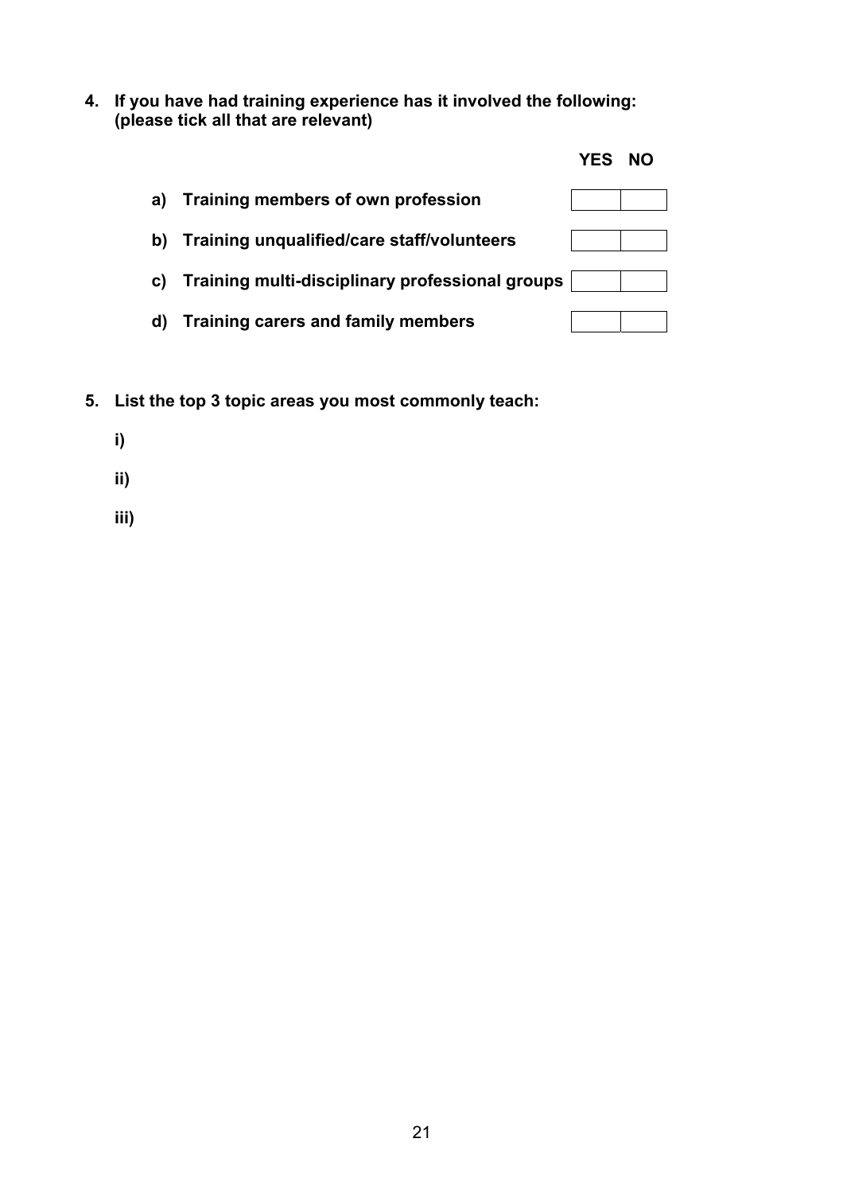**4. If you have had training experience has it involved the following: (please tick all that are relevant)**

| | YES | NO |
|---|---|---|
| **a) Training members of own profession** | | |
| **b) Training unqualified/care staff/volunteers** | | |
| **c) Training multi-disciplinary professional groups** | | |
| **d) Training carers and family members** | | |

**5. List the top 3 topic areas you most commonly teach:**

**i)**

**ii)**

**iii)**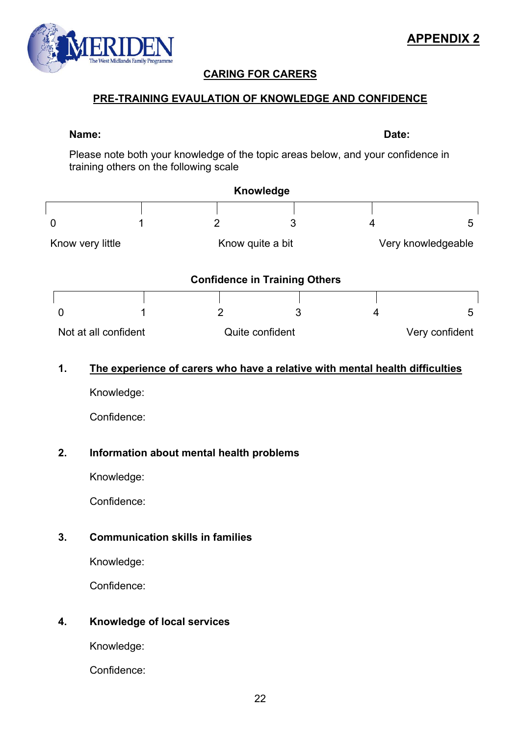**APPENDIX 2**

MERIDEN
The West Midlands Family Programme

## CARING FOR CARERS

## PRE-TRAINING EVALUATION OF KNOWLEDGE AND CONFIDENCE

**Name:** **Date:**

Please note both your knowledge of the topic areas below, and your confidence in training others on the following scale

**Knowledge**

| 0 | 1 | 2 | 3 | 4 | 5 |
|---|---|---|---|---|---|
| Know very little | | Know quite a bit | | | Very knowledgeable |

**Confidence in Training Others**

| 0 | 1 | 2 | 3 | 4 | 5 |
|---|---|---|---|---|---|
| Not at all confident | | Quite confident | | | Very confident |

**1. The experience of carers who have a relative with mental health difficulties**

Knowledge:

Confidence:

**2. Information about mental health problems**

Knowledge:

Confidence:

**3. Communication skills in families**

Knowledge:

Confidence:

**4. Knowledge of local services**

Knowledge:

Confidence: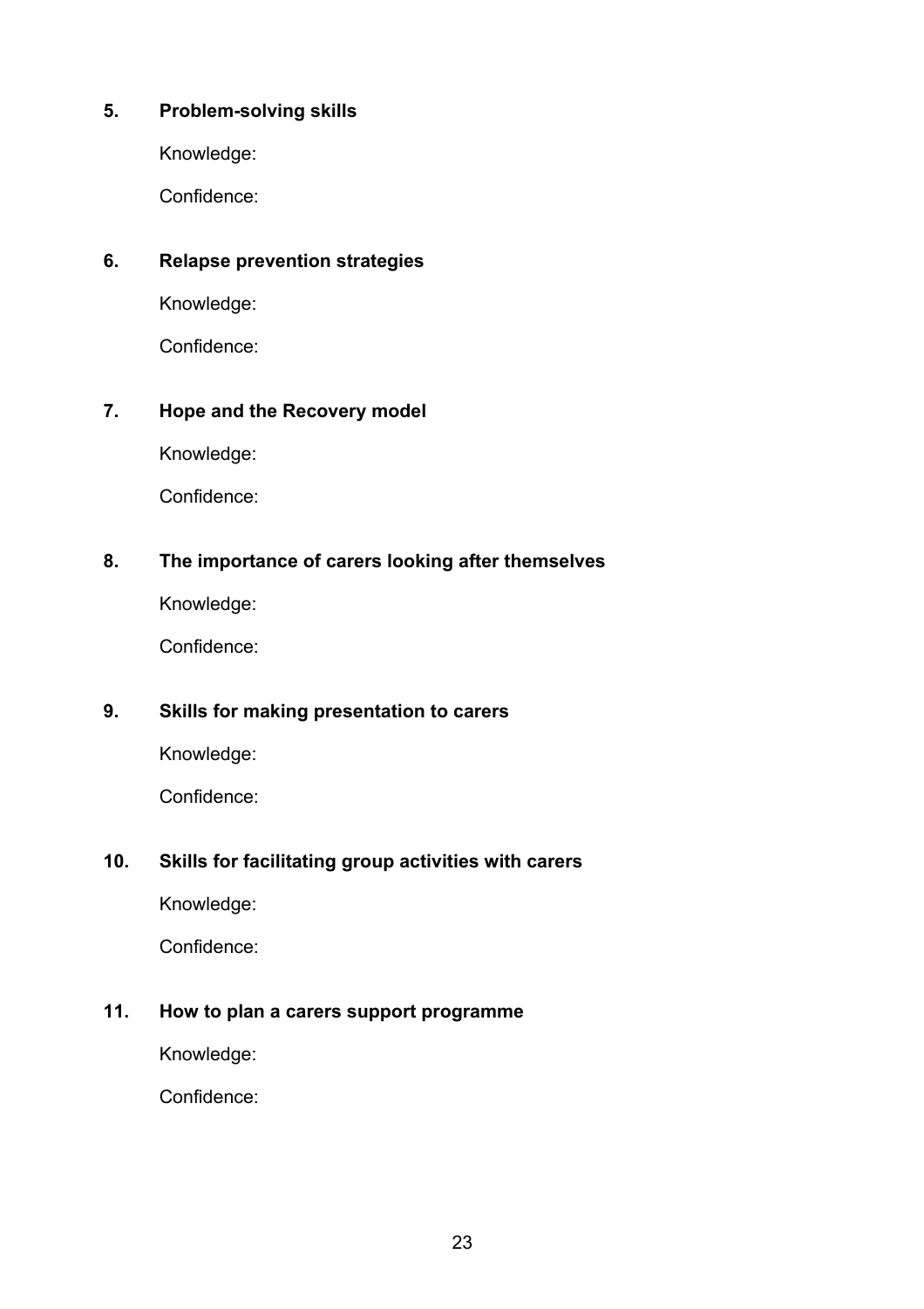**5. Problem-solving skills**

Knowledge:

Confidence:

**6. Relapse prevention strategies**

Knowledge:

Confidence:

**7. Hope and the Recovery model**

Knowledge:

Confidence:

**8. The importance of carers looking after themselves**

Knowledge:

Confidence:

**9. Skills for making presentation to carers**

Knowledge:

Confidence:

**10. Skills for facilitating group activities with carers**

Knowledge:

Confidence:

**11. How to plan a carers support programme**

Knowledge:

Confidence: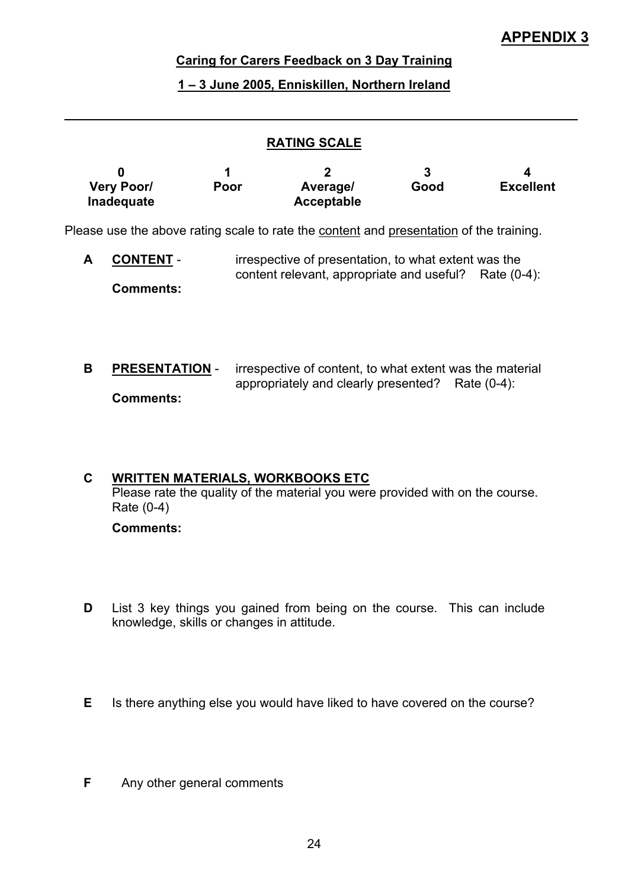**APPENDIX 3**

**Caring for Carers Feedback on 3 Day Training**

**1 – 3 June 2005, Enniskillen, Northern Ireland**

---

**RATING SCALE**

| 0 | 1 | 2 | 3 | 4 |
|---|---|---|---|---|
| **Very Poor/ Inadequate** | **Poor** | **Average/ Acceptable** | **Good** | **Excellent** |

Please use the above rating scale to rate the content and presentation of the training.

**A** **CONTENT** - irrespective of presentation, to what extent was the content relevant, appropriate and useful? Rate (0-4):

**Comments:**

**B** **PRESENTATION** - irrespective of content, to what extent was the material appropriately and clearly presented? Rate (0-4):

**Comments:**

**C** **WRITTEN MATERIALS, WORKBOOKS ETC**
Please rate the quality of the material you were provided with on the course. Rate (0-4)

**Comments:**

**D** List 3 key things you gained from being on the course. This can include knowledge, skills or changes in attitude.

**E** Is there anything else you would have liked to have covered on the course?

**F** Any other general comments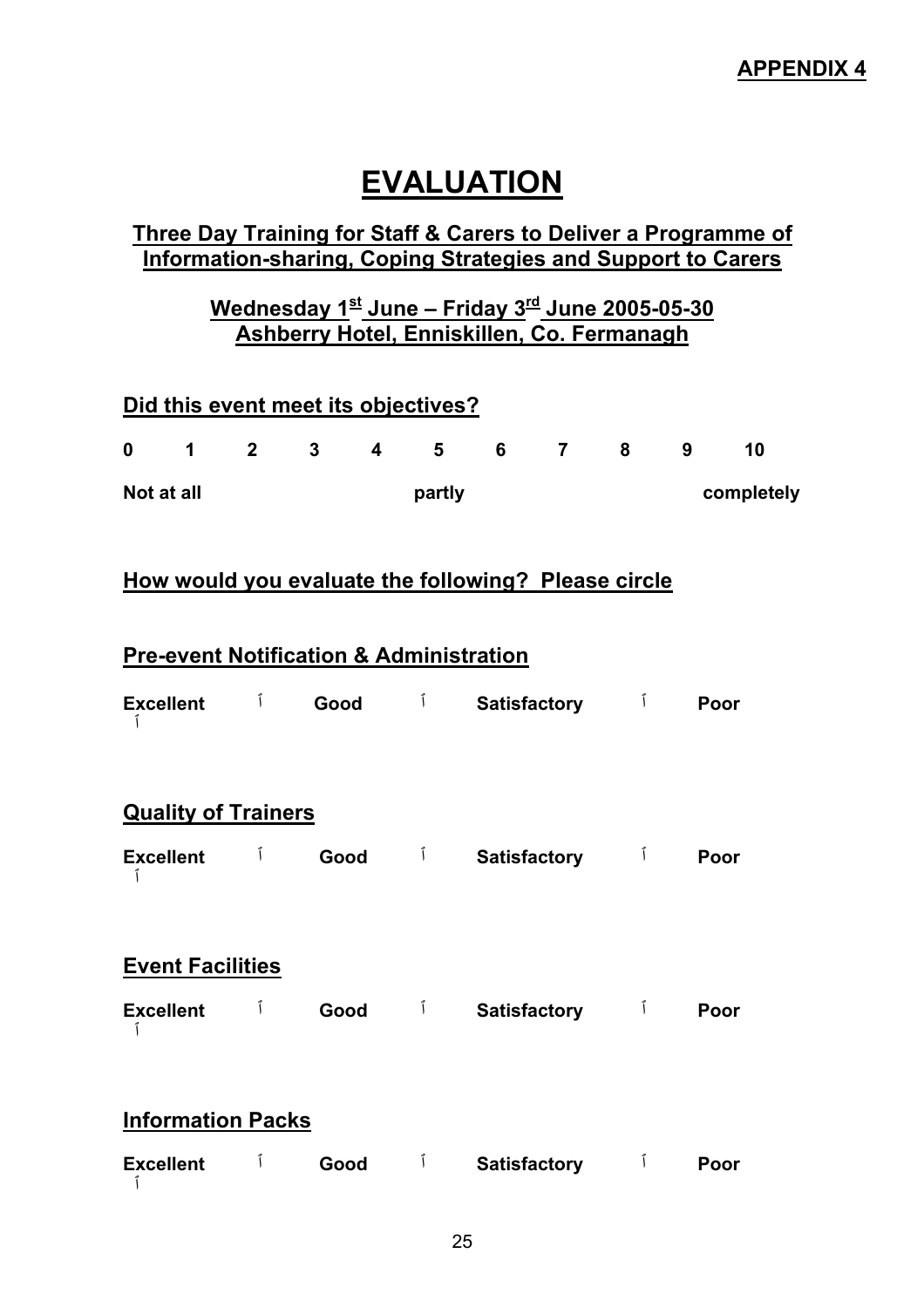**APPENDIX 4**

# EVALUATION

## Three Day Training for Staff & Carers to Deliver a Programme of Information-sharing, Coping Strategies and Support to Carers

**Wednesday 1st June – Friday 3rd June 2005-05-30**
**Ashberry Hotel, Enniskillen, Co. Fermanagh**

### Did this event meet its objectives?

| 0 | 1 | 2 | 3 | 4 | 5 | 6 | 7 | 8 | 9 | 10 |
|---|---|---|---|---|---|---|---|---|---|---|
| Not at all | | | | | partly | | | | | completely |

### How would you evaluate the following? Please circle

### Pre-event Notification & Administration

**Excellent** ☐ **Good** ☐ **Satisfactory** ☐ **Poor** ☐

### Quality of Trainers

**Excellent** ☐ **Good** ☐ **Satisfactory** ☐ **Poor** ☐

### Event Facilities

**Excellent** ☐ **Good** ☐ **Satisfactory** ☐ **Poor** ☐

### Information Packs

**Excellent** ☐ **Good** ☐ **Satisfactory** ☐ **Poor** ☐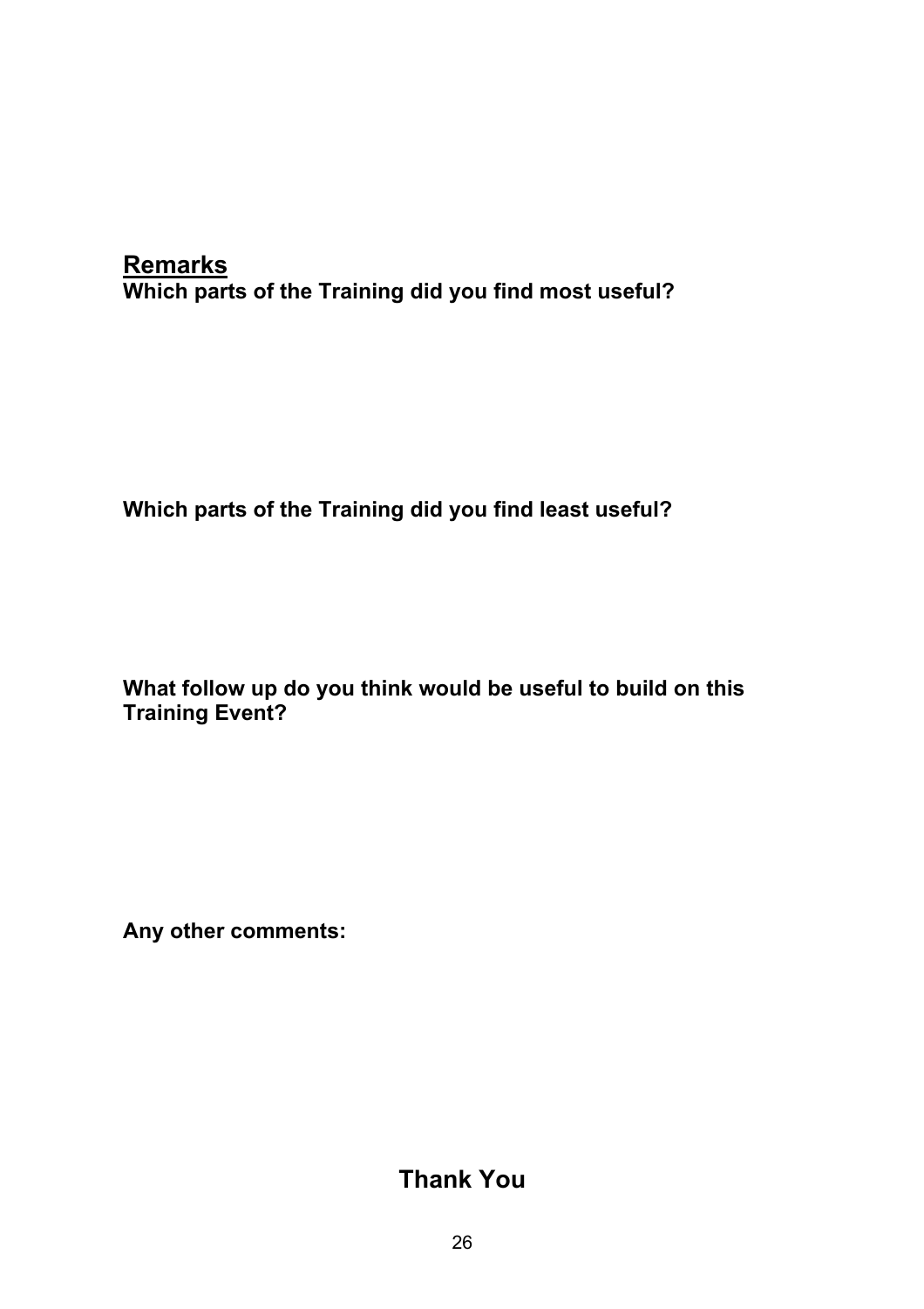## Remarks

**Which parts of the Training did you find most useful?**

**Which parts of the Training did you find least useful?**

**What follow up do you think would be useful to build on this Training Event?**

**Any other comments:**

**Thank You**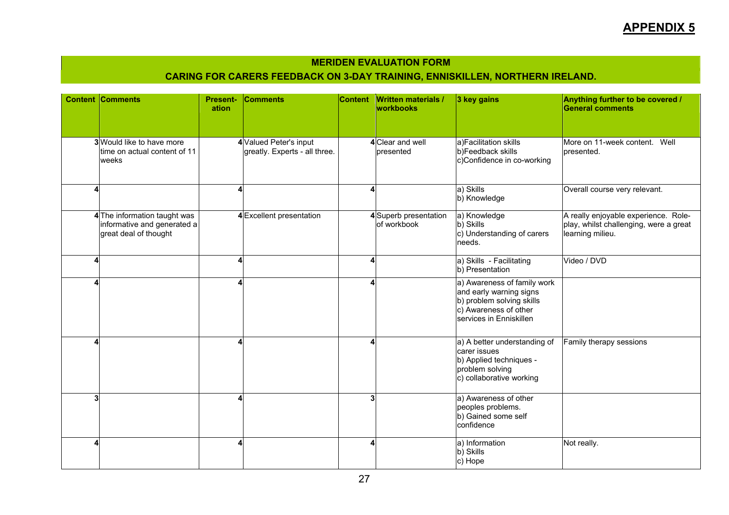## APPENDIX 5

**MERIDEN EVALUATION FORM**

**CARING FOR CARERS FEEDBACK ON 3-DAY TRAINING, ENNISKILLEN, NORTHERN IRELAND.**

| Content | Comments | Present-ation | Comments | Content | Written materials / workbooks | 3 key gains | Anything further to be covered / General comments |
|---|---|---|---|---|---|---|---|
| 3 | Would like to have more time on actual content of 11 weeks | 4 | Valued Peter's input greatly. Experts - all three. | 4 | Clear and well presented | a)Facilitation skills<br>b)Feedback skills<br>c)Confidence in co-working | More on 11-week content. Well presented. |
| 4 | | 4 | | 4 | | a) Skills<br>b) Knowledge | Overall course very relevant. |
| 4 | The information taught was informative and generated a great deal of thought | 4 | Excellent presentation | 4 | Superb presentation of workbook | a) Knowledge<br>b) Skills<br>c) Understanding of carers needs. | A really enjoyable experience. Role-play, whilst challenging, were a great learning milieu. |
| 4 | | 4 | | 4 | | a) Skills - Facilitating<br>b) Presentation | Video / DVD |
| 4 | | 4 | | 4 | | a) Awareness of family work and early warning signs<br>b) problem solving skills<br>c) Awareness of other services in Enniskillen | |
| 4 | | 4 | | 4 | | a) A better understanding of carer issues<br>b) Applied techniques - problem solving<br>c) collaborative working | Family therapy sessions |
| 3 | | 4 | | 3 | | a) Awareness of other peoples problems.<br>b) Gained some self confidence | |
| 4 | | 4 | | 4 | | a) Information<br>b) Skills<br>c) Hope | Not really. |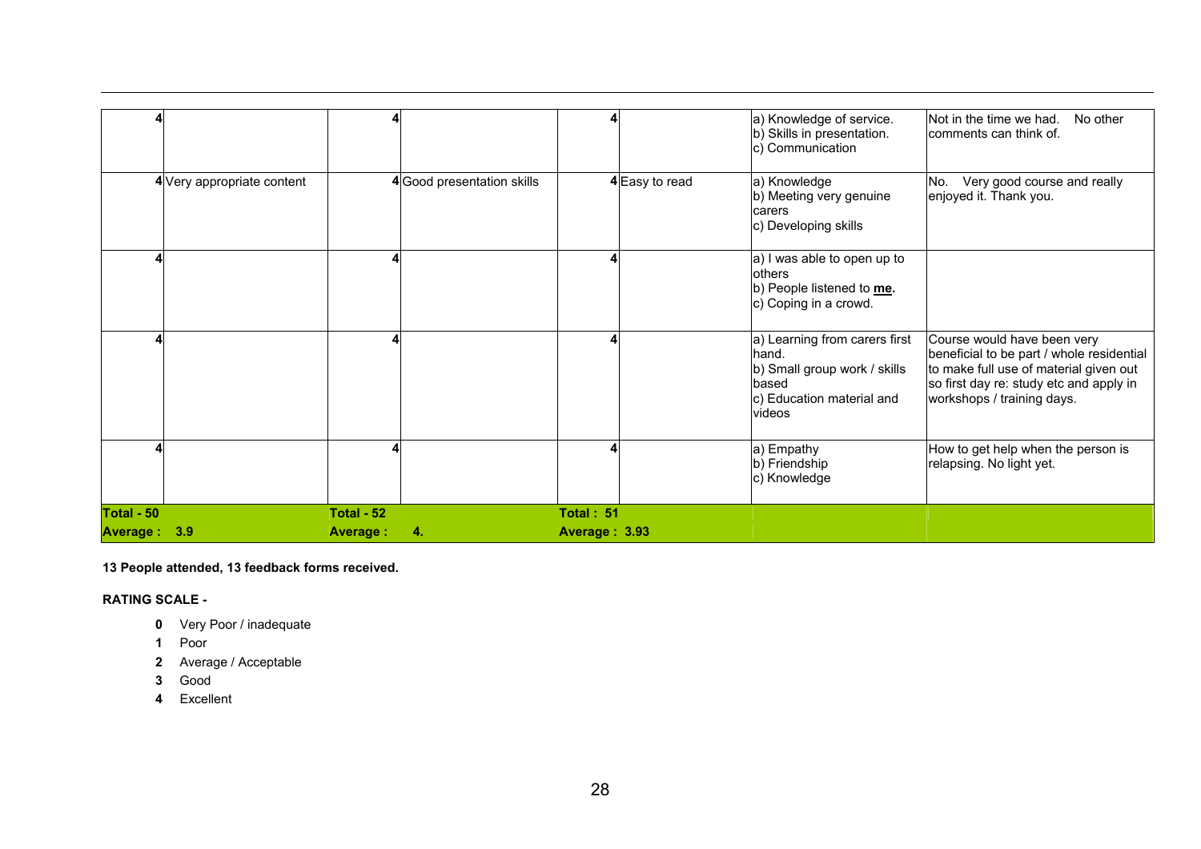| | | | | | | | |
|---|---|---|---|---|---|---|---|
| 4 | | 4 | | 4 | | a) Knowledge of service.<br>b) Skills in presentation.<br>c) Communication | Not in the time we had. No other comments can think of. |
| 4 | Very appropriate content | 4 | Good presentation skills | 4 | Easy to read | a) Knowledge<br>b) Meeting very genuine carers<br>c) Developing skills | No. Very good course and really enjoyed it. Thank you. |
| 4 | | 4 | | 4 | | a) I was able to open up to others<br>b) People listened to **me.**<br>c) Coping in a crowd. | |
| 4 | | 4 | | 4 | | a) Learning from carers first hand.<br>b) Small group work / skills based<br>c) Education material and videos | Course would have been very beneficial to be part / whole residential to make full use of material given out so first day re: study etc and apply in workshops / training days. |
| 4 | | 4 | | 4 | | a) Empathy<br>b) Friendship<br>c) Knowledge | How to get help when the person is relapsing. No light yet. |
| **Total - 50**<br>**Average : 3.9** | | **Total - 52**<br>**Average : 4.** | | **Total : 51**<br>**Average : 3.93** | | | |

**13 People attended, 13 feedback forms received.**

**RATING SCALE -**

- **0** Very Poor / inadequate
- **1** Poor
- **2** Average / Acceptable
- **3** Good
- **4** Excellent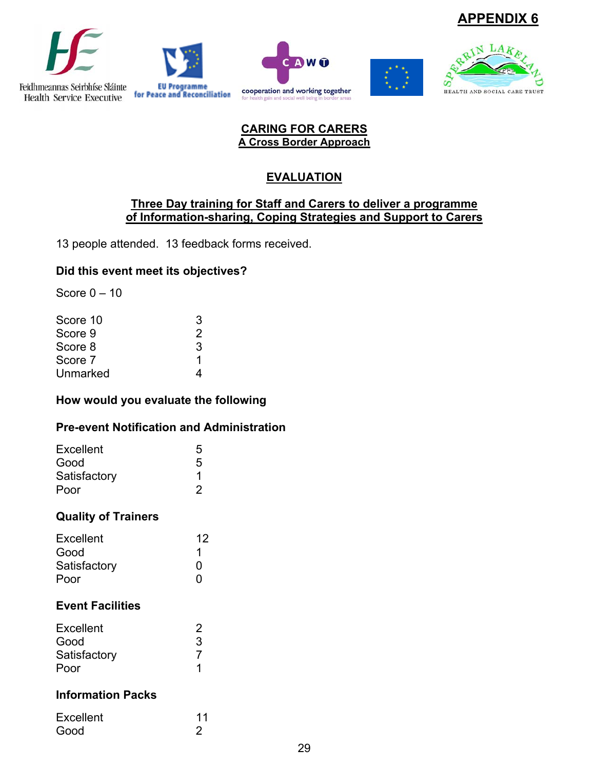**APPENDIX 6**

Feidhmeannas Seirbhíse Sláinte
Health Service Executive

EU Programme for Peace and Reconciliation

CAWT cooperation and working together
for health gain and social well being in border areas

SPERRIN LAKELAND HEALTH AND SOCIAL CARE TRUST

# CARING FOR CARERS
## A Cross Border Approach

## EVALUATION

### Three Day training for Staff and Carers to deliver a programme of Information-sharing, Coping Strategies and Support to Carers

13 people attended. 13 feedback forms received.

**Did this event meet its objectives?**

Score 0 – 10

| | |
|---|---|
| Score 10 | 3 |
| Score 9 | 2 |
| Score 8 | 3 |
| Score 7 | 1 |
| Unmarked | 4 |

**How would you evaluate the following**

**Pre-event Notification and Administration**

| | |
|---|---|
| Excellent | 5 |
| Good | 5 |
| Satisfactory | 1 |
| Poor | 2 |

**Quality of Trainers**

| | |
|---|---|
| Excellent | 12 |
| Good | 1 |
| Satisfactory | 0 |
| Poor | 0 |

**Event Facilities**

| | |
|---|---|
| Excellent | 2 |
| Good | 3 |
| Satisfactory | 7 |
| Poor | 1 |

**Information Packs**

| | |
|---|---|
| Excellent | 11 |
| Good | 2 |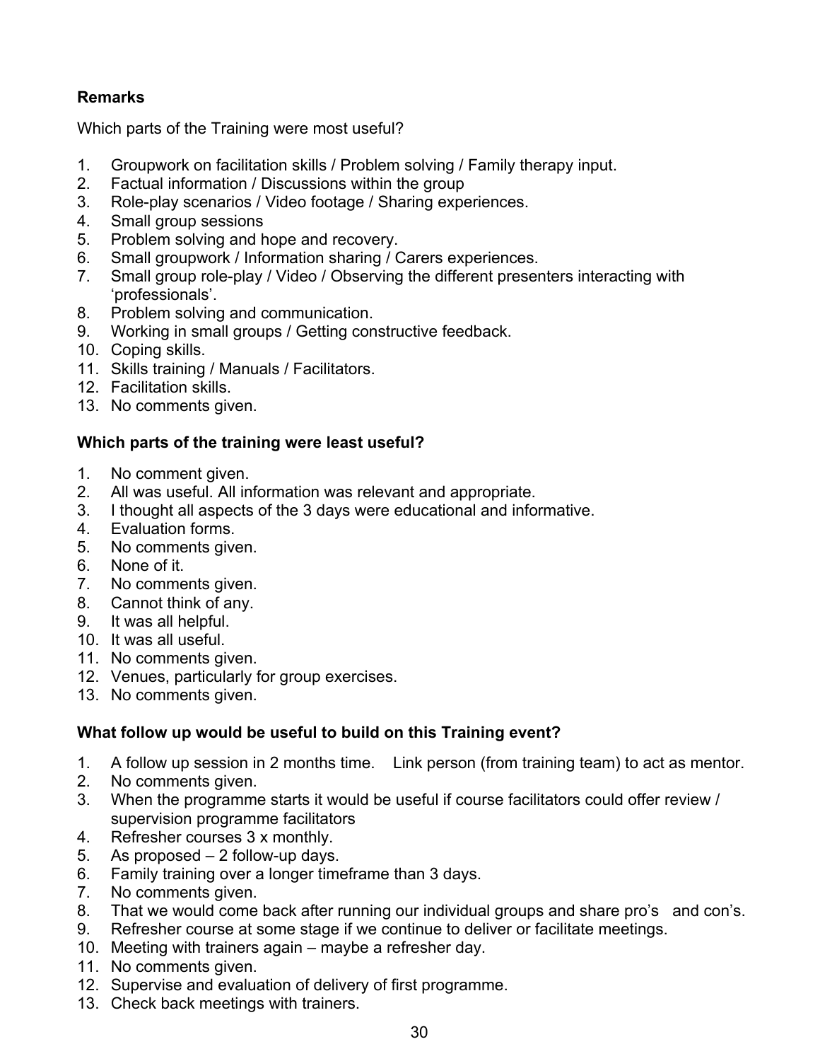**Remarks**

Which parts of the Training were most useful?

1. Groupwork on facilitation skills / Problem solving / Family therapy input.
2. Factual information / Discussions within the group
3. Role-play scenarios / Video footage / Sharing experiences.
4. Small group sessions
5. Problem solving and hope and recovery.
6. Small groupwork / Information sharing / Carers experiences.
7. Small group role-play / Video / Observing the different presenters interacting with 'professionals'.
8. Problem solving and communication.
9. Working in small groups / Getting constructive feedback.
10. Coping skills.
11. Skills training / Manuals / Facilitators.
12. Facilitation skills.
13. No comments given.

**Which parts of the training were least useful?**

1. No comment given.
2. All was useful. All information was relevant and appropriate.
3. I thought all aspects of the 3 days were educational and informative.
4. Evaluation forms.
5. No comments given.
6. None of it.
7. No comments given.
8. Cannot think of any.
9. It was all helpful.
10. It was all useful.
11. No comments given.
12. Venues, particularly for group exercises.
13. No comments given.

**What follow up would be useful to build on this Training event?**

1. A follow up session in 2 months time. Link person (from training team) to act as mentor.
2. No comments given.
3. When the programme starts it would be useful if course facilitators could offer review / supervision programme facilitators
4. Refresher courses 3 x monthly.
5. As proposed – 2 follow-up days.
6. Family training over a longer timeframe than 3 days.
7. No comments given.
8. That we would come back after running our individual groups and share pro's and con's.
9. Refresher course at some stage if we continue to deliver or facilitate meetings.
10. Meeting with trainers again – maybe a refresher day.
11. No comments given.
12. Supervise and evaluation of delivery of first programme.
13. Check back meetings with trainers.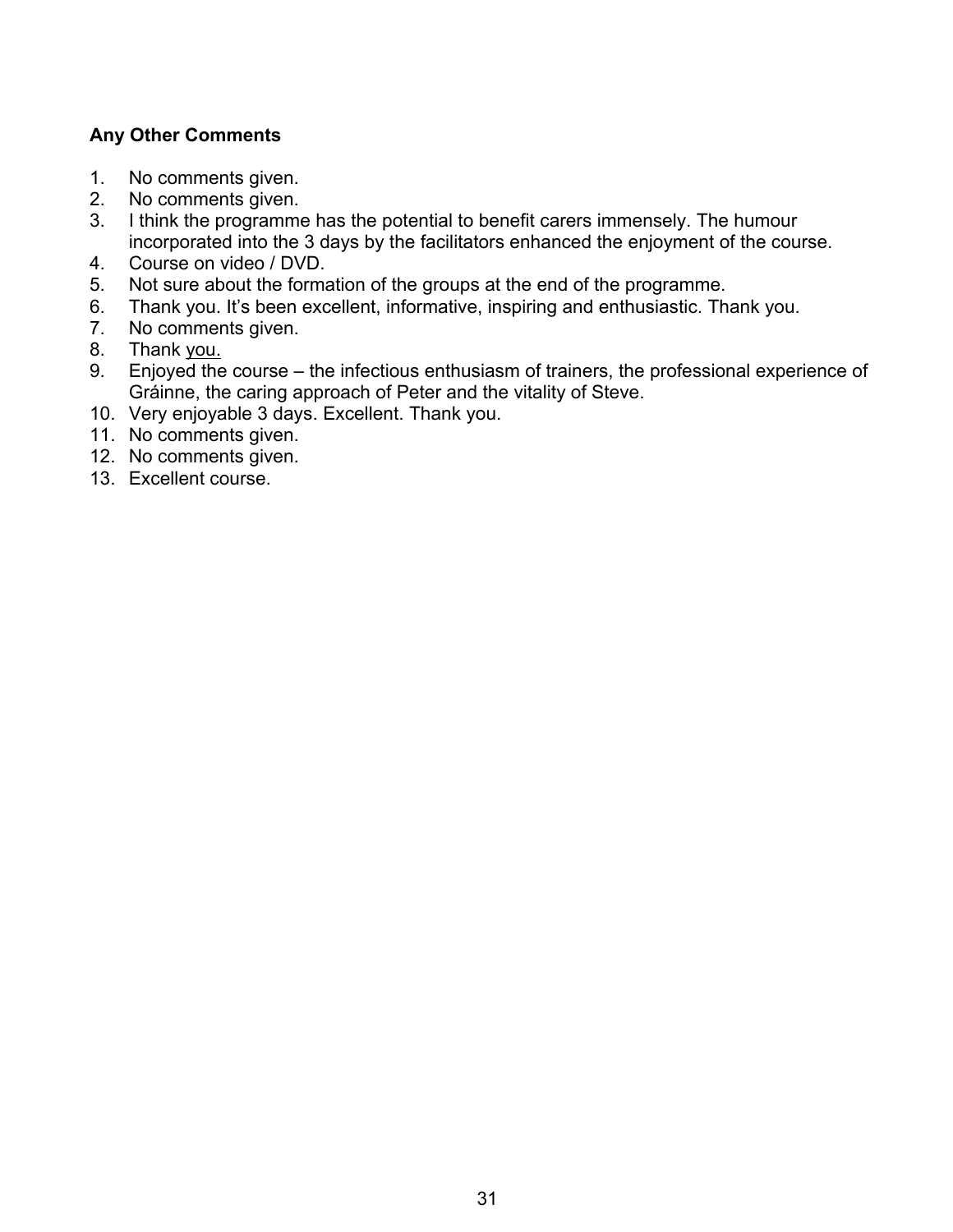**Any Other Comments**

1. No comments given.
2. No comments given.
3. I think the programme has the potential to benefit carers immensely. The humour incorporated into the 3 days by the facilitators enhanced the enjoyment of the course.
4. Course on video / DVD.
5. Not sure about the formation of the groups at the end of the programme.
6. Thank you. It's been excellent, informative, inspiring and enthusiastic. Thank you.
7. No comments given.
8. Thank you.
9. Enjoyed the course – the infectious enthusiasm of trainers, the professional experience of Gráinne, the caring approach of Peter and the vitality of Steve.
10. Very enjoyable 3 days. Excellent. Thank you.
11. No comments given.
12. No comments given.
13. Excellent course.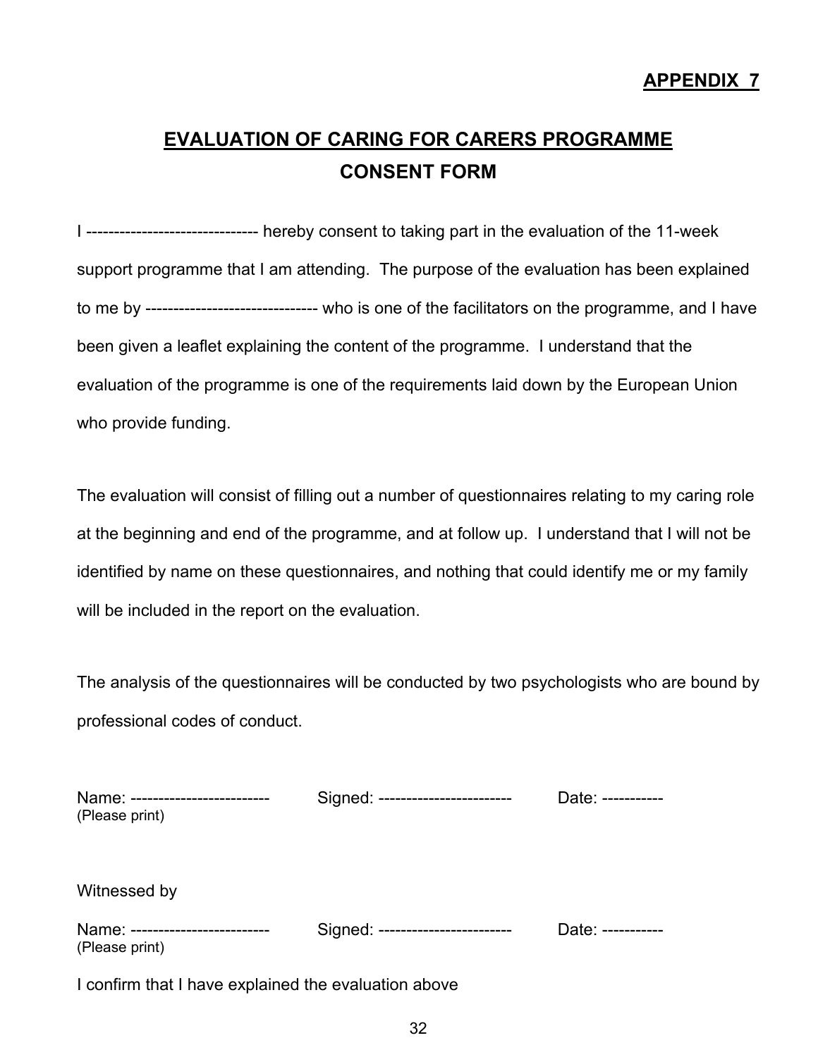**APPENDIX 7**

# EVALUATION OF CARING FOR CARERS PROGRAMME
## CONSENT FORM

I ------------------------------- hereby consent to taking part in the evaluation of the 11-week support programme that I am attending. The purpose of the evaluation has been explained to me by ------------------------------- who is one of the facilitators on the programme, and I have been given a leaflet explaining the content of the programme. I understand that the evaluation of the programme is one of the requirements laid down by the European Union who provide funding.

The evaluation will consist of filling out a number of questionnaires relating to my caring role at the beginning and end of the programme, and at follow up. I understand that I will not be identified by name on these questionnaires, and nothing that could identify me or my family will be included in the report on the evaluation.

The analysis of the questionnaires will be conducted by two psychologists who are bound by professional codes of conduct.

Name: -------------------------
(Please print)

Signed: ------------------------

Date: -----------

Witnessed by

Name: -------------------------
(Please print)

Signed: ------------------------

Date: -----------

I confirm that I have explained the evaluation above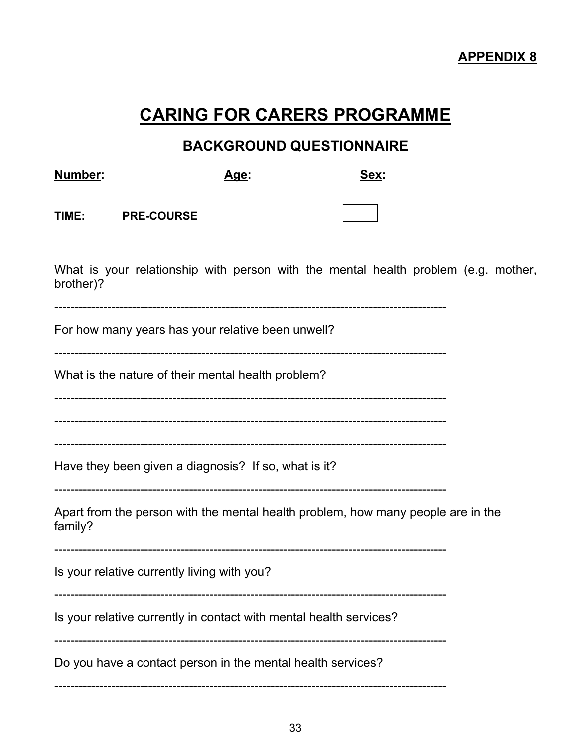**APPENDIX 8**

# CARING FOR CARERS PROGRAMME

## BACKGROUND QUESTIONNAIRE

**Number:** **Age:** **Sex:**

**TIME:** **PRE-COURSE** ☐

What is your relationship with person with the mental health problem (e.g. mother, brother)?

-----------------------------------------------------------------------------------------------

For how many years has your relative been unwell?

-----------------------------------------------------------------------------------------------

What is the nature of their mental health problem?

-----------------------------------------------------------------------------------------------

-----------------------------------------------------------------------------------------------

-----------------------------------------------------------------------------------------------

Have they been given a diagnosis? If so, what is it?

-----------------------------------------------------------------------------------------------

Apart from the person with the mental health problem, how many people are in the family?

-----------------------------------------------------------------------------------------------

Is your relative currently living with you?

-----------------------------------------------------------------------------------------------

Is your relative currently in contact with mental health services?

-----------------------------------------------------------------------------------------------

Do you have a contact person in the mental health services?

-----------------------------------------------------------------------------------------------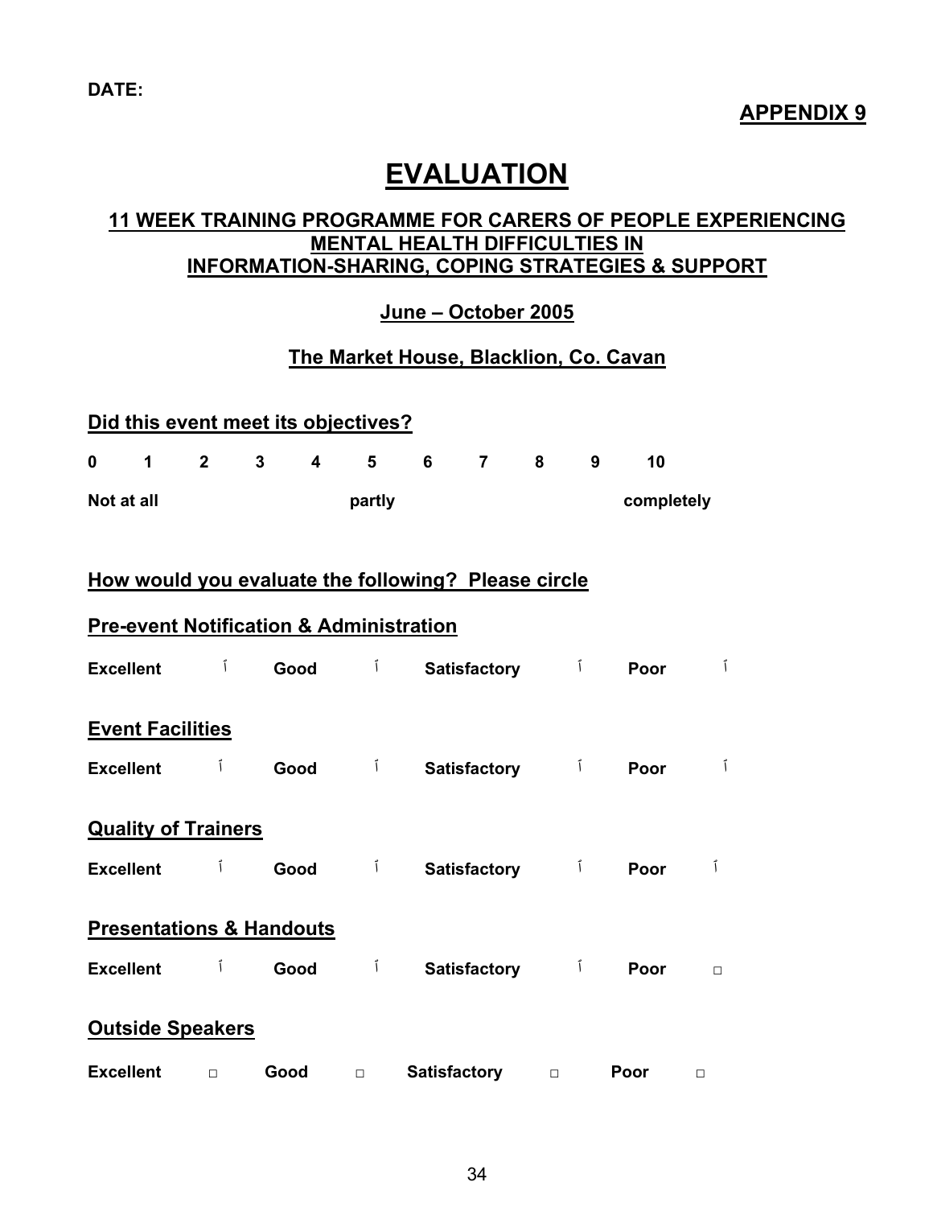**DATE:**

**APPENDIX 9**

# EVALUATION

## 11 WEEK TRAINING PROGRAMME FOR CARERS OF PEOPLE EXPERIENCING MENTAL HEALTH DIFFICULTIES IN INFORMATION-SHARING, COPING STRATEGIES & SUPPORT

### June – October 2005

### The Market House, Blacklion, Co. Cavan

**Did this event meet its objectives?**

| 0 | 1 | 2 | 3 | 4 | 5 | 6 | 7 | 8 | 9 | 10 |
|---|---|---|---|---|---|---|---|---|---|---|
| Not at all | | | | | partly | | | | | completely |

**How would you evaluate the following? Please circle**

**Pre-event Notification & Administration**

**Excellent** ☐ **Good** ☐ **Satisfactory** ☐ **Poor** ☐

**Event Facilities**

**Excellent** ☐ **Good** ☐ **Satisfactory** ☐ **Poor** ☐

**Quality of Trainers**

**Excellent** ☐ **Good** ☐ **Satisfactory** ☐ **Poor** ☐

**Presentations & Handouts**

**Excellent** ☐ **Good** ☐ **Satisfactory** ☐ **Poor** ☐

**Outside Speakers**

**Excellent** ☐ **Good** ☐ **Satisfactory** ☐ **Poor** ☐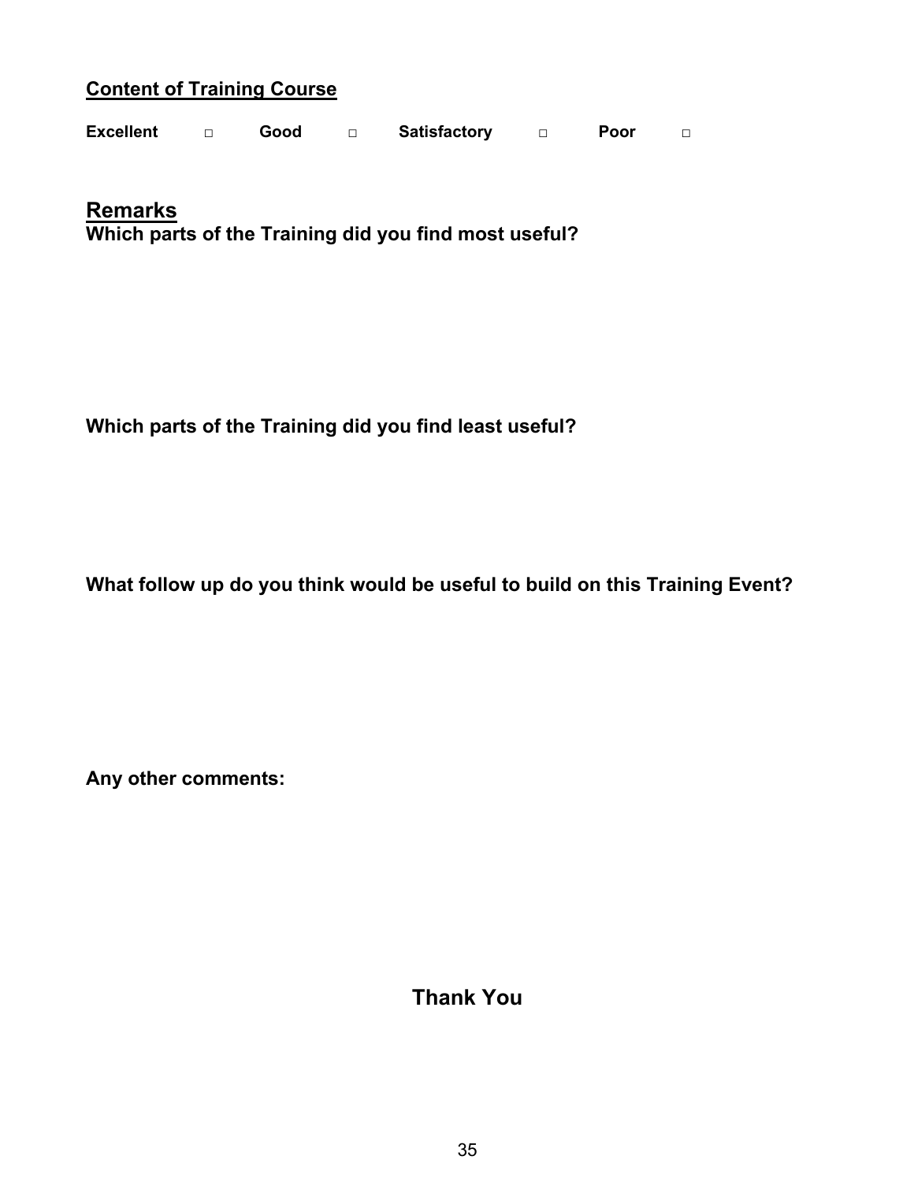## Content of Training Course

**Excellent** □ **Good** □ **Satisfactory** □ **Poor** □

## Remarks

**Which parts of the Training did you find most useful?**

**Which parts of the Training did you find least useful?**

**What follow up do you think would be useful to build on this Training Event?**

**Any other comments:**

**Thank You**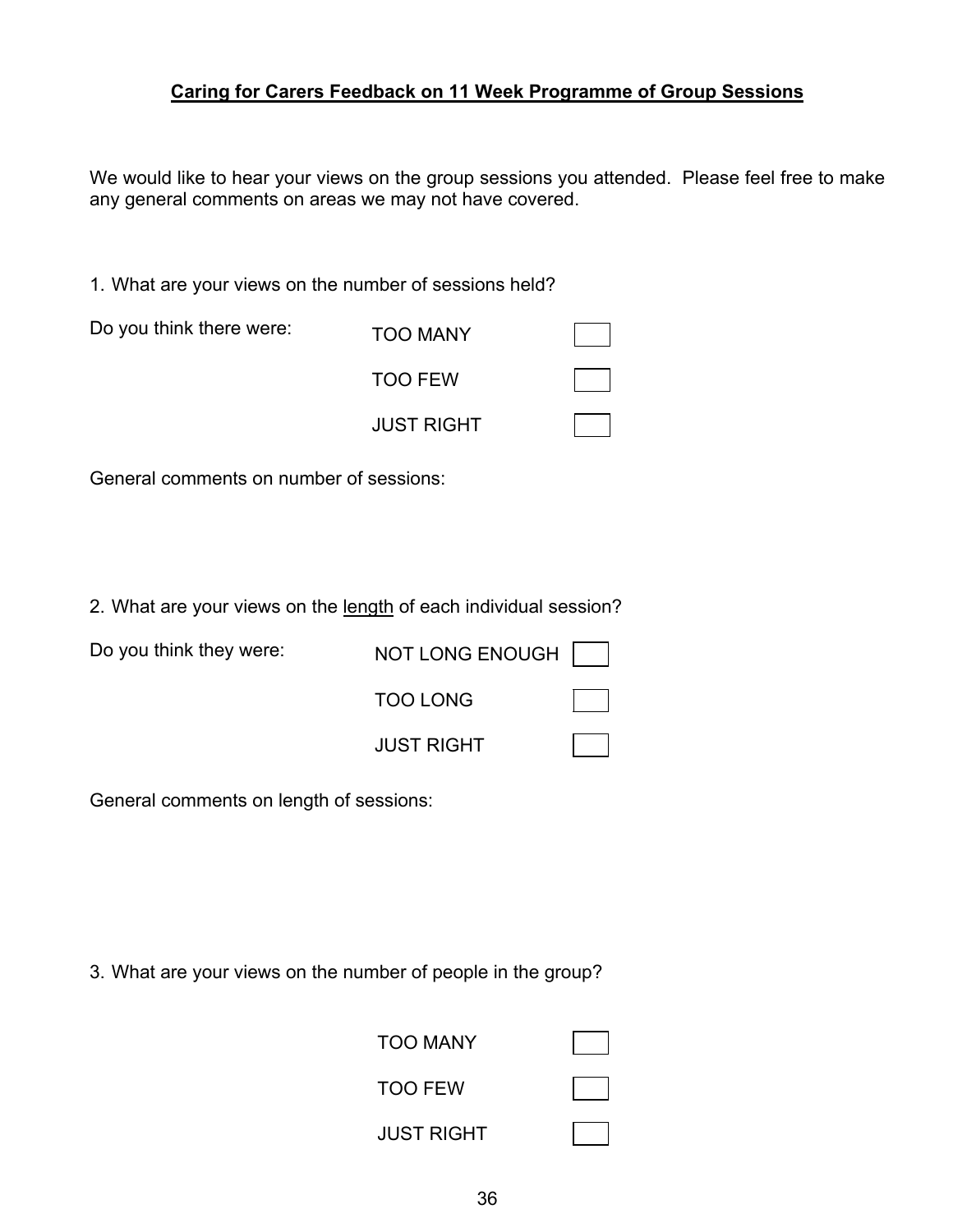**Caring for Carers Feedback on 11 Week Programme of Group Sessions**

We would like to hear your views on the group sessions you attended. Please feel free to make any general comments on areas we may not have covered.

1. What are your views on the number of sessions held?

Do you think there were:

- TOO MANY ☐
- TOO FEW ☐
- JUST RIGHT ☐

General comments on number of sessions:

2. What are your views on the <u>length</u> of each individual session?

Do you think they were:

- NOT LONG ENOUGH ☐
- TOO LONG ☐
- JUST RIGHT ☐

General comments on length of sessions:

3. What are your views on the number of people in the group?

- TOO MANY ☐
- TOO FEW ☐
- JUST RIGHT ☐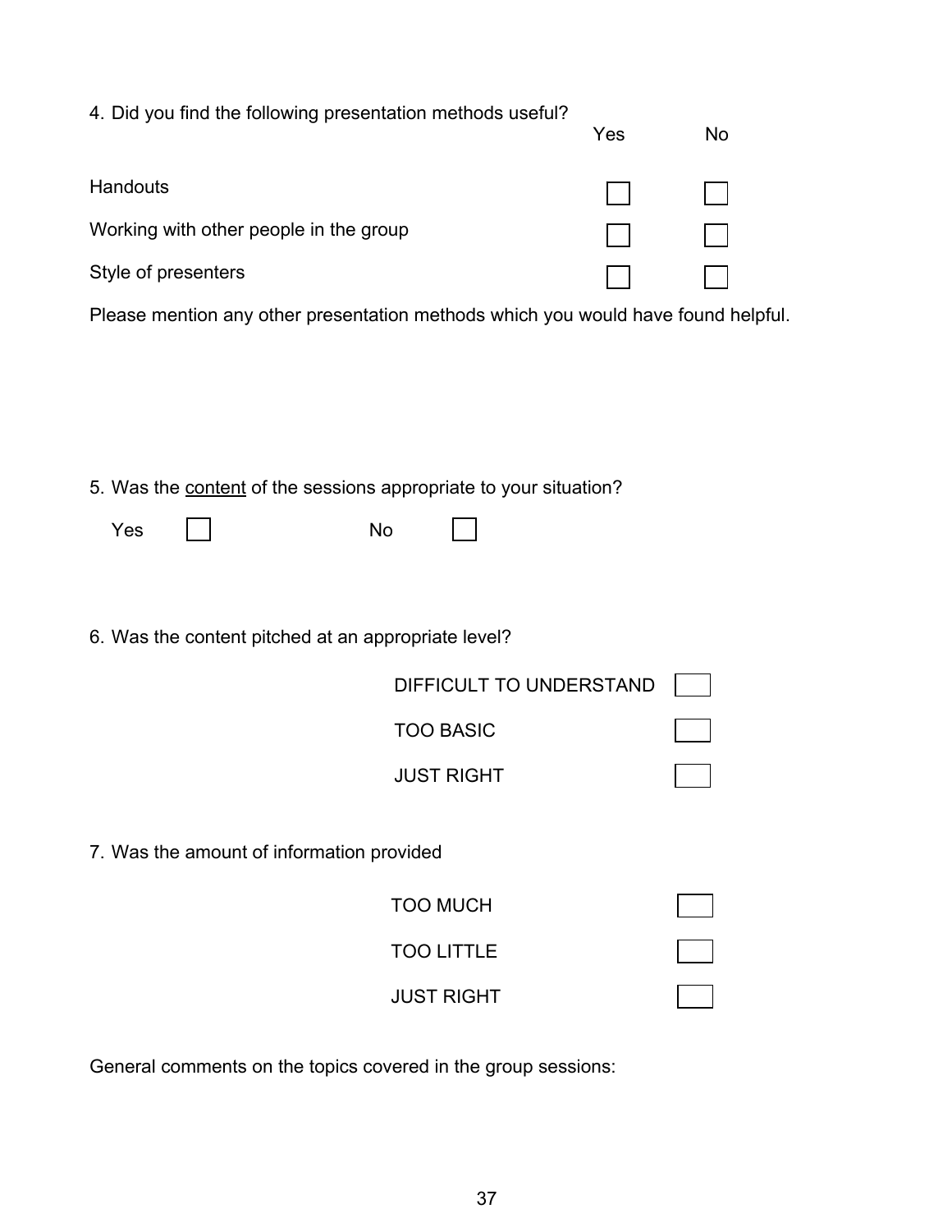4. Did you find the following presentation methods useful?

| | Yes | No |
|---|---|---|
| Handouts | ☐ | ☐ |
| Working with other people in the group | ☐ | ☐ |
| Style of presenters | ☐ | ☐ |

Please mention any other presentation methods which you would have found helpful.

5. Was the <u>content</u> of the sessions appropriate to your situation?

Yes ☐ No ☐

6. Was the content pitched at an appropriate level?

DIFFICULT TO UNDERSTAND ☐

TOO BASIC ☐

JUST RIGHT ☐

7. Was the amount of information provided

TOO MUCH ☐

TOO LITTLE ☐

JUST RIGHT ☐

General comments on the topics covered in the group sessions: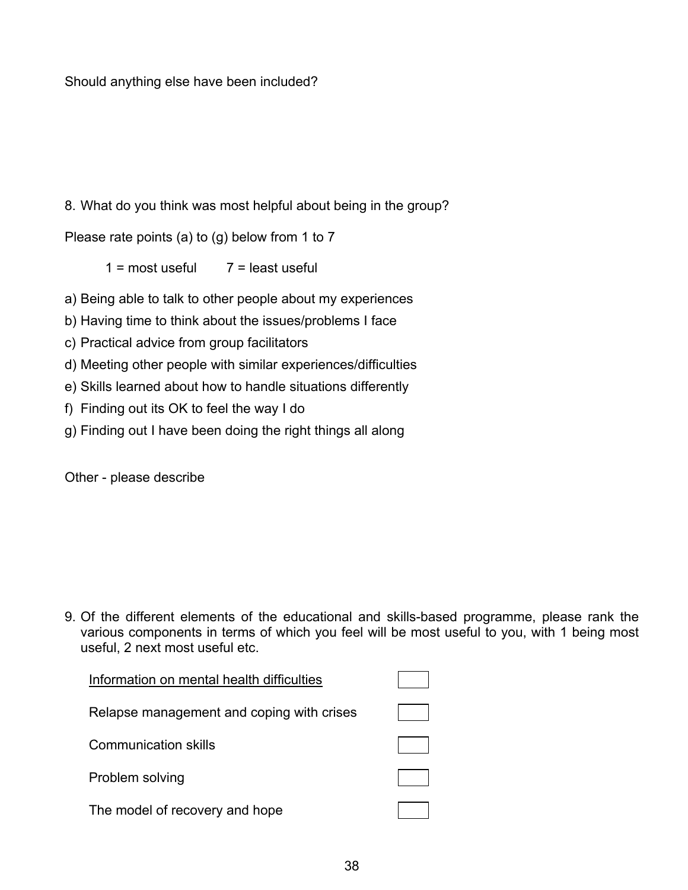Should anything else have been included?

8. What do you think was most helpful about being in the group?

Please rate points (a) to (g) below from 1 to 7

1 = most useful      7 = least useful

a) Being able to talk to other people about my experiences
b) Having time to think about the issues/problems I face
c) Practical advice from group facilitators
d) Meeting other people with similar experiences/difficulties
e) Skills learned about how to handle situations differently
f) Finding out its OK to feel the way I do
g) Finding out I have been doing the right things all along

Other - please describe

9. Of the different elements of the educational and skills-based programme, please rank the various components in terms of which you feel will be most useful to you, with 1 being most useful, 2 next most useful etc.

| | |
|---|---|
| <u>Information on mental health difficulties</u> | ☐ |
| Relapse management and coping with crises | ☐ |
| Communication skills | ☐ |
| Problem solving | ☐ |
| The model of recovery and hope | ☐ |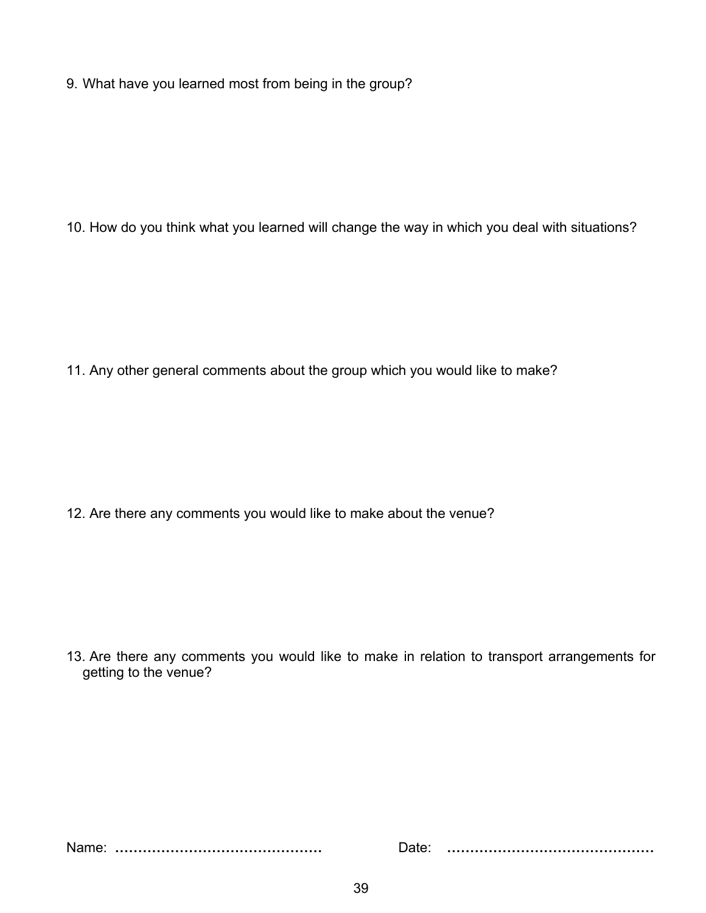9. What have you learned most from being in the group?

10. How do you think what you learned will change the way in which you deal with situations?

11. Any other general comments about the group which you would like to make?

12. Are there any comments you would like to make about the venue?

13. Are there any comments you would like to make in relation to transport arrangements for getting to the venue?

Name: ............................................ Date: ............................................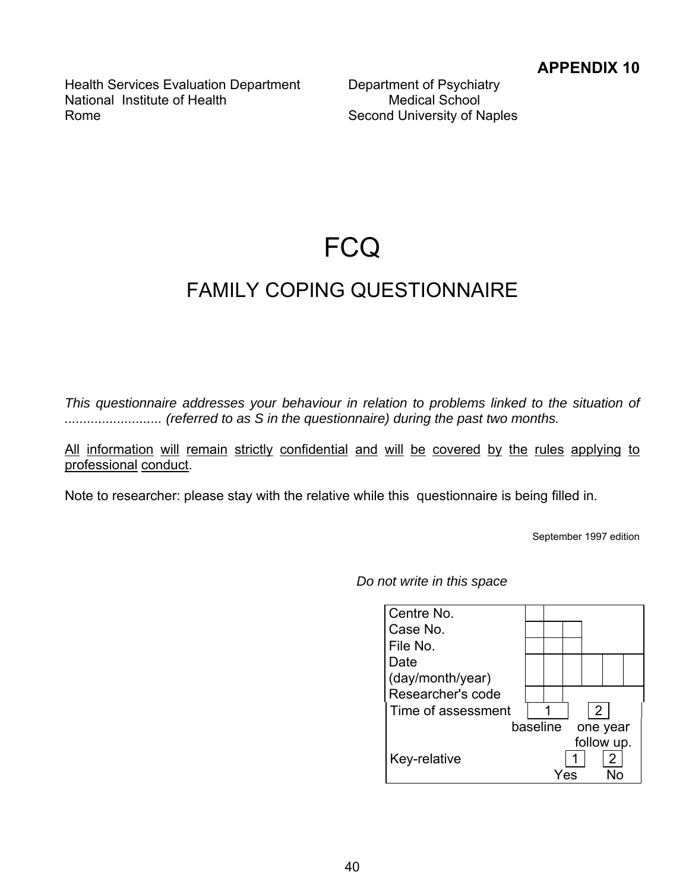**APPENDIX 10**

Health Services Evaluation Department
National Institute of Health
Rome

Department of Psychiatry
Medical School
Second University of Naples

# FCQ

## FAMILY COPING QUESTIONNAIRE

*This questionnaire addresses your behaviour in relation to problems linked to the situation of .......................... (referred to as S in the questionnaire) during the past two months.*

All information will remain strictly confidential and will be covered by the rules applying to professional conduct.

Note to researcher: please stay with the relative while this questionnaire is being filled in.

September 1997 edition

*Do not write in this space*

| | |
|---|---|
| Centre No. | ☐ |
| Case No. | ☐☐☐ |
| File No. | ☐☐☐ |
| Date (day/month/year) | ☐☐☐☐☐☐ |
| Researcher's code | ☐☐ |
| Time of assessment | 1 baseline &nbsp;&nbsp; 2 one year follow up. |
| Key-relative | 1 Yes &nbsp;&nbsp; 2 No |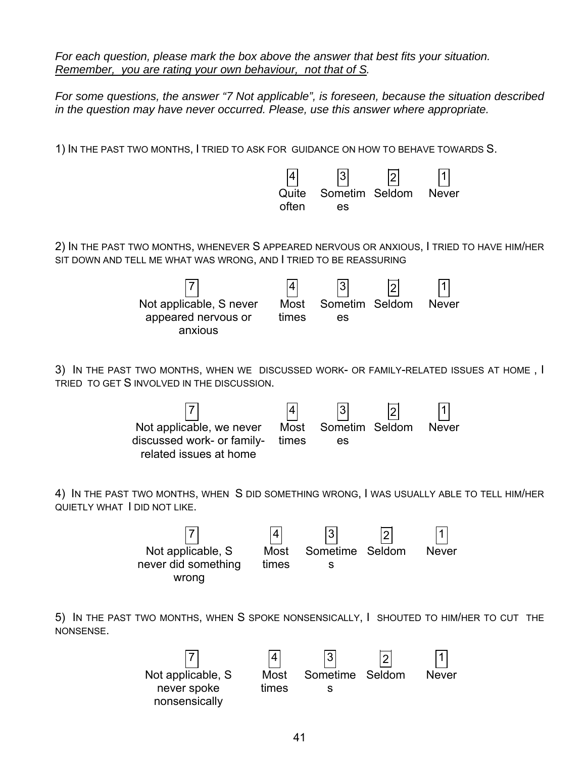*For each question, please mark the box above the answer that best fits your situation.* *<u>Remember, you are rating your own behaviour, not that of S</u>.*

*For some questions, the answer "7 Not applicable", is foreseen, because the situation described in the question may have never occurred. Please, use this answer where appropriate.*

1) IN THE PAST TWO MONTHS, I TRIED TO ASK FOR GUIDANCE ON HOW TO BEHAVE TOWARDS S.

| 4 | 3 | 2 | 1 |
|---|---|---|---|
| Quite often | Sometimes | Seldom | Never |

2) IN THE PAST TWO MONTHS, WHENEVER S APPEARED NERVOUS OR ANXIOUS, I TRIED TO HAVE HIM/HER SIT DOWN AND TELL ME WHAT WAS WRONG, AND I TRIED TO BE REASSURING

| 7 | 4 | 3 | 2 | 1 |
|---|---|---|---|---|
| Not applicable, S never appeared nervous or anxious | Most times | Sometimes | Seldom | Never |

3) IN THE PAST TWO MONTHS, WHEN WE DISCUSSED WORK- OR FAMILY-RELATED ISSUES AT HOME , I TRIED TO GET S INVOLVED IN THE DISCUSSION.

| 7 | 4 | 3 | 2 | 1 |
|---|---|---|---|---|
| Not applicable, we never discussed work- or family-related issues at home | Most times | Sometimes | Seldom | Never |

4) IN THE PAST TWO MONTHS, WHEN S DID SOMETHING WRONG, I WAS USUALLY ABLE TO TELL HIM/HER QUIETLY WHAT I DID NOT LIKE.

| 7 | 4 | 3 | 2 | 1 |
|---|---|---|---|---|
| Not applicable, S never did something wrong | Most times | Sometimes | Seldom | Never |

5) IN THE PAST TWO MONTHS, WHEN S SPOKE NONSENSICALLY, I SHOUTED TO HIM/HER TO CUT THE NONSENSE.

| 7 | 4 | 3 | 2 | 1 |
|---|---|---|---|---|
| Not applicable, S never spoke nonsensically | Most times | Sometimes | Seldom | Never |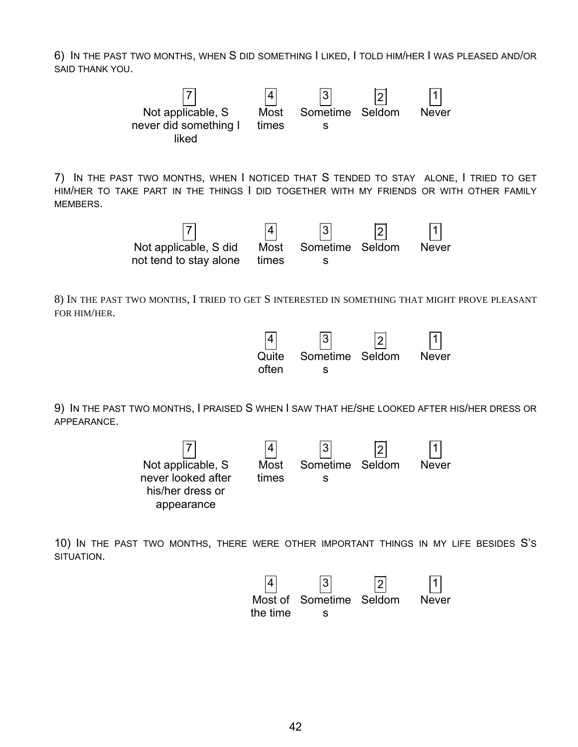6) IN THE PAST TWO MONTHS, WHEN S DID SOMETHING I LIKED, I TOLD HIM/HER I WAS PLEASED AND/OR SAID THANK YOU.

| 7 | 4 | 3 | 2 | 1 |
|---|---|---|---|---|
| Not applicable, S never did something I liked | Most times | Sometimes | Seldom | Never |

7) IN THE PAST TWO MONTHS, WHEN I NOTICED THAT S TENDED TO STAY ALONE, I TRIED TO GET HIM/HER TO TAKE PART IN THE THINGS I DID TOGETHER WITH MY FRIENDS OR WITH OTHER FAMILY MEMBERS.

| 7 | 4 | 3 | 2 | 1 |
|---|---|---|---|---|
| Not applicable, S did not tend to stay alone | Most times | Sometimes | Seldom | Never |

8) IN THE PAST TWO MONTHS, I TRIED TO GET S INTERESTED IN SOMETHING THAT MIGHT PROVE PLEASANT FOR HIM/HER.

| 4 | 3 | 2 | 1 |
|---|---|---|---|
| Quite often | Sometimes | Seldom | Never |

9) IN THE PAST TWO MONTHS, I PRAISED S WHEN I SAW THAT HE/SHE LOOKED AFTER HIS/HER DRESS OR APPEARANCE.

| 7 | 4 | 3 | 2 | 1 |
|---|---|---|---|---|
| Not applicable, S never looked after his/her dress or appearance | Most times | Sometimes | Seldom | Never |

10) IN THE PAST TWO MONTHS, THERE WERE OTHER IMPORTANT THINGS IN MY LIFE BESIDES S'S SITUATION.

| 4 | 3 | 2 | 1 |
|---|---|---|---|
| Most of the time | Sometimes | Seldom | Never |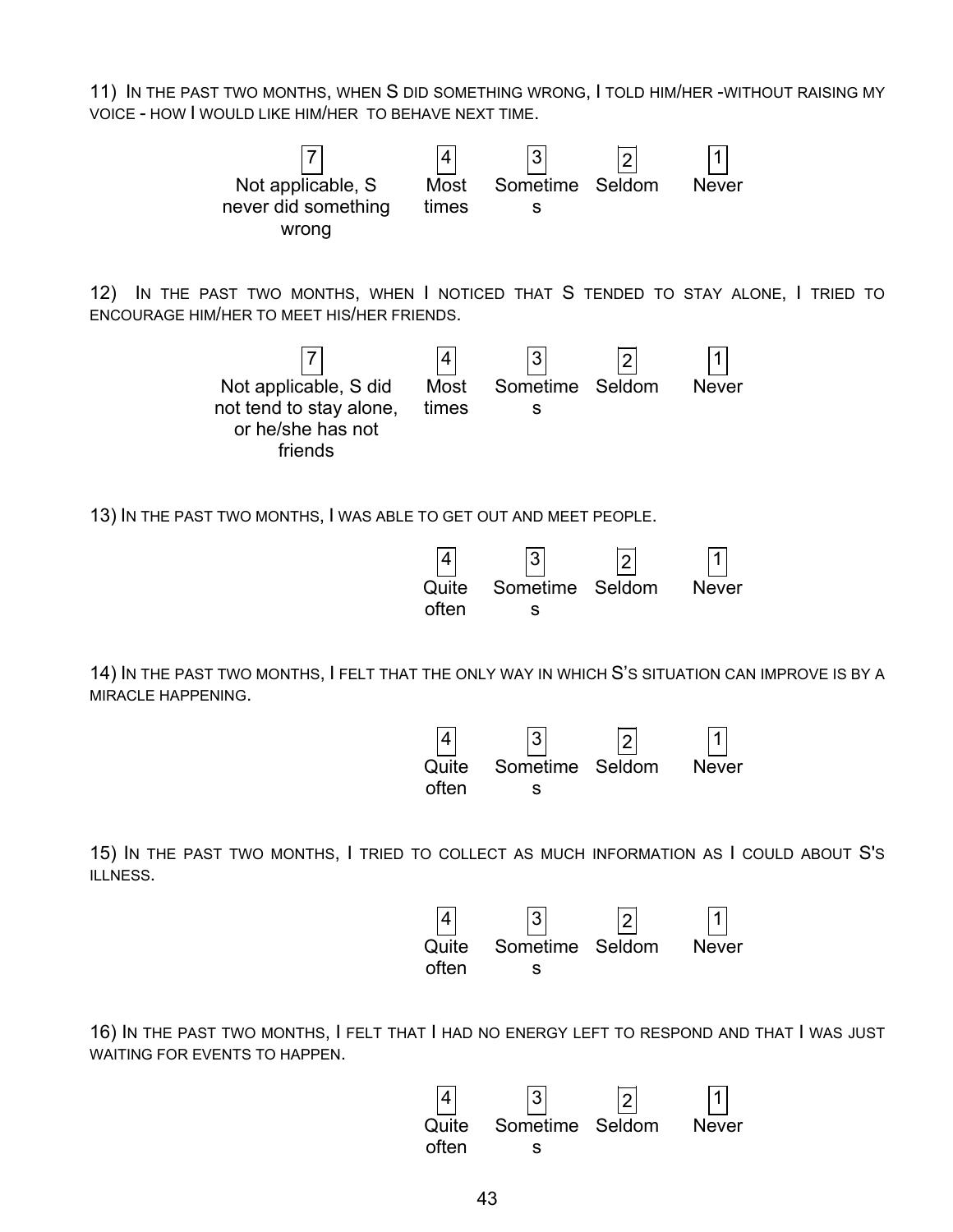11) IN THE PAST TWO MONTHS, WHEN S DID SOMETHING WRONG, I TOLD HIM/HER -WITHOUT RAISING MY VOICE - HOW I WOULD LIKE HIM/HER TO BEHAVE NEXT TIME.

| 7 | 4 | 3 | 2 | 1 |
|---|---|---|---|---|
| Not applicable, S never did something wrong | Most times | Sometimes | Seldom | Never |

12) IN THE PAST TWO MONTHS, WHEN I NOTICED THAT S TENDED TO STAY ALONE, I TRIED TO ENCOURAGE HIM/HER TO MEET HIS/HER FRIENDS.

| 7 | 4 | 3 | 2 | 1 |
|---|---|---|---|---|
| Not applicable, S did not tend to stay alone, or he/she has not friends | Most times | Sometimes | Seldom | Never |

13) IN THE PAST TWO MONTHS, I WAS ABLE TO GET OUT AND MEET PEOPLE.

| 4 | 3 | 2 | 1 |
|---|---|---|---|
| Quite often | Sometimes | Seldom | Never |

14) IN THE PAST TWO MONTHS, I FELT THAT THE ONLY WAY IN WHICH S'S SITUATION CAN IMPROVE IS BY A MIRACLE HAPPENING.

| 4 | 3 | 2 | 1 |
|---|---|---|---|
| Quite often | Sometimes | Seldom | Never |

15) IN THE PAST TWO MONTHS, I TRIED TO COLLECT AS MUCH INFORMATION AS I COULD ABOUT S'S ILLNESS.

| 4 | 3 | 2 | 1 |
|---|---|---|---|
| Quite often | Sometimes | Seldom | Never |

16) IN THE PAST TWO MONTHS, I FELT THAT I HAD NO ENERGY LEFT TO RESPOND AND THAT I WAS JUST WAITING FOR EVENTS TO HAPPEN.

| 4 | 3 | 2 | 1 |
|---|---|---|---|
| Quite often | Sometimes | Seldom | Never |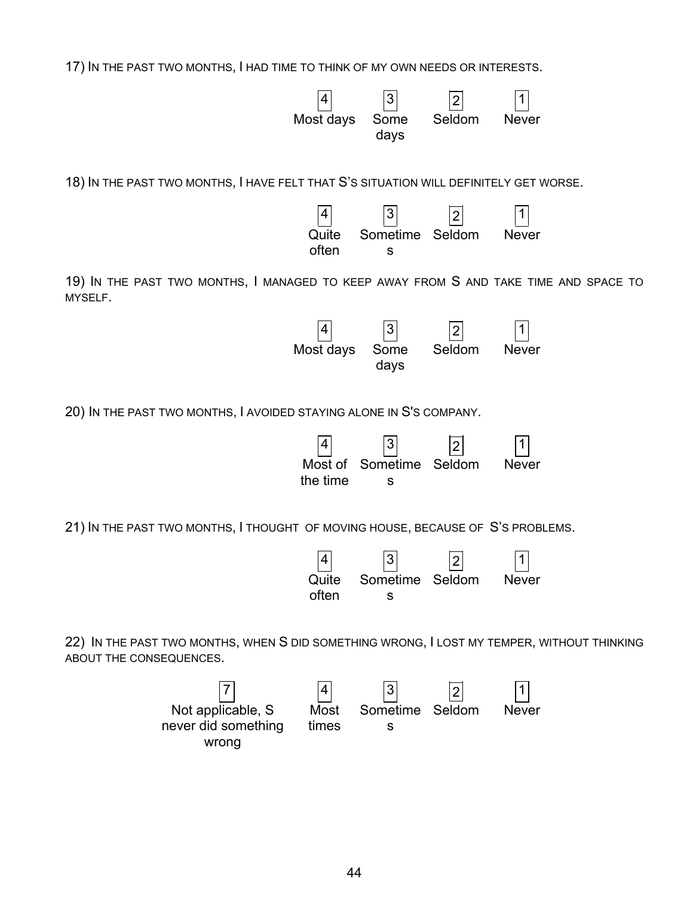17) IN THE PAST TWO MONTHS, I HAD TIME TO THINK OF MY OWN NEEDS OR INTERESTS.

| 4 | 3 | 2 | 1 |
|---|---|---|---|
| Most days | Some days | Seldom | Never |

18) IN THE PAST TWO MONTHS, I HAVE FELT THAT S'S SITUATION WILL DEFINITELY GET WORSE.

| 4 | 3 | 2 | 1 |
|---|---|---|---|
| Quite often | Sometimes | Seldom | Never |

19) IN THE PAST TWO MONTHS, I MANAGED TO KEEP AWAY FROM S AND TAKE TIME AND SPACE TO MYSELF.

| 4 | 3 | 2 | 1 |
|---|---|---|---|
| Most days | Some days | Seldom | Never |

20) IN THE PAST TWO MONTHS, I AVOIDED STAYING ALONE IN S'S COMPANY.

| 4 | 3 | 2 | 1 |
|---|---|---|---|
| Most of the time | Sometimes | Seldom | Never |

21) IN THE PAST TWO MONTHS, I THOUGHT OF MOVING HOUSE, BECAUSE OF S'S PROBLEMS.

| 4 | 3 | 2 | 1 |
|---|---|---|---|
| Quite often | Sometimes | Seldom | Never |

22) IN THE PAST TWO MONTHS, WHEN S DID SOMETHING WRONG, I LOST MY TEMPER, WITHOUT THINKING ABOUT THE CONSEQUENCES.

| 7 | 4 | 3 | 2 | 1 |
|---|---|---|---|---|
| Not applicable, S never did something wrong | Most times | Sometimes | Seldom | Never |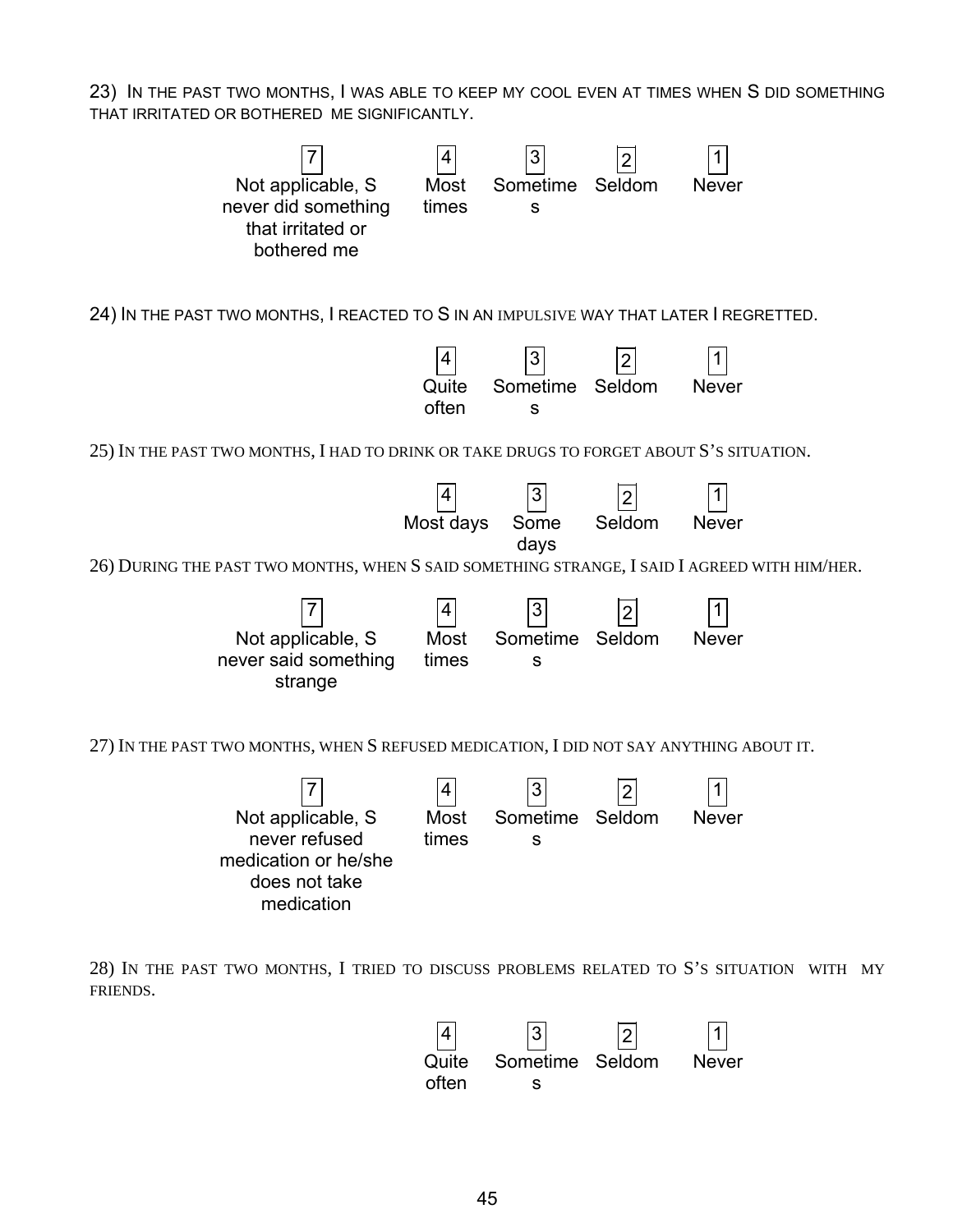23) IN THE PAST TWO MONTHS, I WAS ABLE TO KEEP MY COOL EVEN AT TIMES WHEN S DID SOMETHING THAT IRRITATED OR BOTHERED ME SIGNIFICANTLY.

| 7 | 4 | 3 | 2 | 1 |
|---|---|---|---|---|
| Not applicable, S never did something that irritated or bothered me | Most times | Sometimes | Seldom | Never |

24) IN THE PAST TWO MONTHS, I REACTED TO S IN AN IMPULSIVE WAY THAT LATER I REGRETTED.

| 4 | 3 | 2 | 1 |
|---|---|---|---|
| Quite often | Sometimes | Seldom | Never |

25) IN THE PAST TWO MONTHS, I HAD TO DRINK OR TAKE DRUGS TO FORGET ABOUT S'S SITUATION.

| 4 | 3 | 2 | 1 |
|---|---|---|---|
| Most days | Some days | Seldom | Never |

26) DURING THE PAST TWO MONTHS, WHEN S SAID SOMETHING STRANGE, I SAID I AGREED WITH HIM/HER.

| 7 | 4 | 3 | 2 | 1 |
|---|---|---|---|---|
| Not applicable, S never said something strange | Most times | Sometimes | Seldom | Never |

27) IN THE PAST TWO MONTHS, WHEN S REFUSED MEDICATION, I DID NOT SAY ANYTHING ABOUT IT.

| 7 | 4 | 3 | 2 | 1 |
|---|---|---|---|---|
| Not applicable, S never refused medication or he/she does not take medication | Most times | Sometimes | Seldom | Never |

28) IN THE PAST TWO MONTHS, I TRIED TO DISCUSS PROBLEMS RELATED TO S'S SITUATION WITH MY FRIENDS.

| 4 | 3 | 2 | 1 |
|---|---|---|---|
| Quite often | Sometimes | Seldom | Never |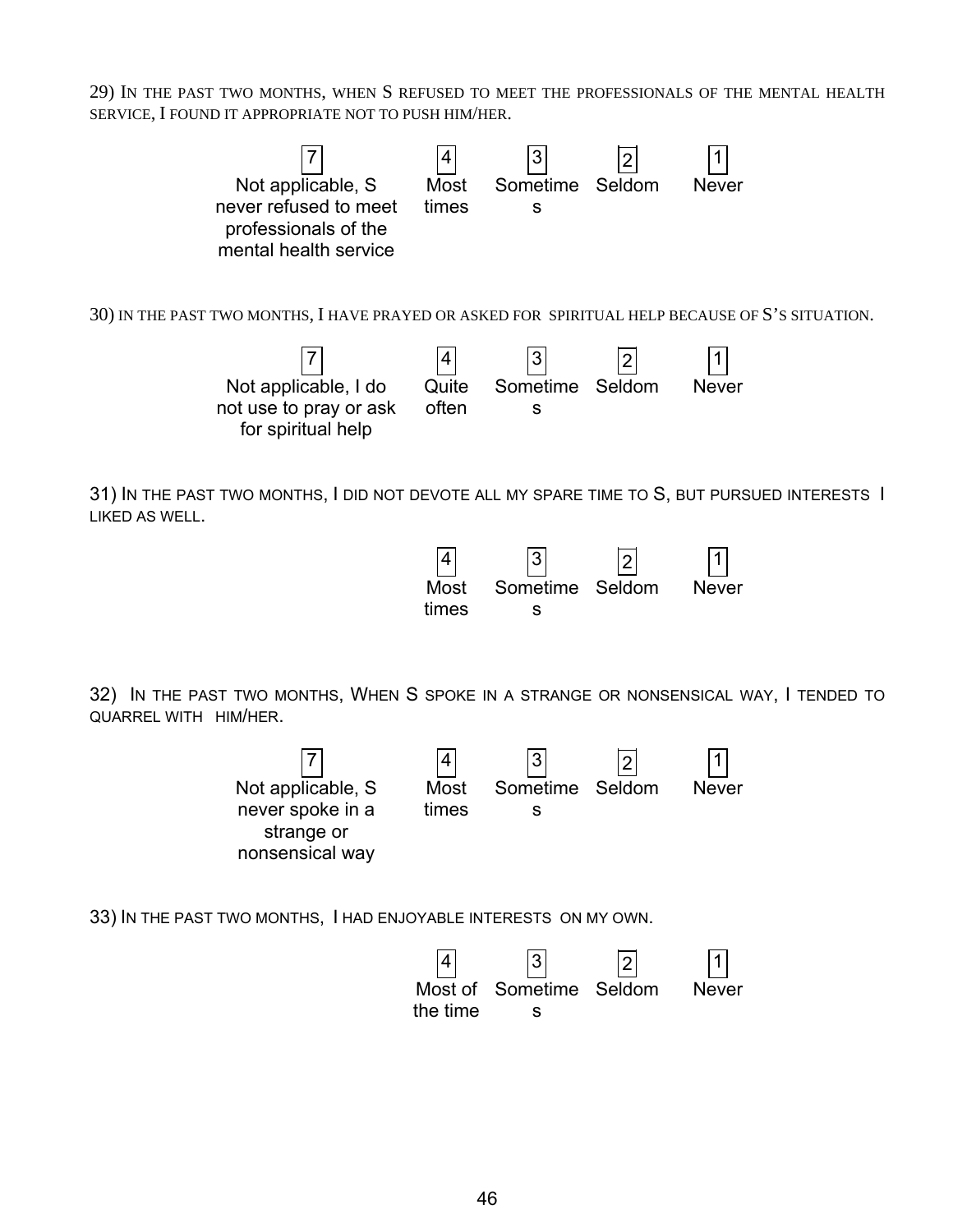29) In the past two months, when S refused to meet the professionals of the mental health service, I found it appropriate not to push him/her.

| 7 | 4 | 3 | 2 | 1 |
|---|---|---|---|---|
| Not applicable, S never refused to meet professionals of the mental health service | Most times | Sometimes | Seldom | Never |

30) In the past two months, I have prayed or asked for spiritual help because of S's situation.

| 7 | 4 | 3 | 2 | 1 |
|---|---|---|---|---|
| Not applicable, I do not use to pray or ask for spiritual help | Quite often | Sometimes | Seldom | Never |

31) In the past two months, I did not devote all my spare time to S, but pursued interests I liked as well.

| 4 | 3 | 2 | 1 |
|---|---|---|---|
| Most times | Sometimes | Seldom | Never |

32) In the past two months, When S spoke in a strange or nonsensical way, I tended to quarrel with him/her.

| 7 | 4 | 3 | 2 | 1 |
|---|---|---|---|---|
| Not applicable, S never spoke in a strange or nonsensical way | Most times | Sometimes | Seldom | Never |

33) In the past two months, I had enjoyable interests on my own.

| 4 | 3 | 2 | 1 |
|---|---|---|---|
| Most of the time | Sometimes | Seldom | Never |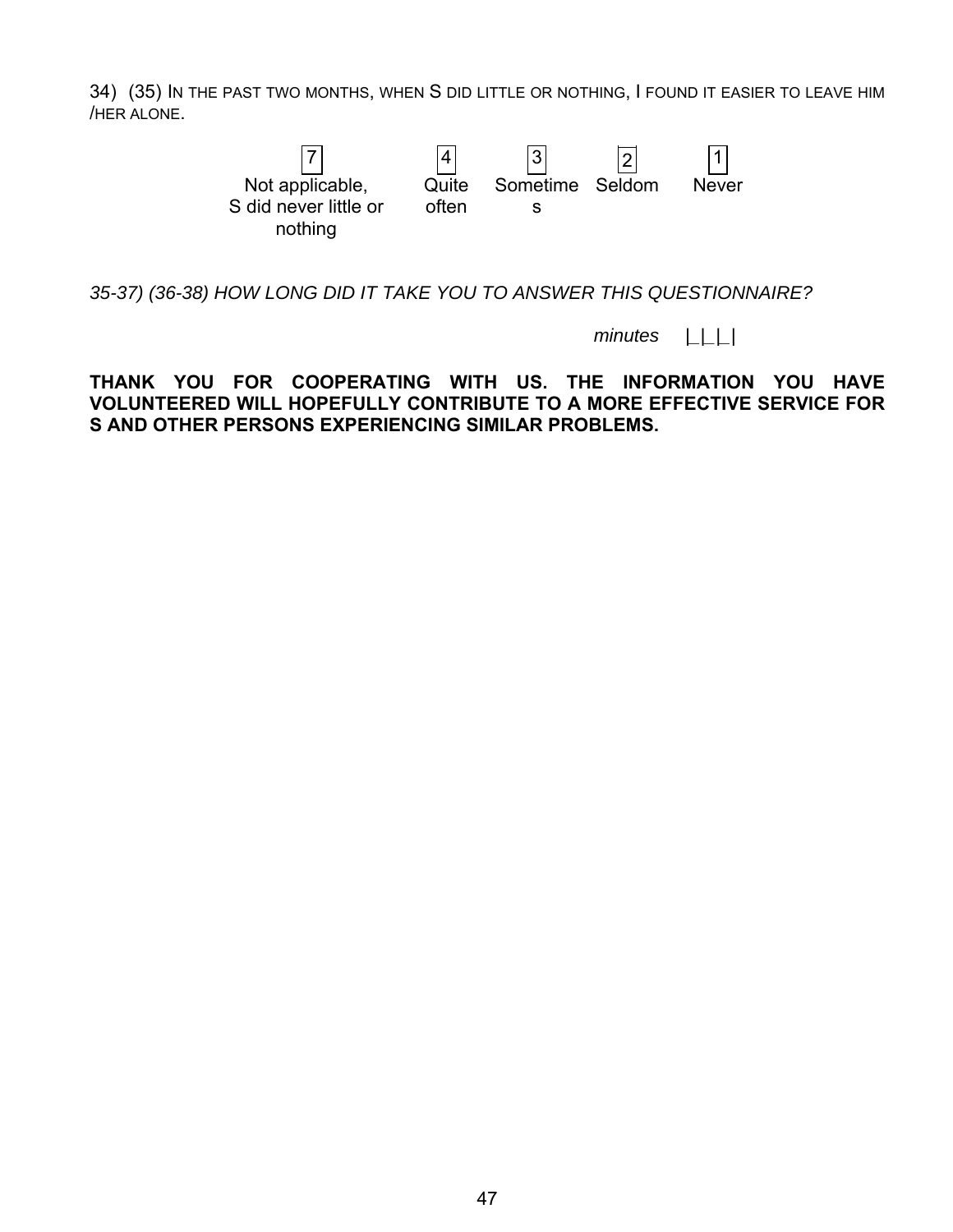34) (35) IN THE PAST TWO MONTHS, WHEN S DID LITTLE OR NOTHING, I FOUND IT EASIER TO LEAVE HIM /HER ALONE.

| 7 | 4 | 3 | 2 | 1 |
|---|---|---|---|---|
| Not applicable, S did never little or nothing | Quite often | Sometimes | Seldom | Never |

*35-37) (36-38) HOW LONG DID IT TAKE YOU TO ANSWER THIS QUESTIONNAIRE?*

*minutes* |_|_|_|

**THANK YOU FOR COOPERATING WITH US. THE INFORMATION YOU HAVE VOLUNTEERED WILL HOPEFULLY CONTRIBUTE TO A MORE EFFECTIVE SERVICE FOR S AND OTHER PERSONS EXPERIENCING SIMILAR PROBLEMS.**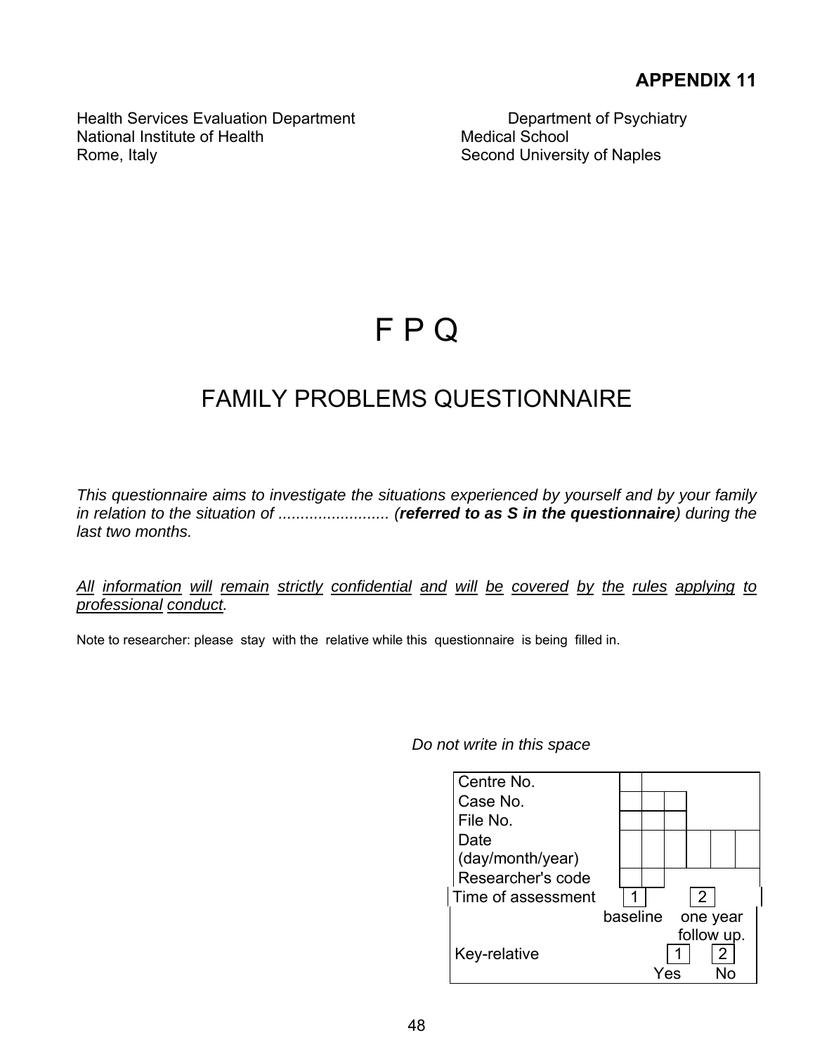**APPENDIX 11**

Health Services Evaluation Department
National Institute of Health
Rome, Italy

Department of Psychiatry
Medical School
Second University of Naples

# F P Q

## FAMILY PROBLEMS QUESTIONNAIRE

*This questionnaire aims to investigate the situations experienced by yourself and by your family in relation to the situation of ......................... (**referred to as S in the questionnaire**) during the last two months.*

*<u>All information will remain strictly confidential and will be covered by the rules applying to professional conduct</u>.*

Note to researcher: please stay with the relative while this questionnaire is being filled in.

*Do not write in this space*

| | |
|---|---|
| Centre No. | ☐ |
| Case No. | ☐☐☐ |
| File No. | ☐☐☐ |
| Date (day/month/year) | ☐☐☐☐☐☐ |
| Researcher's code | ☐☐ |
| Time of assessment | 1 baseline / 2 one year follow up. |
| Key-relative | 1 Yes / 2 No |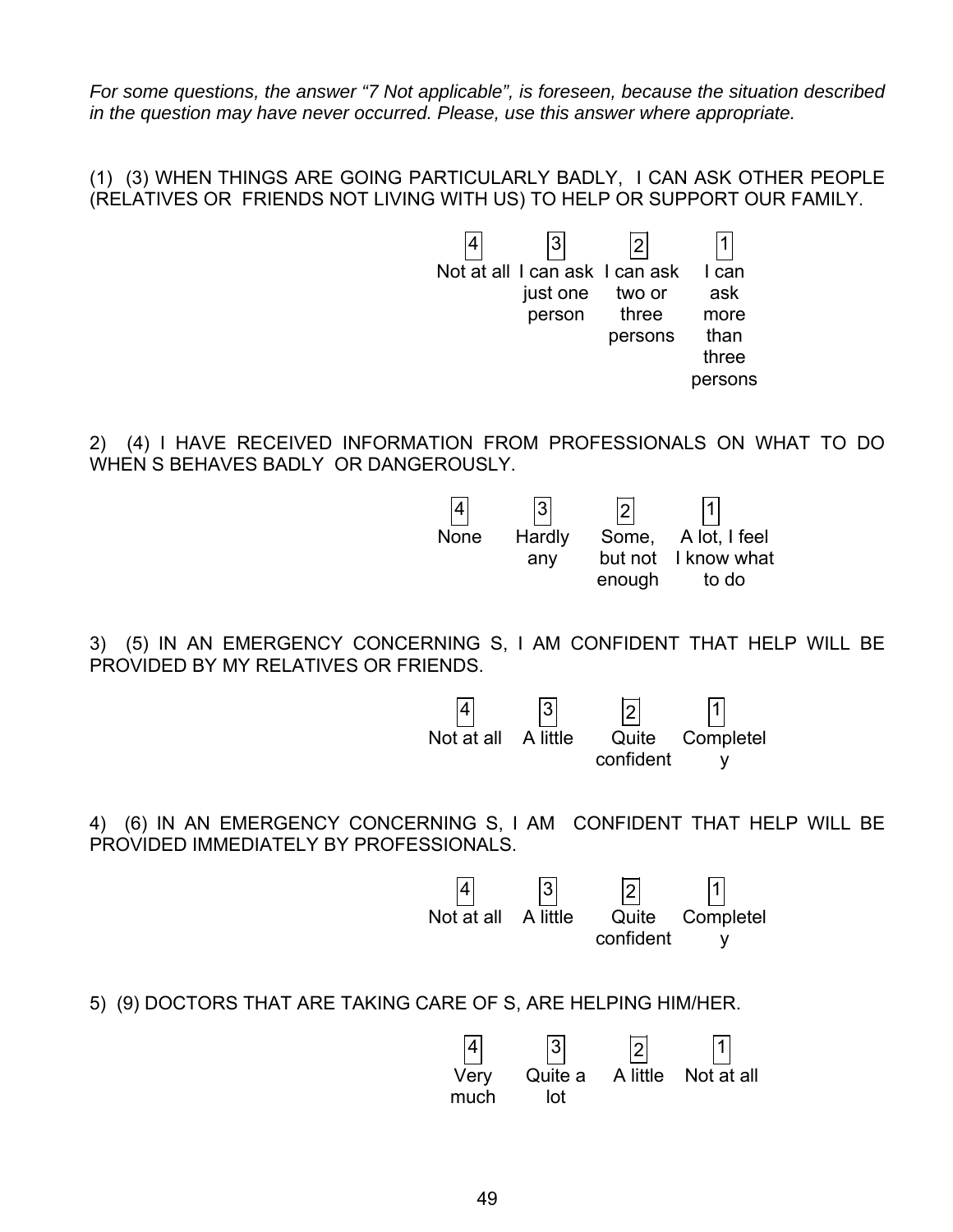*For some questions, the answer "7 Not applicable", is foreseen, because the situation described in the question may have never occurred. Please, use this answer where appropriate.*

(1) (3) WHEN THINGS ARE GOING PARTICULARLY BADLY, I CAN ASK OTHER PEOPLE (RELATIVES OR FRIENDS NOT LIVING WITH US) TO HELP OR SUPPORT OUR FAMILY.

| 4 | 3 | 2 | 1 |
|---|---|---|---|
| Not at all | I can ask just one person | I can ask two or three persons | I can ask more than three persons |

2) (4) I HAVE RECEIVED INFORMATION FROM PROFESSIONALS ON WHAT TO DO WHEN S BEHAVES BADLY OR DANGEROUSLY.

| 4 | 3 | 2 | 1 |
|---|---|---|---|
| None | Hardly any | Some, but not enough | A lot, I feel I know what to do |

3) (5) IN AN EMERGENCY CONCERNING S, I AM CONFIDENT THAT HELP WILL BE PROVIDED BY MY RELATIVES OR FRIENDS.

| 4 | 3 | 2 | 1 |
|---|---|---|---|
| Not at all | A little | Quite confident | Completely |

4) (6) IN AN EMERGENCY CONCERNING S, I AM CONFIDENT THAT HELP WILL BE PROVIDED IMMEDIATELY BY PROFESSIONALS.

| 4 | 3 | 2 | 1 |
|---|---|---|---|
| Not at all | A little | Quite confident | Completely |

5) (9) DOCTORS THAT ARE TAKING CARE OF S, ARE HELPING HIM/HER.

| 4 | 3 | 2 | 1 |
|---|---|---|---|
| Very much | Quite a lot | A little | Not at all |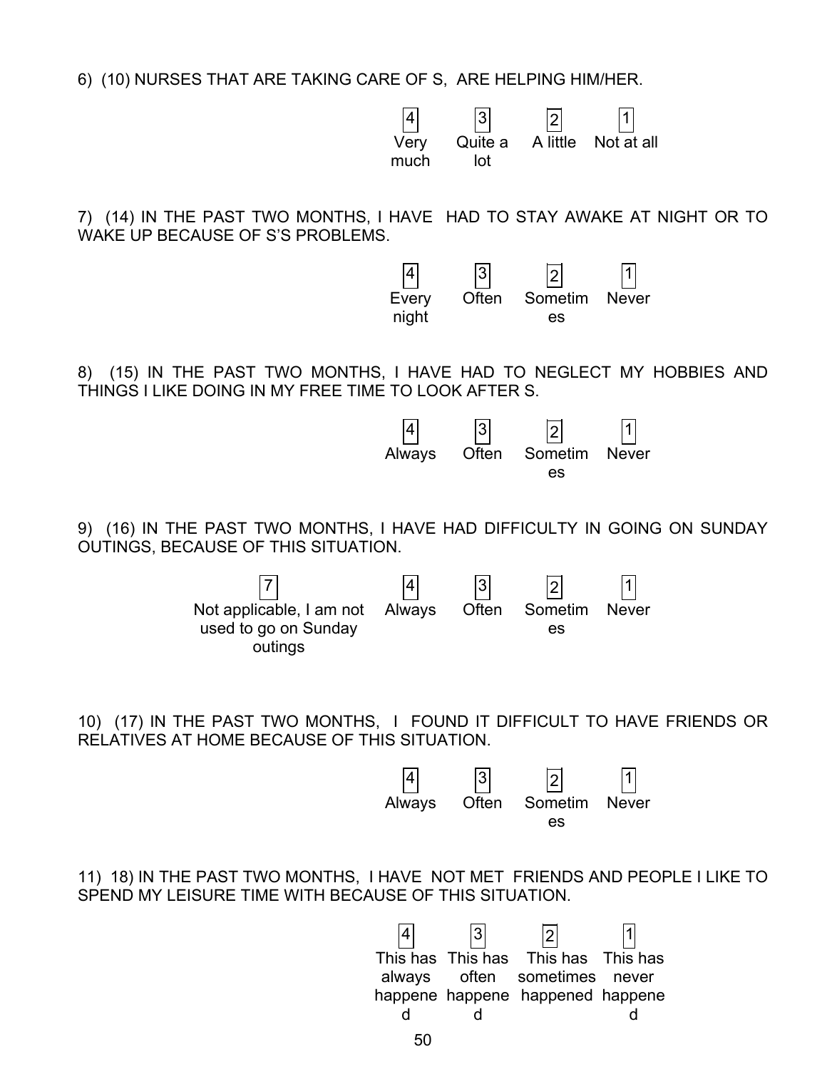6) (10) NURSES THAT ARE TAKING CARE OF S, ARE HELPING HIM/HER.

| 4 | 3 | 2 | 1 |
| --- | --- | --- | --- |
| Very much | Quite a lot | A little | Not at all |

7) (14) IN THE PAST TWO MONTHS, I HAVE HAD TO STAY AWAKE AT NIGHT OR TO WAKE UP BECAUSE OF S'S PROBLEMS.

| 4 | 3 | 2 | 1 |
| --- | --- | --- | --- |
| Every night | Often | Sometimes | Never |

8) (15) IN THE PAST TWO MONTHS, I HAVE HAD TO NEGLECT MY HOBBIES AND THINGS I LIKE DOING IN MY FREE TIME TO LOOK AFTER S.

| 4 | 3 | 2 | 1 |
| --- | --- | --- | --- |
| Always | Often | Sometimes | Never |

9) (16) IN THE PAST TWO MONTHS, I HAVE HAD DIFFICULTY IN GOING ON SUNDAY OUTINGS, BECAUSE OF THIS SITUATION.

| 7 | 4 | 3 | 2 | 1 |
| --- | --- | --- | --- | --- |
| Not applicable, I am not used to go on Sunday outings | Always | Often | Sometimes | Never |

10) (17) IN THE PAST TWO MONTHS, I FOUND IT DIFFICULT TO HAVE FRIENDS OR RELATIVES AT HOME BECAUSE OF THIS SITUATION.

| 4 | 3 | 2 | 1 |
| --- | --- | --- | --- |
| Always | Often | Sometimes | Never |

11) 18) IN THE PAST TWO MONTHS, I HAVE NOT MET FRIENDS AND PEOPLE I LIKE TO SPEND MY LEISURE TIME WITH BECAUSE OF THIS SITUATION.

| 4 | 3 | 2 | 1 |
| --- | --- | --- | --- |
| This has always happened | This has often happened | This has sometimes happened | This has never happened |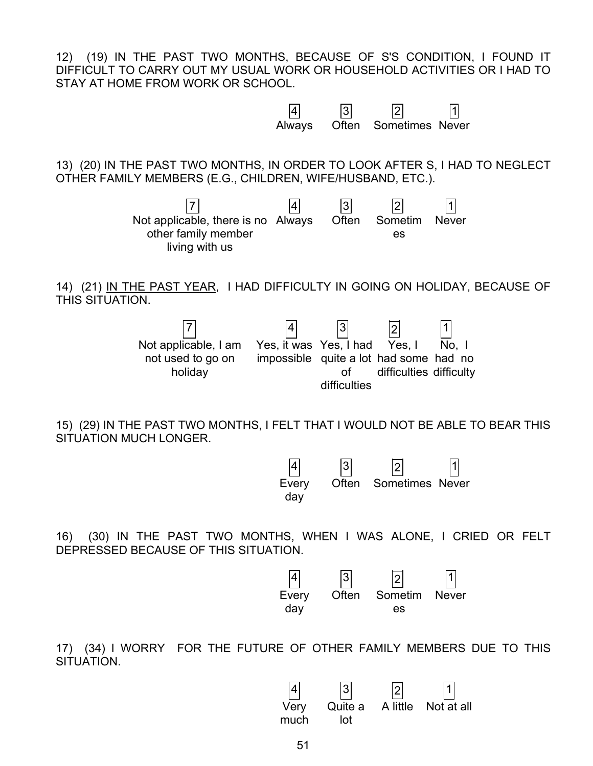12) (19) IN THE PAST TWO MONTHS, BECAUSE OF S'S CONDITION, I FOUND IT DIFFICULT TO CARRY OUT MY USUAL WORK OR HOUSEHOLD ACTIVITIES OR I HAD TO STAY AT HOME FROM WORK OR SCHOOL.

| 4 | 3 | 2 | 1 |
|---|---|---|---|
| Always | Often | Sometimes | Never |

13) (20) IN THE PAST TWO MONTHS, IN ORDER TO LOOK AFTER S, I HAD TO NEGLECT OTHER FAMILY MEMBERS (E.G., CHILDREN, WIFE/HUSBAND, ETC.).

| 7 | 4 | 3 | 2 | 1 |
|---|---|---|---|---|
| Not applicable, there is no other family member living with us | Always | Often | Sometimes | Never |

14) (21) <u>IN THE PAST YEAR</u>, I HAD DIFFICULTY IN GOING ON HOLIDAY, BECAUSE OF THIS SITUATION.

| 7 | 4 | 3 | 2 | 1 |
|---|---|---|---|---|
| Not applicable, I am not used to go on holiday | Yes, it was impossible | Yes, I had quite a lot of difficulties | Yes, I had some difficulties | No, I had no difficulty |

15) (29) IN THE PAST TWO MONTHS, I FELT THAT I WOULD NOT BE ABLE TO BEAR THIS SITUATION MUCH LONGER.

| 4 | 3 | 2 | 1 |
|---|---|---|---|
| Every day | Often | Sometimes | Never |

16) (30) IN THE PAST TWO MONTHS, WHEN I WAS ALONE, I CRIED OR FELT DEPRESSED BECAUSE OF THIS SITUATION.

| 4 | 3 | 2 | 1 |
|---|---|---|---|
| Every day | Often | Sometimes | Never |

17) (34) I WORRY FOR THE FUTURE OF OTHER FAMILY MEMBERS DUE TO THIS SITUATION.

| 4 | 3 | 2 | 1 |
|---|---|---|---|
| Very much | Quite a lot | A little | Not at all |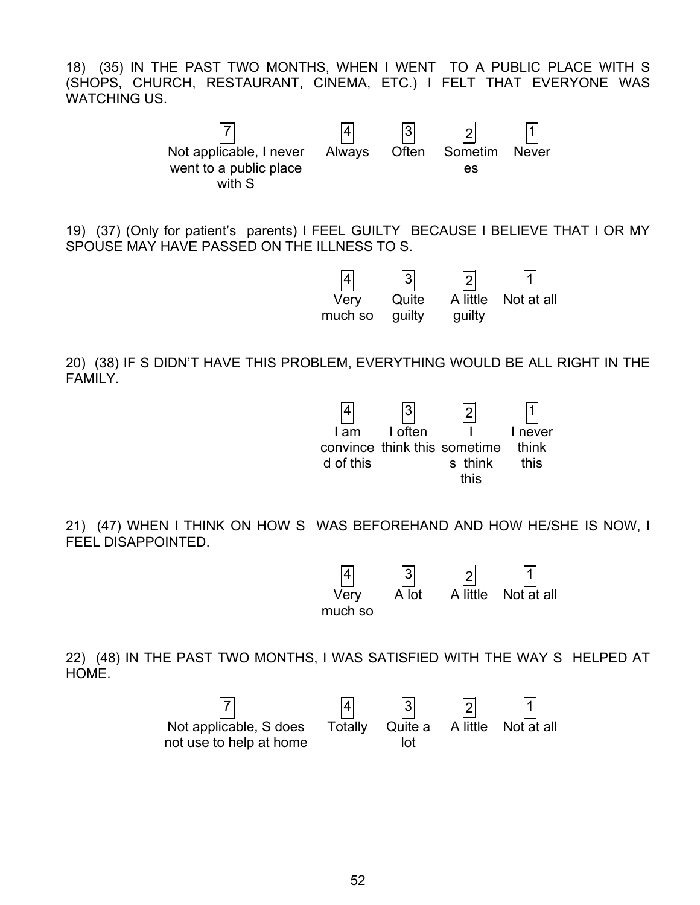18) (35) IN THE PAST TWO MONTHS, WHEN I WENT TO A PUBLIC PLACE WITH S (SHOPS, CHURCH, RESTAURANT, CINEMA, ETC.) I FELT THAT EVERYONE WAS WATCHING US.

| 7 | 4 | 3 | 2 | 1 |
|---|---|---|---|---|
| Not applicable, I never went to a public place with S | Always | Often | Sometimes | Never |

19) (37) (Only for patient's parents) I FEEL GUILTY BECAUSE I BELIEVE THAT I OR MY SPOUSE MAY HAVE PASSED ON THE ILLNESS TO S.

| 4 | 3 | 2 | 1 |
|---|---|---|---|
| Very much so | Quite guilty | A little guilty | Not at all |

20) (38) IF S DIDN'T HAVE THIS PROBLEM, EVERYTHING WOULD BE ALL RIGHT IN THE FAMILY.

| 4 | 3 | 2 | 1 |
|---|---|---|---|
| I am convinced of this | I often think this | I sometimes think this | I never think this |

21) (47) WHEN I THINK ON HOW S WAS BEFOREHAND AND HOW HE/SHE IS NOW, I FEEL DISAPPOINTED.

| 4 | 3 | 2 | 1 |
|---|---|---|---|
| Very much so | A lot | A little | Not at all |

22) (48) IN THE PAST TWO MONTHS, I WAS SATISFIED WITH THE WAY S HELPED AT HOME.

| 7 | 4 | 3 | 2 | 1 |
|---|---|---|---|---|
| Not applicable, S does not use to help at home | Totally | Quite a lot | A little | Not at all |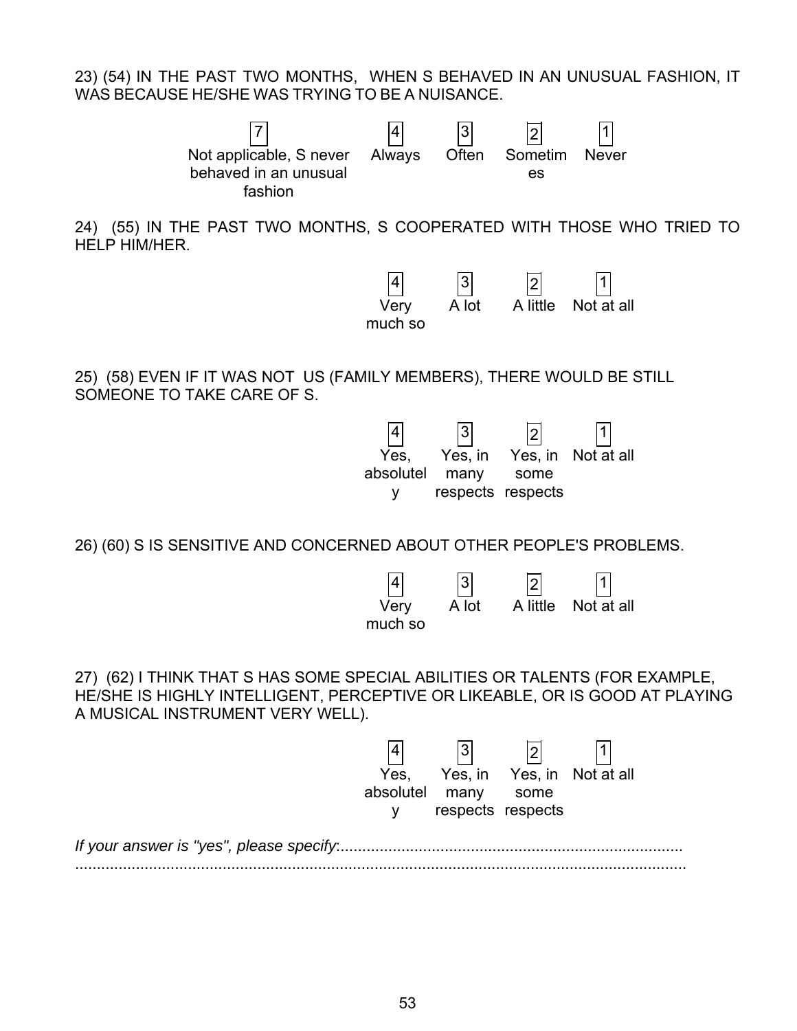23) (54) IN THE PAST TWO MONTHS, WHEN S BEHAVED IN AN UNUSUAL FASHION, IT WAS BECAUSE HE/SHE WAS TRYING TO BE A NUISANCE.

| 7 | 4 | 3 | 2 | 1 |
|---|---|---|---|---|
| Not applicable, S never behaved in an unusual fashion | Always | Often | Sometimes | Never |

24) (55) IN THE PAST TWO MONTHS, S COOPERATED WITH THOSE WHO TRIED TO HELP HIM/HER.

| 4 | 3 | 2 | 1 |
|---|---|---|---|
| Very much so | A lot | A little | Not at all |

25) (58) EVEN IF IT WAS NOT US (FAMILY MEMBERS), THERE WOULD BE STILL SOMEONE TO TAKE CARE OF S.

| 4 | 3 | 2 | 1 |
|---|---|---|---|
| Yes, absolutely | Yes, in many respects | Yes, in some respects | Not at all |

26) (60) S IS SENSITIVE AND CONCERNED ABOUT OTHER PEOPLE'S PROBLEMS.

| 4 | 3 | 2 | 1 |
|---|---|---|---|
| Very much so | A lot | A little | Not at all |

27) (62) I THINK THAT S HAS SOME SPECIAL ABILITIES OR TALENTS (FOR EXAMPLE, HE/SHE IS HIGHLY INTELLIGENT, PERCEPTIVE OR LIKEABLE, OR IS GOOD AT PLAYING A MUSICAL INSTRUMENT VERY WELL).

| 4 | 3 | 2 | 1 |
|---|---|---|---|
| Yes, absolutely | Yes, in many respects | Yes, in some respects | Not at all |

*If your answer is "yes", please specify*:...............................................................................
..............................................................................................................................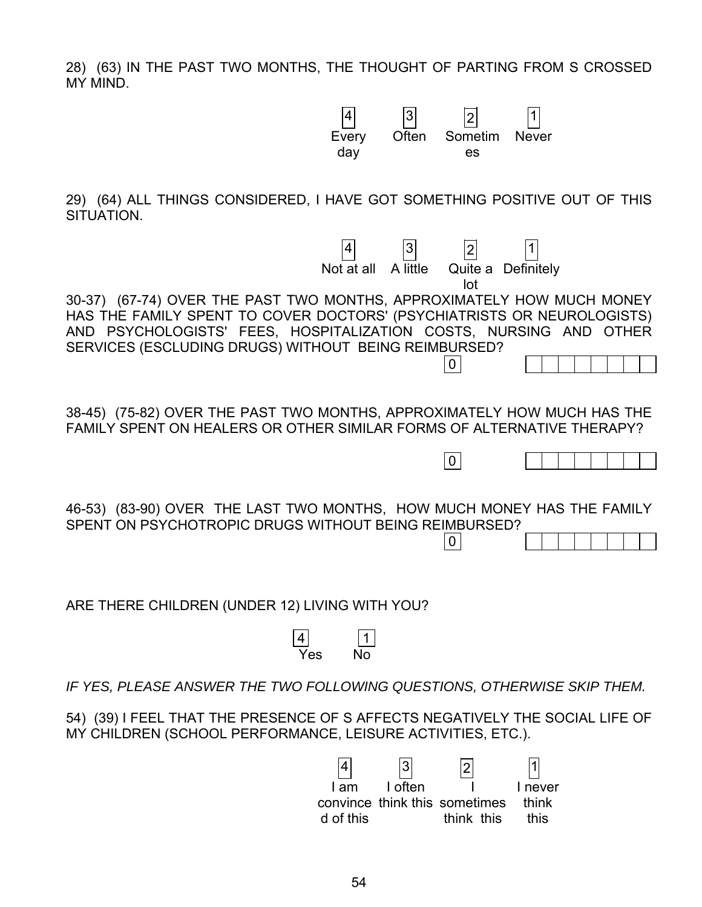28) (63) IN THE PAST TWO MONTHS, THE THOUGHT OF PARTING FROM S CROSSED MY MIND.

| 4 | 3 | 2 | 1 |
|---|---|---|---|
| Every day | Often | Sometimes | Never |

29) (64) ALL THINGS CONSIDERED, I HAVE GOT SOMETHING POSITIVE OUT OF THIS SITUATION.

| 4 | 3 | 2 | 1 |
|---|---|---|---|
| Not at all | A little | Quite a lot | Definitely |

30-37) (67-74) OVER THE PAST TWO MONTHS, APPROXIMATELY HOW MUCH MONEY HAS THE FAMILY SPENT TO COVER DOCTORS' (PSYCHIATRISTS OR NEUROLOGISTS) AND PSYCHOLOGISTS' FEES, HOSPITALIZATION COSTS, NURSING AND OTHER SERVICES (ESCLUDING DRUGS) WITHOUT BEING REIMBURSED?

0 | | | | | | | | |

38-45) (75-82) OVER THE PAST TWO MONTHS, APPROXIMATELY HOW MUCH HAS THE FAMILY SPENT ON HEALERS OR OTHER SIMILAR FORMS OF ALTERNATIVE THERAPY?

0 | | | | | | | | |

46-53) (83-90) OVER THE LAST TWO MONTHS, HOW MUCH MONEY HAS THE FAMILY SPENT ON PSYCHOTROPIC DRUGS WITHOUT BEING REIMBURSED?

0 | | | | | | | | |

ARE THERE CHILDREN (UNDER 12) LIVING WITH YOU?

| 4 | 1 |
|---|---|
| Yes | No |

*IF YES, PLEASE ANSWER THE TWO FOLLOWING QUESTIONS, OTHERWISE SKIP THEM.*

54) (39) I FEEL THAT THE PRESENCE OF S AFFECTS NEGATIVELY THE SOCIAL LIFE OF MY CHILDREN (SCHOOL PERFORMANCE, LEISURE ACTIVITIES, ETC.).

| 4 | 3 | 2 | 1 |
|---|---|---|---|
| I am convinced of this | I often think this | I sometimes think this | I never think this |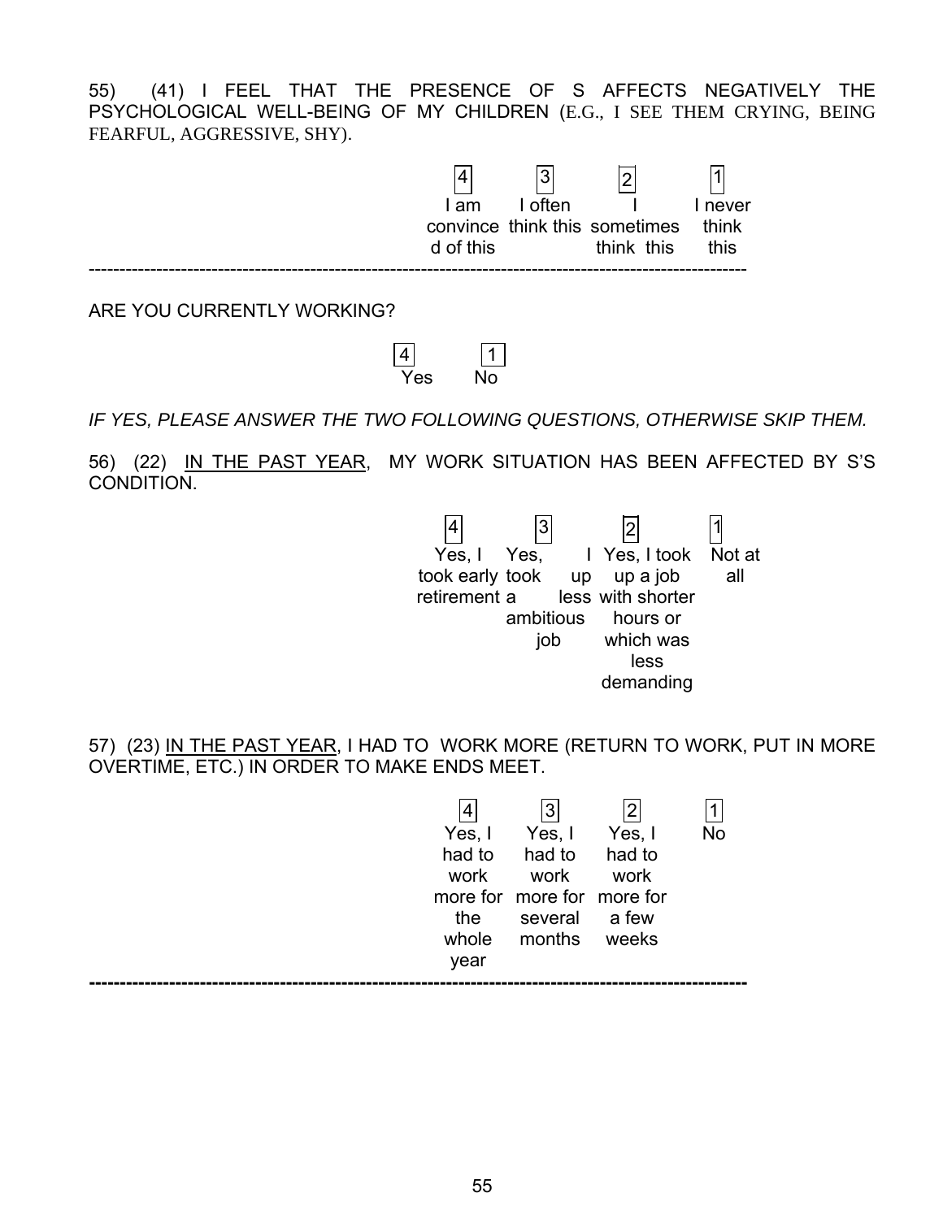55) (41) I FEEL THAT THE PRESENCE OF S AFFECTS NEGATIVELY THE PSYCHOLOGICAL WELL-BEING OF MY CHILDREN (E.G., I SEE THEM CRYING, BEING FEARFUL, AGGRESSIVE, SHY).

| 4 | 3 | 2 | 1 |
|---|---|---|---|
| I am convinced of this | I often think this | I sometimes think this | I never think this |

---

ARE YOU CURRENTLY WORKING?

| 4 | 1 |
|---|---|
| Yes | No |

*IF YES, PLEASE ANSWER THE TWO FOLLOWING QUESTIONS, OTHERWISE SKIP THEM.*

56) (22) <u>IN THE PAST YEAR</u>, MY WORK SITUATION HAS BEEN AFFECTED BY S'S CONDITION.

| 4 | 3 | 2 | 1 |
|---|---|---|---|
| Yes, I took early retirement | Yes, I took up a less ambitious job | Yes, I took up a job with shorter hours or which was less demanding | Not at all |

57) (23) <u>IN THE PAST YEAR</u>, I HAD TO WORK MORE (RETURN TO WORK, PUT IN MORE OVERTIME, ETC.) IN ORDER TO MAKE ENDS MEET.

| 4 | 3 | 2 | 1 |
|---|---|---|---|
| Yes, I had to work more for the whole year | Yes, I had to work more for several months | Yes, I had to work more for a few weeks | No |

---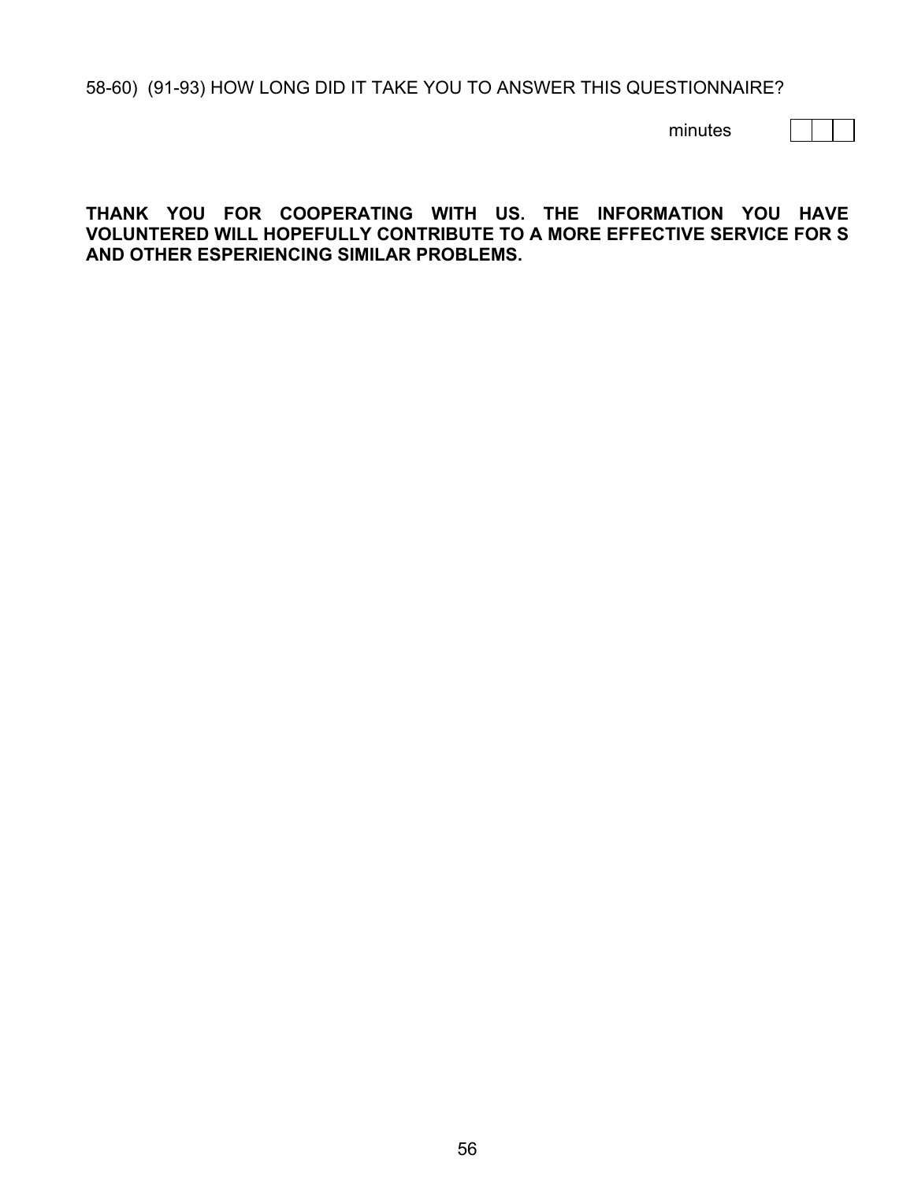58-60) (91-93) HOW LONG DID IT TAKE YOU TO ANSWER THIS QUESTIONNAIRE?

minutes | | | |

**THANK YOU FOR COOPERATING WITH US. THE INFORMATION YOU HAVE VOLUNTERED WILL HOPEFULLY CONTRIBUTE TO A MORE EFFECTIVE SERVICE FOR S AND OTHER ESPERIENCING SIMILAR PROBLEMS.**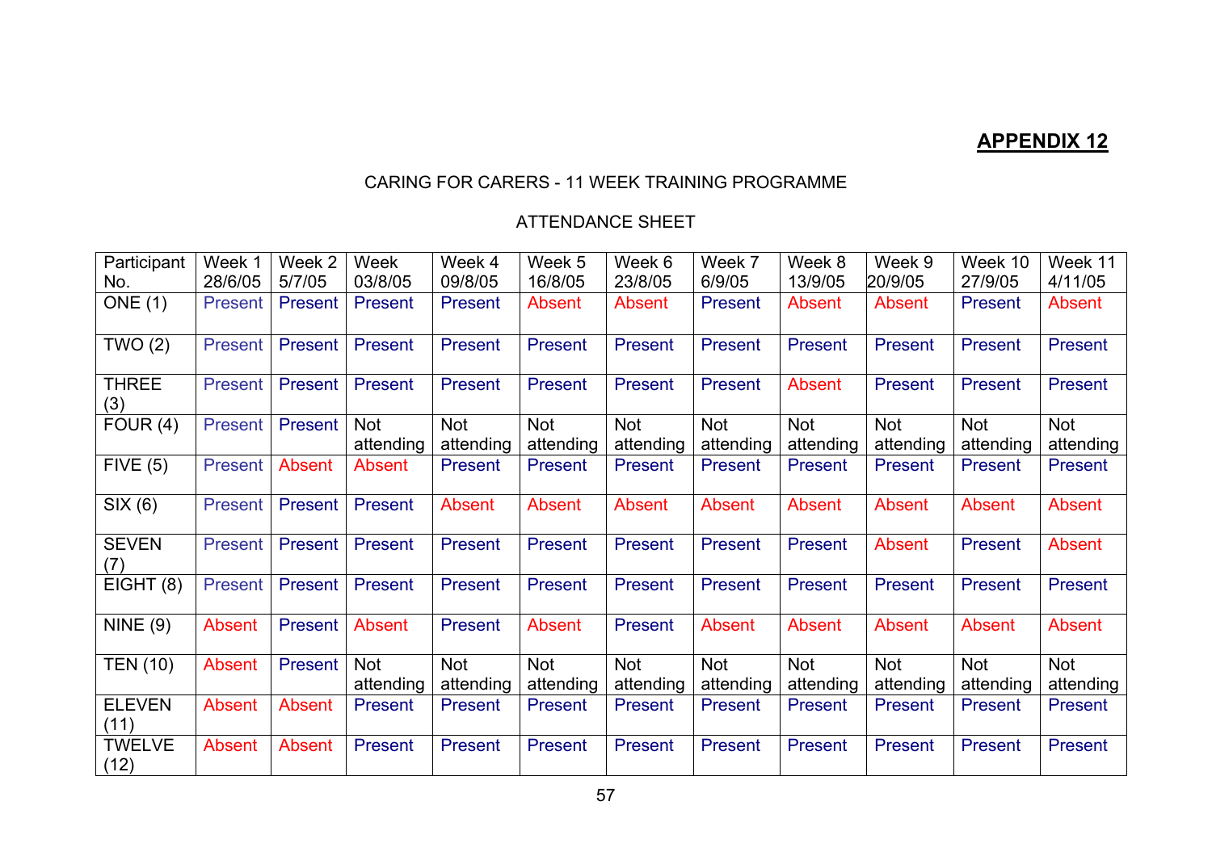**APPENDIX 12**

CARING FOR CARERS - 11 WEEK TRAINING PROGRAMME

ATTENDANCE SHEET

| Participant No. | Week 1 28/6/05 | Week 2 5/7/05 | Week 03/8/05 | Week 4 09/8/05 | Week 5 16/8/05 | Week 6 23/8/05 | Week 7 6/9/05 | Week 8 13/9/05 | Week 9 20/9/05 | Week 10 27/9/05 | Week 11 4/11/05 |
|---|---|---|---|---|---|---|---|---|---|---|---|
| ONE (1) | Present | Present | Present | Present | Absent | Absent | Present | Absent | Absent | Present | Absent |
| TWO (2) | Present | Present | Present | Present | Present | Present | Present | Present | Present | Present | Present |
| THREE (3) | Present | Present | Present | Present | Present | Present | Present | Absent | Present | Present | Present |
| FOUR (4) | Present | Present | Not attending | Not attending | Not attending | Not attending | Not attending | Not attending | Not attending | Not attending | Not attending |
| FIVE (5) | Present | Absent | Absent | Present | Present | Present | Present | Present | Present | Present | Present |
| SIX (6) | Present | Present | Present | Absent | Absent | Absent | Absent | Absent | Absent | Absent | Absent |
| SEVEN (7) | Present | Present | Present | Present | Present | Present | Present | Present | Absent | Present | Absent |
| EIGHT (8) | Present | Present | Present | Present | Present | Present | Present | Present | Present | Present | Present |
| NINE (9) | Absent | Present | Absent | Present | Absent | Present | Absent | Absent | Absent | Absent | Absent |
| TEN (10) | Absent | Present | Not attending | Not attending | Not attending | Not attending | Not attending | Not attending | Not attending | Not attending | Not attending |
| ELEVEN (11) | Absent | Absent | Present | Present | Present | Present | Present | Present | Present | Present | Present |
| TWELVE (12) | Absent | Absent | Present | Present | Present | Present | Present | Present | Present | Present | Present |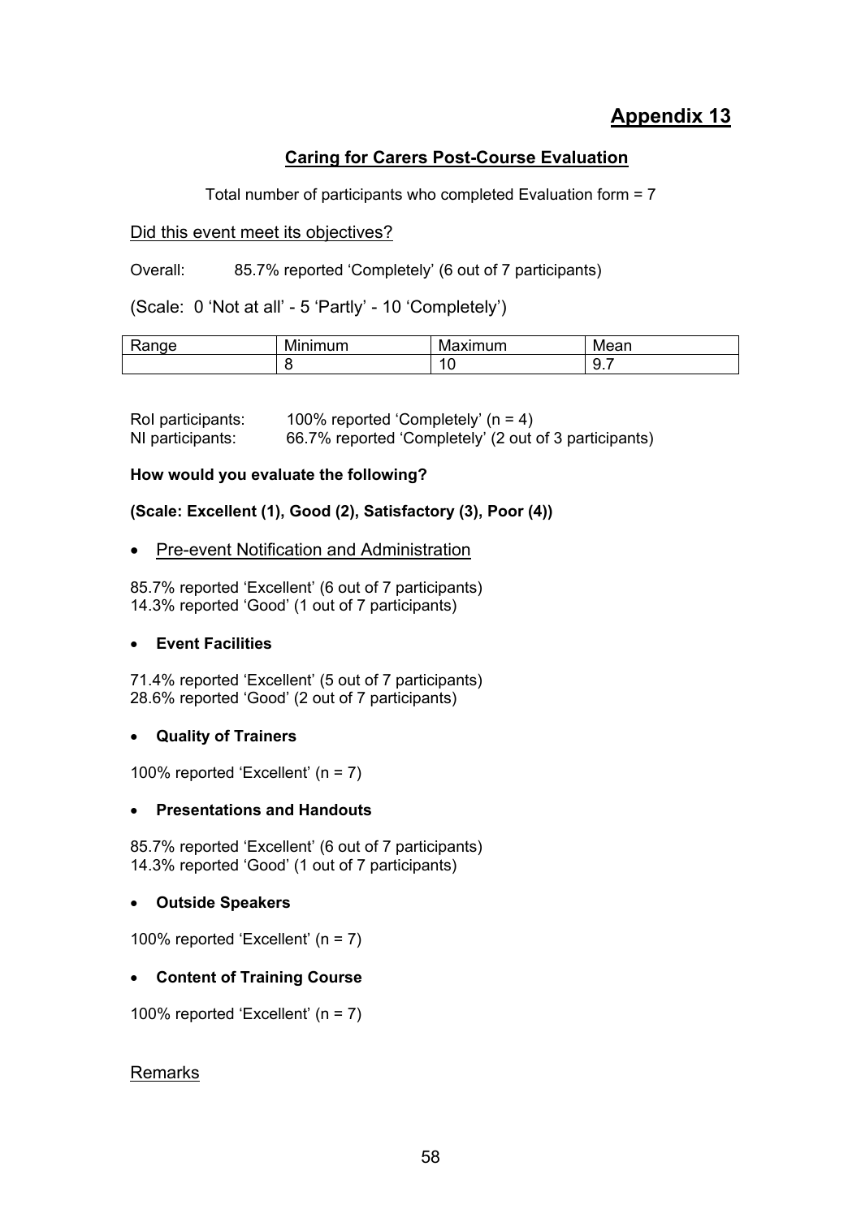# Appendix 13

## Caring for Carers Post-Course Evaluation

Total number of participants who completed Evaluation form = 7

Did this event meet its objectives?

Overall: 85.7% reported 'Completely' (6 out of 7 participants)

(Scale: 0 'Not at all' - 5 'Partly' - 10 'Completely')

| Range | Minimum | Maximum | Mean |
|---|---|---|---|
| | 8 | 10 | 9.7 |

RoI participants: 100% reported 'Completely' (n = 4)
NI participants: 66.7% reported 'Completely' (2 out of 3 participants)

**How would you evaluate the following?**

**(Scale: Excellent (1), Good (2), Satisfactory (3), Poor (4))**

- Pre-event Notification and Administration

85.7% reported 'Excellent' (6 out of 7 participants)
14.3% reported 'Good' (1 out of 7 participants)

- **Event Facilities**

71.4% reported 'Excellent' (5 out of 7 participants)
28.6% reported 'Good' (2 out of 7 participants)

- **Quality of Trainers**

100% reported 'Excellent' (n = 7)

- **Presentations and Handouts**

85.7% reported 'Excellent' (6 out of 7 participants)
14.3% reported 'Good' (1 out of 7 participants)

- **Outside Speakers**

100% reported 'Excellent' (n = 7)

- **Content of Training Course**

100% reported 'Excellent' (n = 7)

Remarks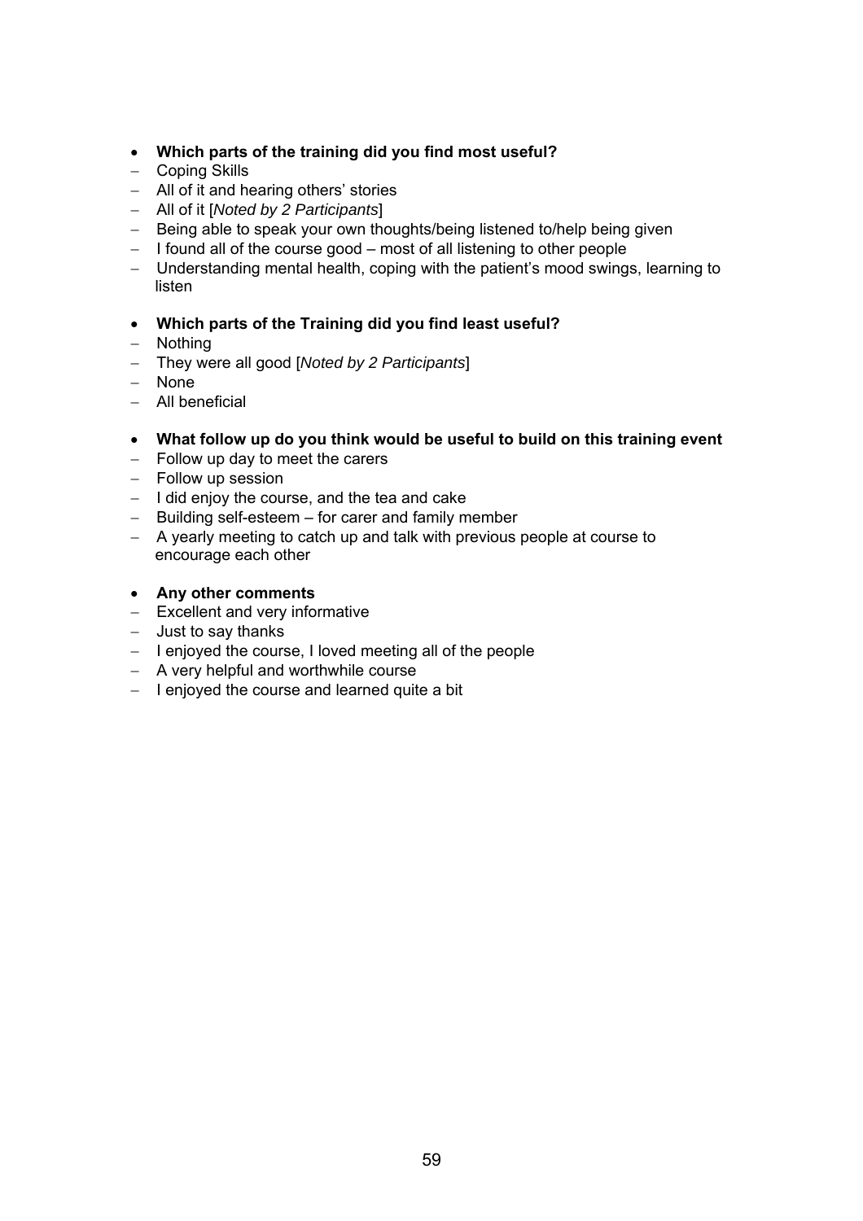- **Which parts of the training did you find most useful?**
  - Coping Skills
  - All of it and hearing others' stories
  - All of it [*Noted by 2 Participants*]
  - Being able to speak your own thoughts/being listened to/help being given
  - I found all of the course good – most of all listening to other people
  - Understanding mental health, coping with the patient's mood swings, learning to listen

- **Which parts of the Training did you find least useful?**
  - Nothing
  - They were all good [*Noted by 2 Participants*]
  - None
  - All beneficial

- **What follow up do you think would be useful to build on this training event**
  - Follow up day to meet the carers
  - Follow up session
  - I did enjoy the course, and the tea and cake
  - Building self-esteem – for carer and family member
  - A yearly meeting to catch up and talk with previous people at course to encourage each other

- **Any other comments**
  - Excellent and very informative
  - Just to say thanks
  - I enjoyed the course, I loved meeting all of the people
  - A very helpful and worthwhile course
  - I enjoyed the course and learned quite a bit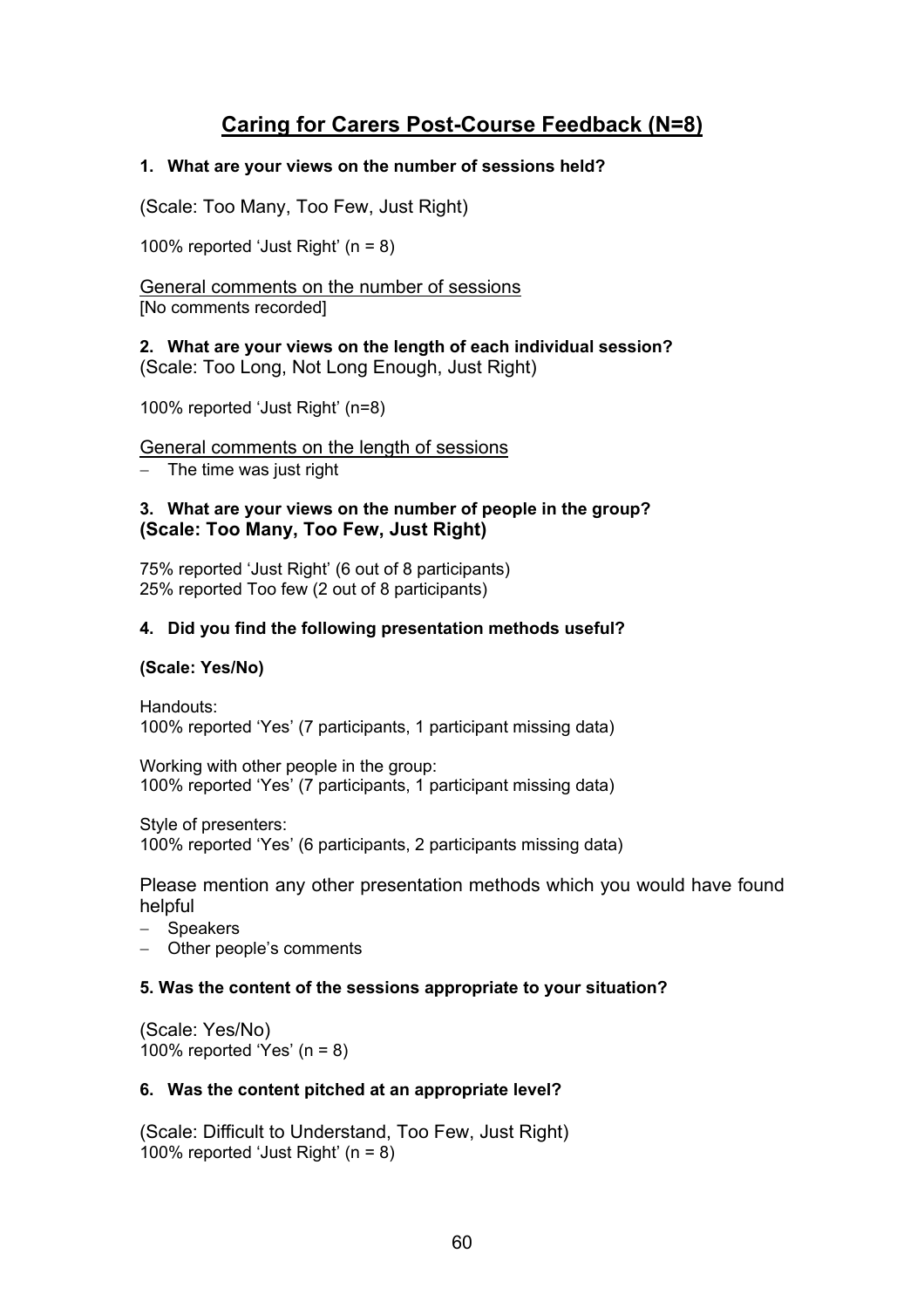# Caring for Carers Post-Course Feedback (N=8)

**1. What are your views on the number of sessions held?**

(Scale: Too Many, Too Few, Just Right)

100% reported 'Just Right' (n = 8)

General comments on the number of sessions
[No comments recorded]

**2. What are your views on the length of each individual session?**
(Scale: Too Long, Not Long Enough, Just Right)

100% reported 'Just Right' (n=8)

General comments on the length of sessions

- The time was just right

**3. What are your views on the number of people in the group?**
**(Scale: Too Many, Too Few, Just Right)**

75% reported 'Just Right' (6 out of 8 participants)
25% reported Too few (2 out of 8 participants)

**4. Did you find the following presentation methods useful?**

**(Scale: Yes/No)**

Handouts:
100% reported 'Yes' (7 participants, 1 participant missing data)

Working with other people in the group:
100% reported 'Yes' (7 participants, 1 participant missing data)

Style of presenters:
100% reported 'Yes' (6 participants, 2 participants missing data)

Please mention any other presentation methods which you would have found helpful

- Speakers
- Other people's comments

**5. Was the content of the sessions appropriate to your situation?**

(Scale: Yes/No)
100% reported 'Yes' (n = 8)

**6. Was the content pitched at an appropriate level?**

(Scale: Difficult to Understand, Too Few, Just Right)
100% reported 'Just Right' (n = 8)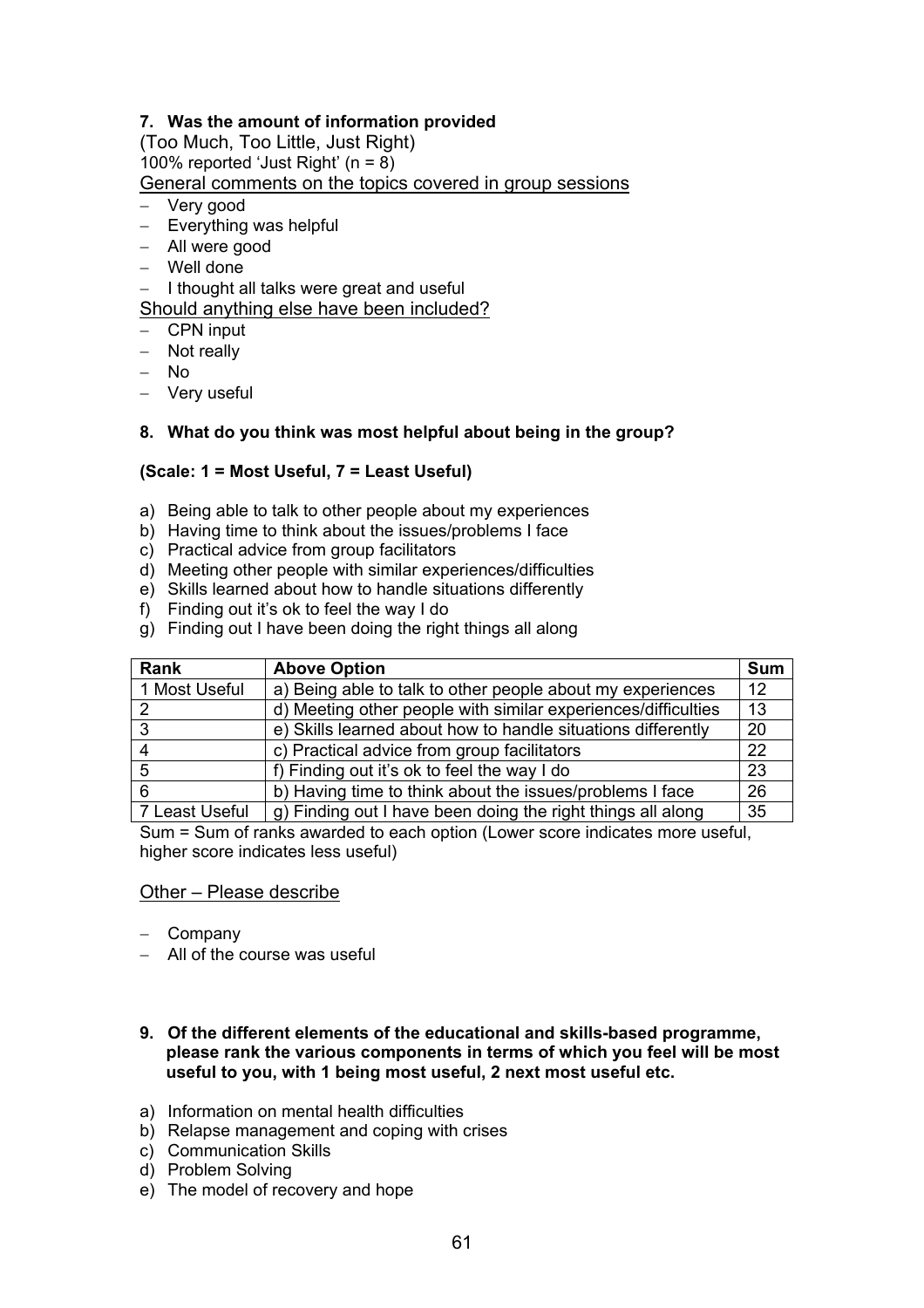**7. Was the amount of information provided**

(Too Much, Too Little, Just Right)

100% reported 'Just Right' (n = 8)

General comments on the topics covered in group sessions

- Very good
- Everything was helpful
- All were good
- Well done
- I thought all talks were great and useful

Should anything else have been included?

- CPN input
- Not really
- No
- Very useful

**8. What do you think was most helpful about being in the group?**

**(Scale: 1 = Most Useful, 7 = Least Useful)**

a) Being able to talk to other people about my experiences
b) Having time to think about the issues/problems I face
c) Practical advice from group facilitators
d) Meeting other people with similar experiences/difficulties
e) Skills learned about how to handle situations differently
f) Finding out it's ok to feel the way I do
g) Finding out I have been doing the right things all along

| Rank | Above Option | Sum |
|---|---|---|
| 1 Most Useful | a) Being able to talk to other people about my experiences | 12 |
| 2 | d) Meeting other people with similar experiences/difficulties | 13 |
| 3 | e) Skills learned about how to handle situations differently | 20 |
| 4 | c) Practical advice from group facilitators | 22 |
| 5 | f) Finding out it's ok to feel the way I do | 23 |
| 6 | b) Having time to think about the issues/problems I face | 26 |
| 7 Least Useful | g) Finding out I have been doing the right things all along | 35 |

Sum = Sum of ranks awarded to each option (Lower score indicates more useful, higher score indicates less useful)

Other – Please describe

- Company
- All of the course was useful

**9. Of the different elements of the educational and skills-based programme, please rank the various components in terms of which you feel will be most useful to you, with 1 being most useful, 2 next most useful etc.**

a) Information on mental health difficulties
b) Relapse management and coping with crises
c) Communication Skills
d) Problem Solving
e) The model of recovery and hope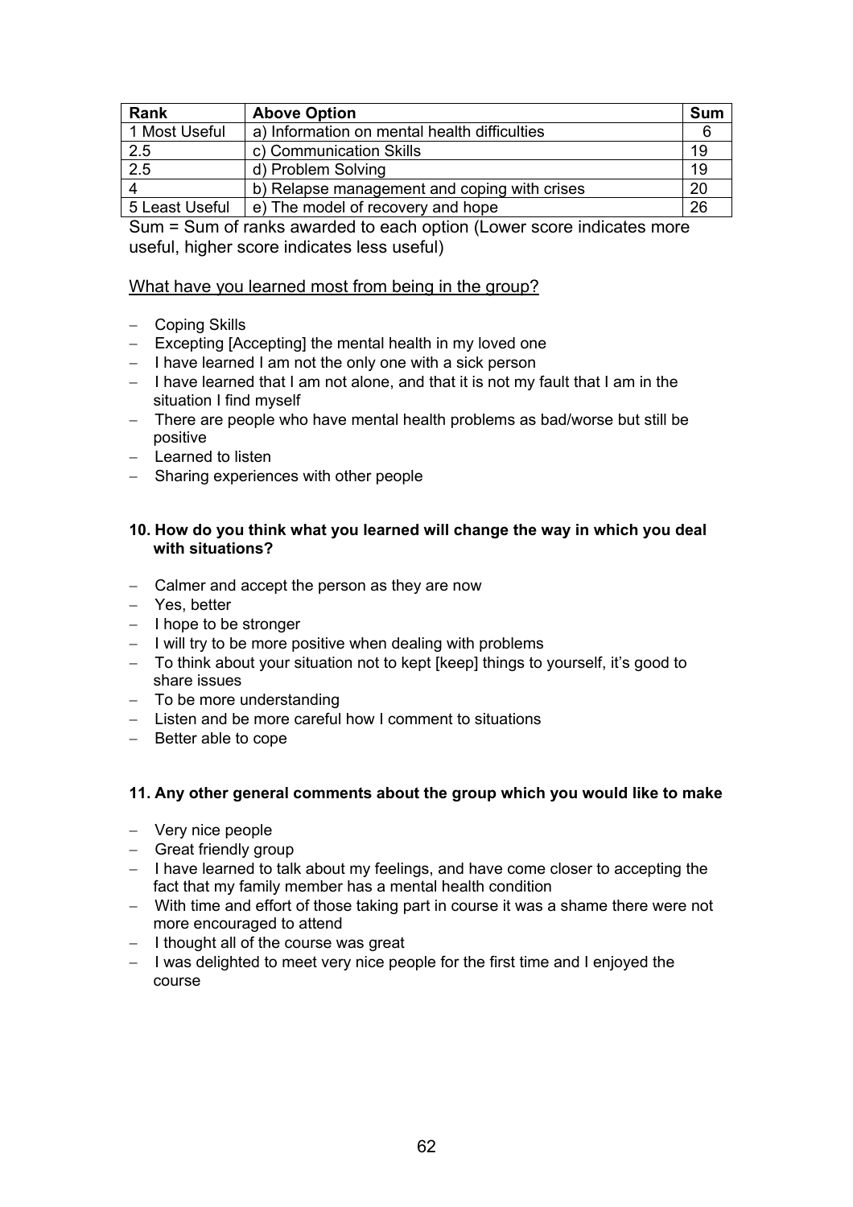| Rank | Above Option | Sum |
|---|---|---|
| 1 Most Useful | a) Information on mental health difficulties | 6 |
| 2.5 | c) Communication Skills | 19 |
| 2.5 | d) Problem Solving | 19 |
| 4 | b) Relapse management and coping with crises | 20 |
| 5 Least Useful | e) The model of recovery and hope | 26 |

Sum = Sum of ranks awarded to each option (Lower score indicates more useful, higher score indicates less useful)

<u>What have you learned most from being in the group?</u>

- Coping Skills
- Excepting [Accepting] the mental health in my loved one
- I have learned I am not the only one with a sick person
- I have learned that I am not alone, and that it is not my fault that I am in the situation I find myself
- There are people who have mental health problems as bad/worse but still be positive
- Learned to listen
- Sharing experiences with other people

**10. How do you think what you learned will change the way in which you deal with situations?**

- Calmer and accept the person as they are now
- Yes, better
- I hope to be stronger
- I will try to be more positive when dealing with problems
- To think about your situation not to kept [keep] things to yourself, it's good to share issues
- To be more understanding
- Listen and be more careful how I comment to situations
- Better able to cope

**11. Any other general comments about the group which you would like to make**

- Very nice people
- Great friendly group
- I have learned to talk about my feelings, and have come closer to accepting the fact that my family member has a mental health condition
- With time and effort of those taking part in course it was a shame there were not more encouraged to attend
- I thought all of the course was great
- I was delighted to meet very nice people for the first time and I enjoyed the course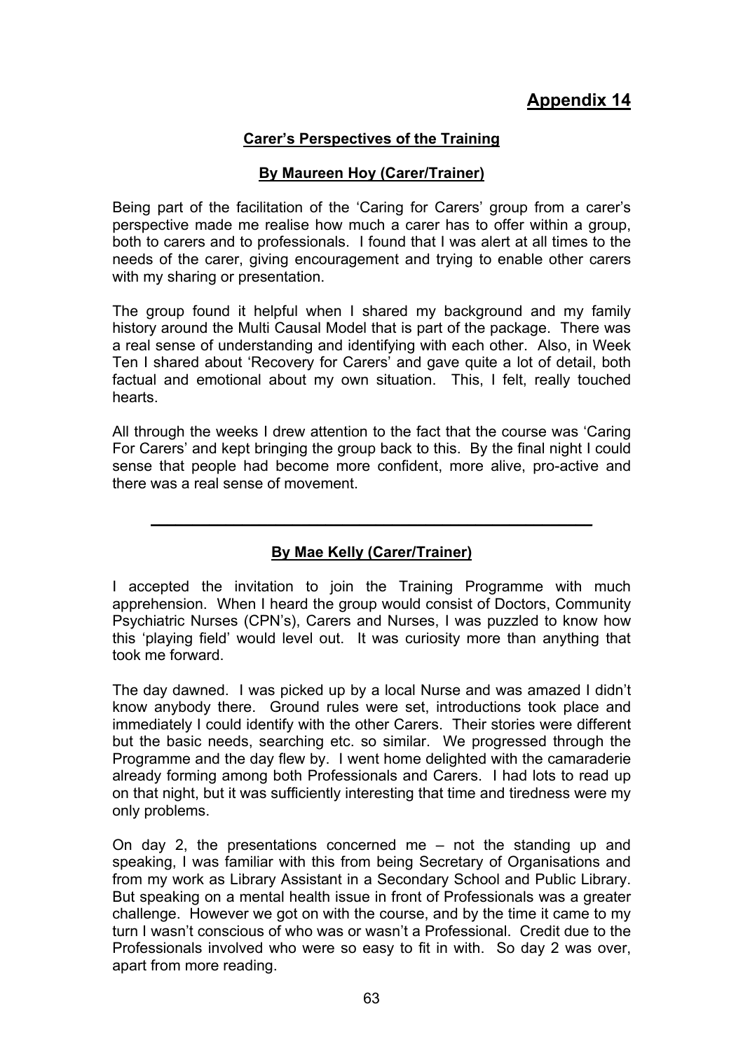# Appendix 14

## Carer's Perspectives of the Training

### By Maureen Hoy (Carer/Trainer)

Being part of the facilitation of the 'Caring for Carers' group from a carer's perspective made me realise how much a carer has to offer within a group, both to carers and to professionals. I found that I was alert at all times to the needs of the carer, giving encouragement and trying to enable other carers with my sharing or presentation.

The group found it helpful when I shared my background and my family history around the Multi Causal Model that is part of the package. There was a real sense of understanding and identifying with each other. Also, in Week Ten I shared about 'Recovery for Carers' and gave quite a lot of detail, both factual and emotional about my own situation. This, I felt, really touched hearts.

All through the weeks I drew attention to the fact that the course was 'Caring For Carers' and kept bringing the group back to this. By the final night I could sense that people had become more confident, more alive, pro-active and there was a real sense of movement.

---

### By Mae Kelly (Carer/Trainer)

I accepted the invitation to join the Training Programme with much apprehension. When I heard the group would consist of Doctors, Community Psychiatric Nurses (CPN's), Carers and Nurses, I was puzzled to know how this 'playing field' would level out. It was curiosity more than anything that took me forward.

The day dawned. I was picked up by a local Nurse and was amazed I didn't know anybody there. Ground rules were set, introductions took place and immediately I could identify with the other Carers. Their stories were different but the basic needs, searching etc. so similar. We progressed through the Programme and the day flew by. I went home delighted with the camaraderie already forming among both Professionals and Carers. I had lots to read up on that night, but it was sufficiently interesting that time and tiredness were my only problems.

On day 2, the presentations concerned me – not the standing up and speaking, I was familiar with this from being Secretary of Organisations and from my work as Library Assistant in a Secondary School and Public Library. But speaking on a mental health issue in front of Professionals was a greater challenge. However we got on with the course, and by the time it came to my turn I wasn't conscious of who was or wasn't a Professional. Credit due to the Professionals involved who were so easy to fit in with. So day 2 was over, apart from more reading.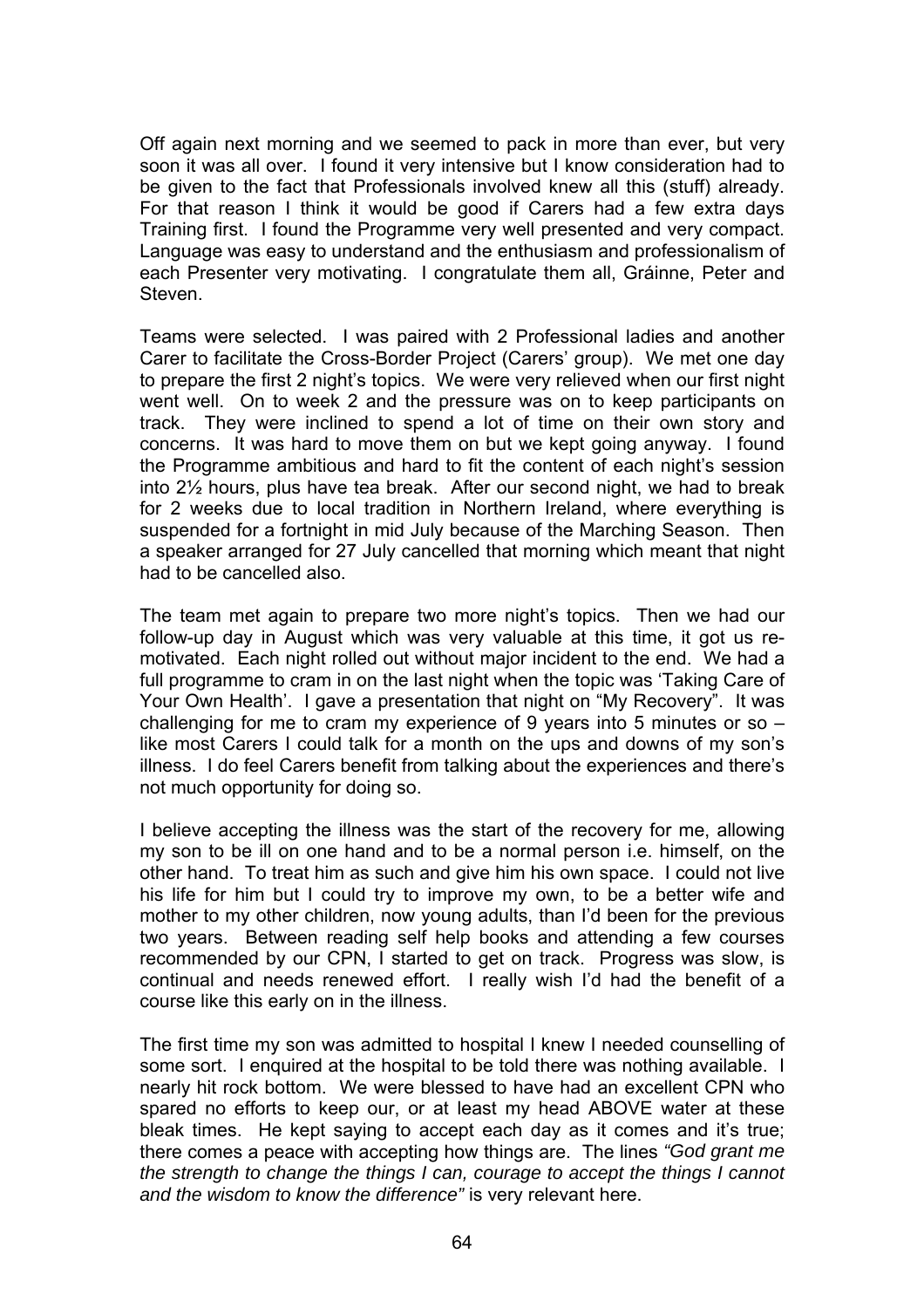Off again next morning and we seemed to pack in more than ever, but very soon it was all over. I found it very intensive but I know consideration had to be given to the fact that Professionals involved knew all this (stuff) already. For that reason I think it would be good if Carers had a few extra days Training first. I found the Programme very well presented and very compact. Language was easy to understand and the enthusiasm and professionalism of each Presenter very motivating. I congratulate them all, Gráinne, Peter and Steven.

Teams were selected. I was paired with 2 Professional ladies and another Carer to facilitate the Cross-Border Project (Carers' group). We met one day to prepare the first 2 night's topics. We were very relieved when our first night went well. On to week 2 and the pressure was on to keep participants on track. They were inclined to spend a lot of time on their own story and concerns. It was hard to move them on but we kept going anyway. I found the Programme ambitious and hard to fit the content of each night's session into 2½ hours, plus have tea break. After our second night, we had to break for 2 weeks due to local tradition in Northern Ireland, where everything is suspended for a fortnight in mid July because of the Marching Season. Then a speaker arranged for 27 July cancelled that morning which meant that night had to be cancelled also.

The team met again to prepare two more night's topics. Then we had our follow-up day in August which was very valuable at this time, it got us re-motivated. Each night rolled out without major incident to the end. We had a full programme to cram in on the last night when the topic was 'Taking Care of Your Own Health'. I gave a presentation that night on "My Recovery". It was challenging for me to cram my experience of 9 years into 5 minutes or so – like most Carers I could talk for a month on the ups and downs of my son's illness. I do feel Carers benefit from talking about the experiences and there's not much opportunity for doing so.

I believe accepting the illness was the start of the recovery for me, allowing my son to be ill on one hand and to be a normal person i.e. himself, on the other hand. To treat him as such and give him his own space. I could not live his life for him but I could try to improve my own, to be a better wife and mother to my other children, now young adults, than I'd been for the previous two years. Between reading self help books and attending a few courses recommended by our CPN, I started to get on track. Progress was slow, is continual and needs renewed effort. I really wish I'd had the benefit of a course like this early on in the illness.

The first time my son was admitted to hospital I knew I needed counselling of some sort. I enquired at the hospital to be told there was nothing available. I nearly hit rock bottom. We were blessed to have had an excellent CPN who spared no efforts to keep our, or at least my head ABOVE water at these bleak times. He kept saying to accept each day as it comes and it's true; there comes a peace with accepting how things are. The lines *"God grant me the strength to change the things I can, courage to accept the things I cannot and the wisdom to know the difference"* is very relevant here.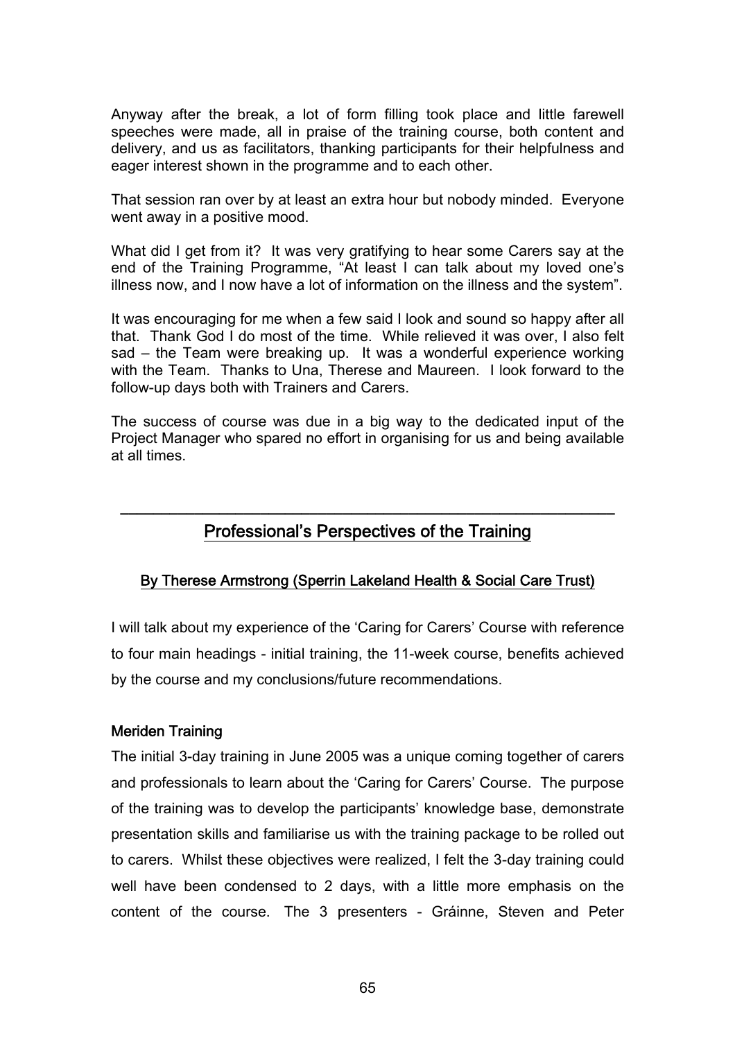Anyway after the break, a lot of form filling took place and little farewell speeches were made, all in praise of the training course, both content and delivery, and us as facilitators, thanking participants for their helpfulness and eager interest shown in the programme and to each other.

That session ran over by at least an extra hour but nobody minded. Everyone went away in a positive mood.

What did I get from it? It was very gratifying to hear some Carers say at the end of the Training Programme, "At least I can talk about my loved one's illness now, and I now have a lot of information on the illness and the system".

It was encouraging for me when a few said I look and sound so happy after all that. Thank God I do most of the time. While relieved it was over, I also felt sad – the Team were breaking up. It was a wonderful experience working with the Team. Thanks to Una, Therese and Maureen. I look forward to the follow-up days both with Trainers and Carers.

The success of course was due in a big way to the dedicated input of the Project Manager who spared no effort in organising for us and being available at all times.

---

## Professional's Perspectives of the Training

### By Therese Armstrong (Sperrin Lakeland Health & Social Care Trust)

I will talk about my experience of the 'Caring for Carers' Course with reference to four main headings - initial training, the 11-week course, benefits achieved by the course and my conclusions/future recommendations.

**Meriden Training**

The initial 3-day training in June 2005 was a unique coming together of carers and professionals to learn about the 'Caring for Carers' Course. The purpose of the training was to develop the participants' knowledge base, demonstrate presentation skills and familiarise us with the training package to be rolled out to carers. Whilst these objectives were realized, I felt the 3-day training could well have been condensed to 2 days, with a little more emphasis on the content of the course. The 3 presenters - Gráinne, Steven and Peter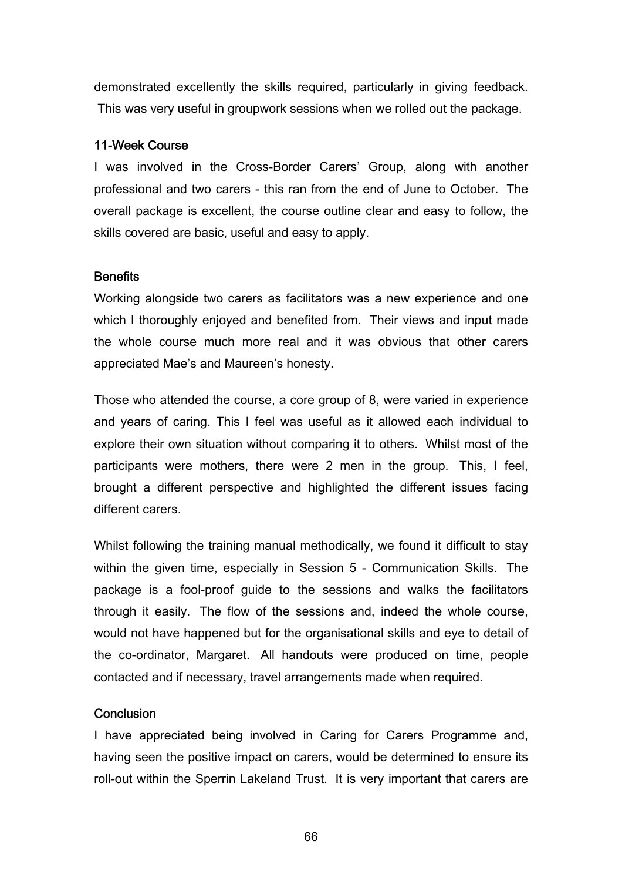demonstrated excellently the skills required, particularly in giving feedback. This was very useful in groupwork sessions when we rolled out the package.

### 11-Week Course

I was involved in the Cross-Border Carers' Group, along with another professional and two carers - this ran from the end of June to October. The overall package is excellent, the course outline clear and easy to follow, the skills covered are basic, useful and easy to apply.

### Benefits

Working alongside two carers as facilitators was a new experience and one which I thoroughly enjoyed and benefited from. Their views and input made the whole course much more real and it was obvious that other carers appreciated Mae's and Maureen's honesty.

Those who attended the course, a core group of 8, were varied in experience and years of caring. This I feel was useful as it allowed each individual to explore their own situation without comparing it to others. Whilst most of the participants were mothers, there were 2 men in the group. This, I feel, brought a different perspective and highlighted the different issues facing different carers.

Whilst following the training manual methodically, we found it difficult to stay within the given time, especially in Session 5 - Communication Skills. The package is a fool-proof guide to the sessions and walks the facilitators through it easily. The flow of the sessions and, indeed the whole course, would not have happened but for the organisational skills and eye to detail of the co-ordinator, Margaret. All handouts were produced on time, people contacted and if necessary, travel arrangements made when required.

### Conclusion

I have appreciated being involved in Caring for Carers Programme and, having seen the positive impact on carers, would be determined to ensure its roll-out within the Sperrin Lakeland Trust. It is very important that carers are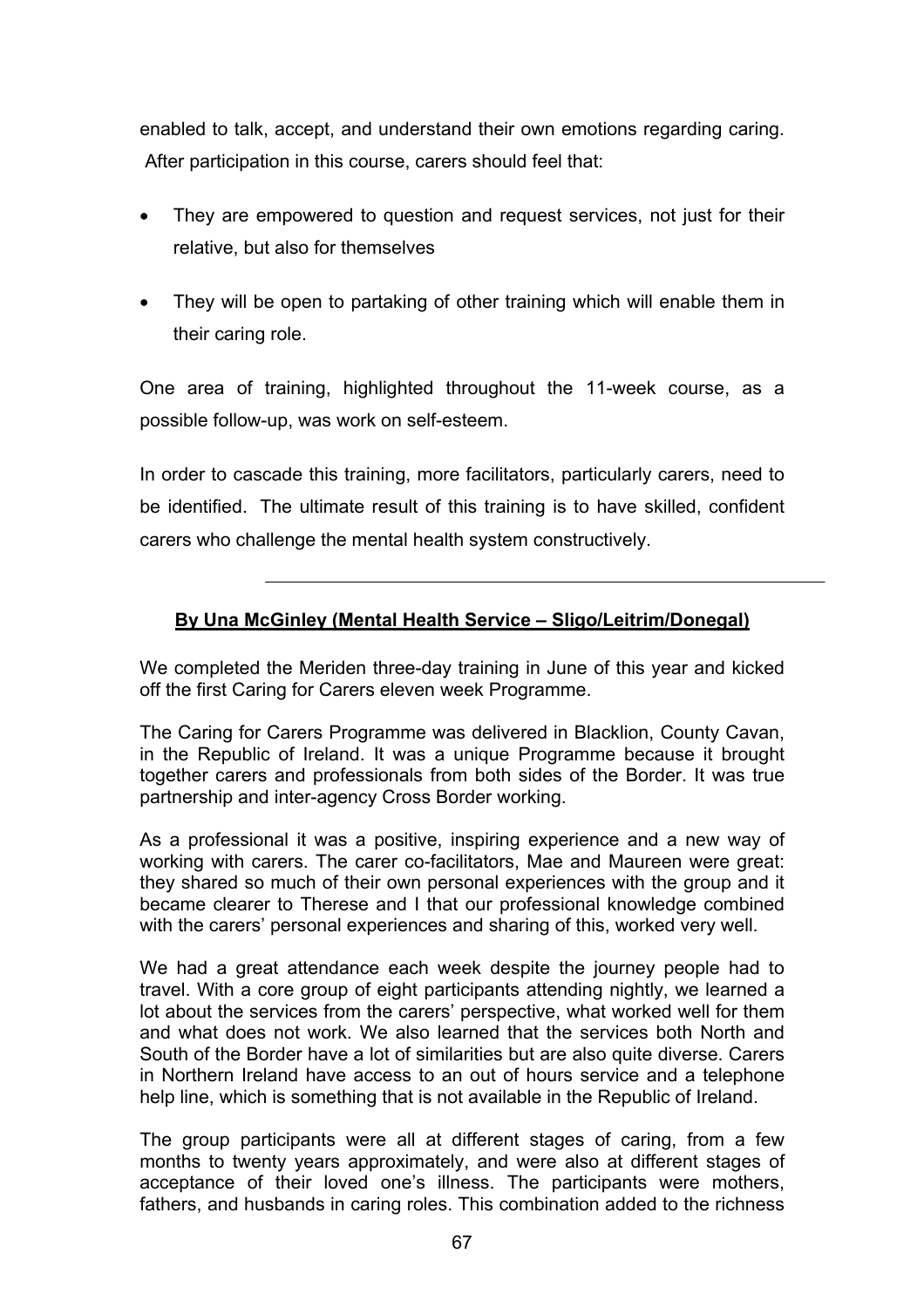enabled to talk, accept, and understand their own emotions regarding caring. After participation in this course, carers should feel that:

- They are empowered to question and request services, not just for their relative, but also for themselves
- They will be open to partaking of other training which will enable them in their caring role.

One area of training, highlighted throughout the 11-week course, as a possible follow-up, was work on self-esteem.

In order to cascade this training, more facilitators, particularly carers, need to be identified. The ultimate result of this training is to have skilled, confident carers who challenge the mental health system constructively.

---

**By Una McGinley (Mental Health Service – Sligo/Leitrim/Donegal)**

We completed the Meriden three-day training in June of this year and kicked off the first Caring for Carers eleven week Programme.

The Caring for Carers Programme was delivered in Blacklion, County Cavan, in the Republic of Ireland. It was a unique Programme because it brought together carers and professionals from both sides of the Border. It was true partnership and inter-agency Cross Border working.

As a professional it was a positive, inspiring experience and a new way of working with carers. The carer co-facilitators, Mae and Maureen were great: they shared so much of their own personal experiences with the group and it became clearer to Therese and I that our professional knowledge combined with the carers' personal experiences and sharing of this, worked very well.

We had a great attendance each week despite the journey people had to travel. With a core group of eight participants attending nightly, we learned a lot about the services from the carers' perspective, what worked well for them and what does not work. We also learned that the services both North and South of the Border have a lot of similarities but are also quite diverse. Carers in Northern Ireland have access to an out of hours service and a telephone help line, which is something that is not available in the Republic of Ireland.

The group participants were all at different stages of caring, from a few months to twenty years approximately, and were also at different stages of acceptance of their loved one's illness. The participants were mothers, fathers, and husbands in caring roles. This combination added to the richness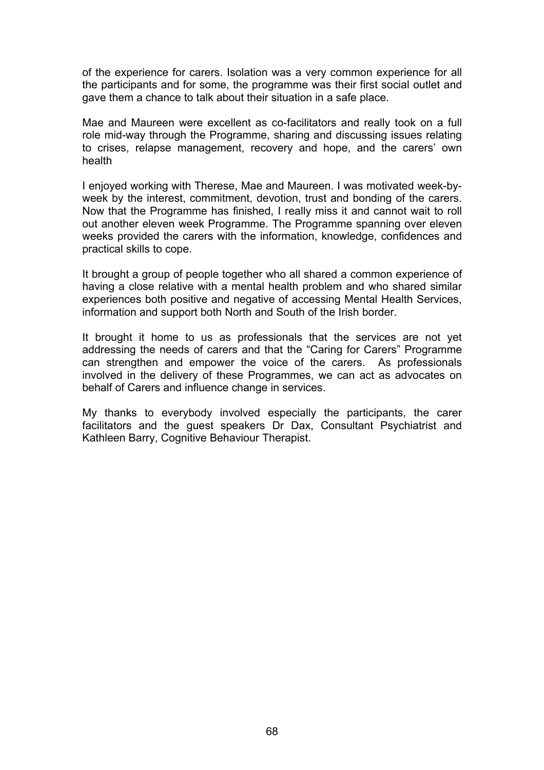of the experience for carers. Isolation was a very common experience for all the participants and for some, the programme was their first social outlet and gave them a chance to talk about their situation in a safe place.

Mae and Maureen were excellent as co-facilitators and really took on a full role mid-way through the Programme, sharing and discussing issues relating to crises, relapse management, recovery and hope, and the carers' own health

I enjoyed working with Therese, Mae and Maureen. I was motivated week-by-week by the interest, commitment, devotion, trust and bonding of the carers. Now that the Programme has finished, I really miss it and cannot wait to roll out another eleven week Programme. The Programme spanning over eleven weeks provided the carers with the information, knowledge, confidences and practical skills to cope.

It brought a group of people together who all shared a common experience of having a close relative with a mental health problem and who shared similar experiences both positive and negative of accessing Mental Health Services, information and support both North and South of the Irish border.

It brought it home to us as professionals that the services are not yet addressing the needs of carers and that the "Caring for Carers" Programme can strengthen and empower the voice of the carers. As professionals involved in the delivery of these Programmes, we can act as advocates on behalf of Carers and influence change in services.

My thanks to everybody involved especially the participants, the carer facilitators and the guest speakers Dr Dax, Consultant Psychiatrist and Kathleen Barry, Cognitive Behaviour Therapist.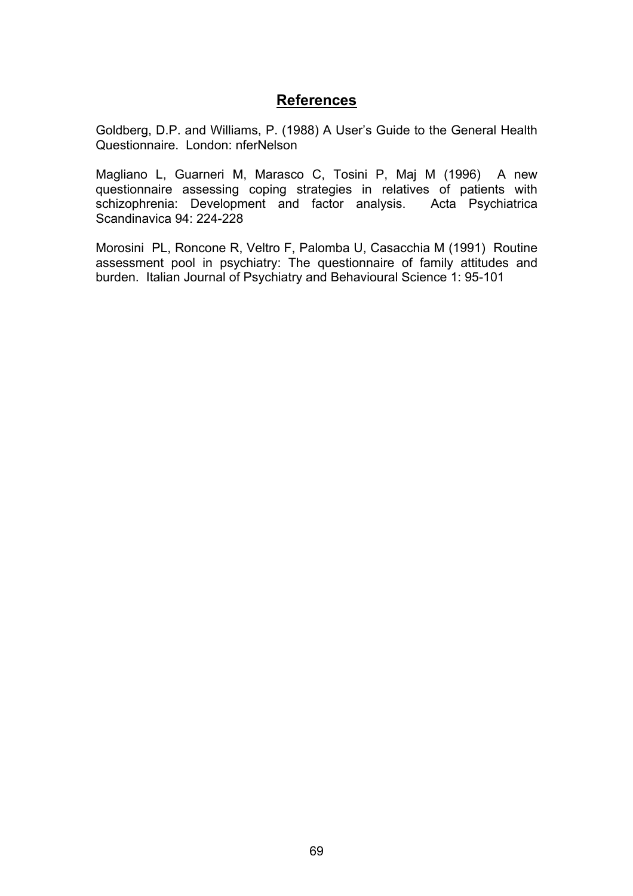## References

Goldberg, D.P. and Williams, P. (1988) A User's Guide to the General Health Questionnaire. London: nferNelson

Magliano L, Guarneri M, Marasco C, Tosini P, Maj M (1996) A new questionnaire assessing coping strategies in relatives of patients with schizophrenia: Development and factor analysis. Acta Psychiatrica Scandinavica 94: 224-228

Morosini PL, Roncone R, Veltro F, Palomba U, Casacchia M (1991) Routine assessment pool in psychiatry: The questionnaire of family attitudes and burden. Italian Journal of Psychiatry and Behavioural Science 1: 95-101